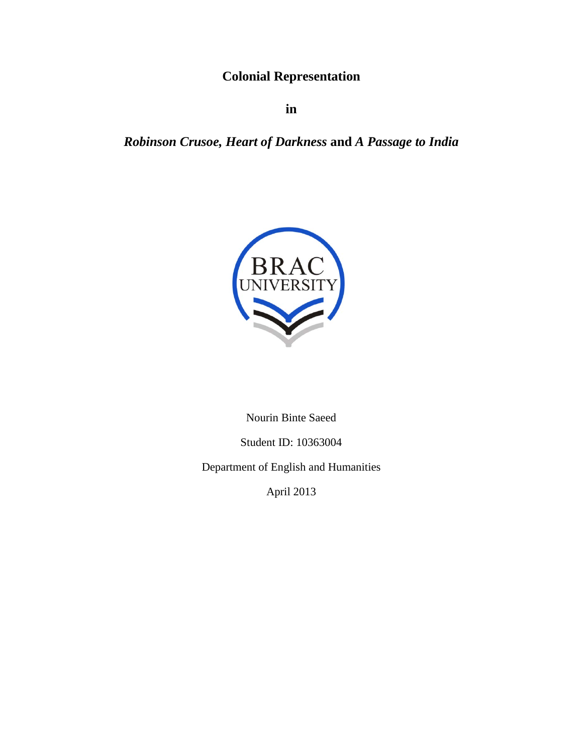# Colonial Representation

**in**

***Robinson Crusoe, Heart of Darkness*** **and** ***A Passage to India***

Nourin Binte Saeed

Student ID: 10363004

Department of English and Humanities

April 2013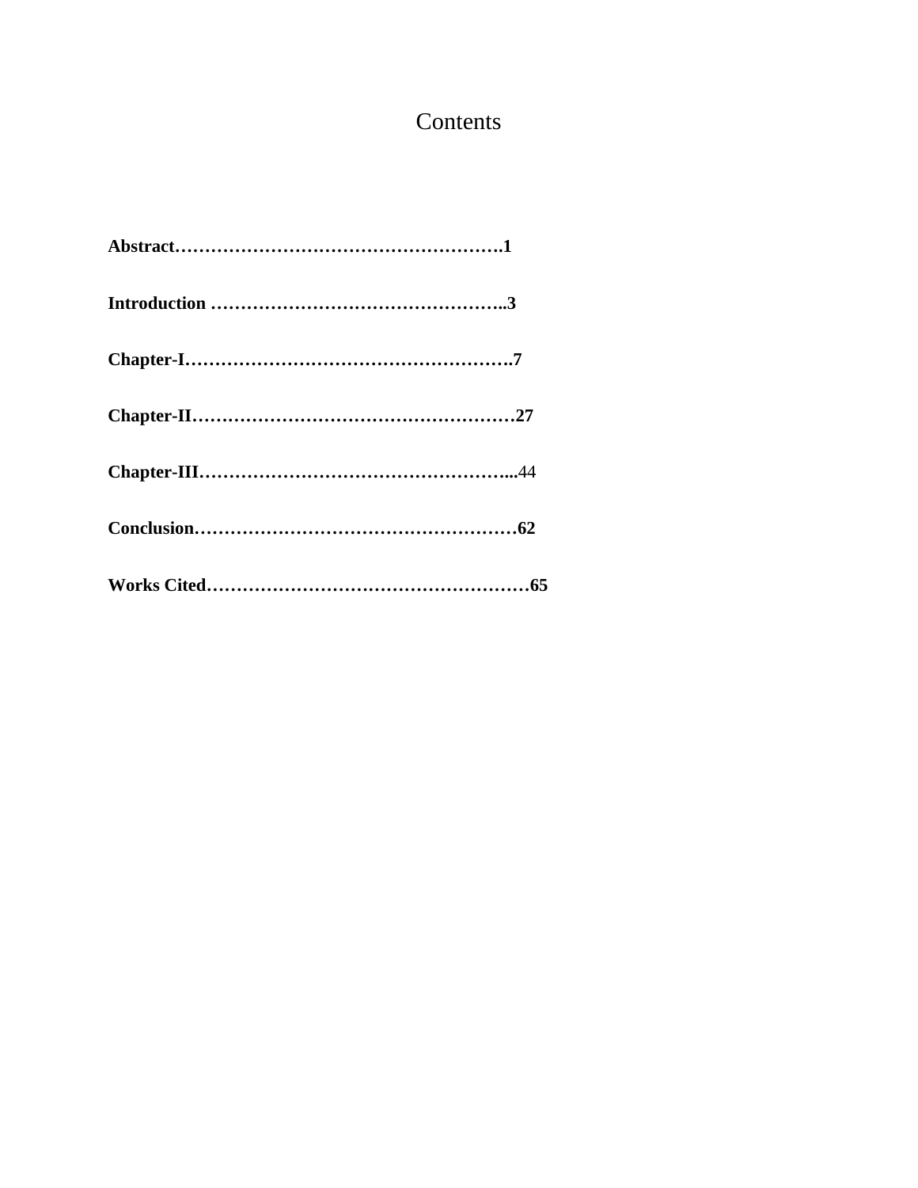# Contents

**Abstract……………………………………………….1**

**Introduction …………………………………………..3**

**Chapter-I……………………………………………….7**

**Chapter-II………………………………………………27**

**Chapter-III……………………………………………...**44

**Conclusion……………………………………………62**

**Works Cited……………………………………………65**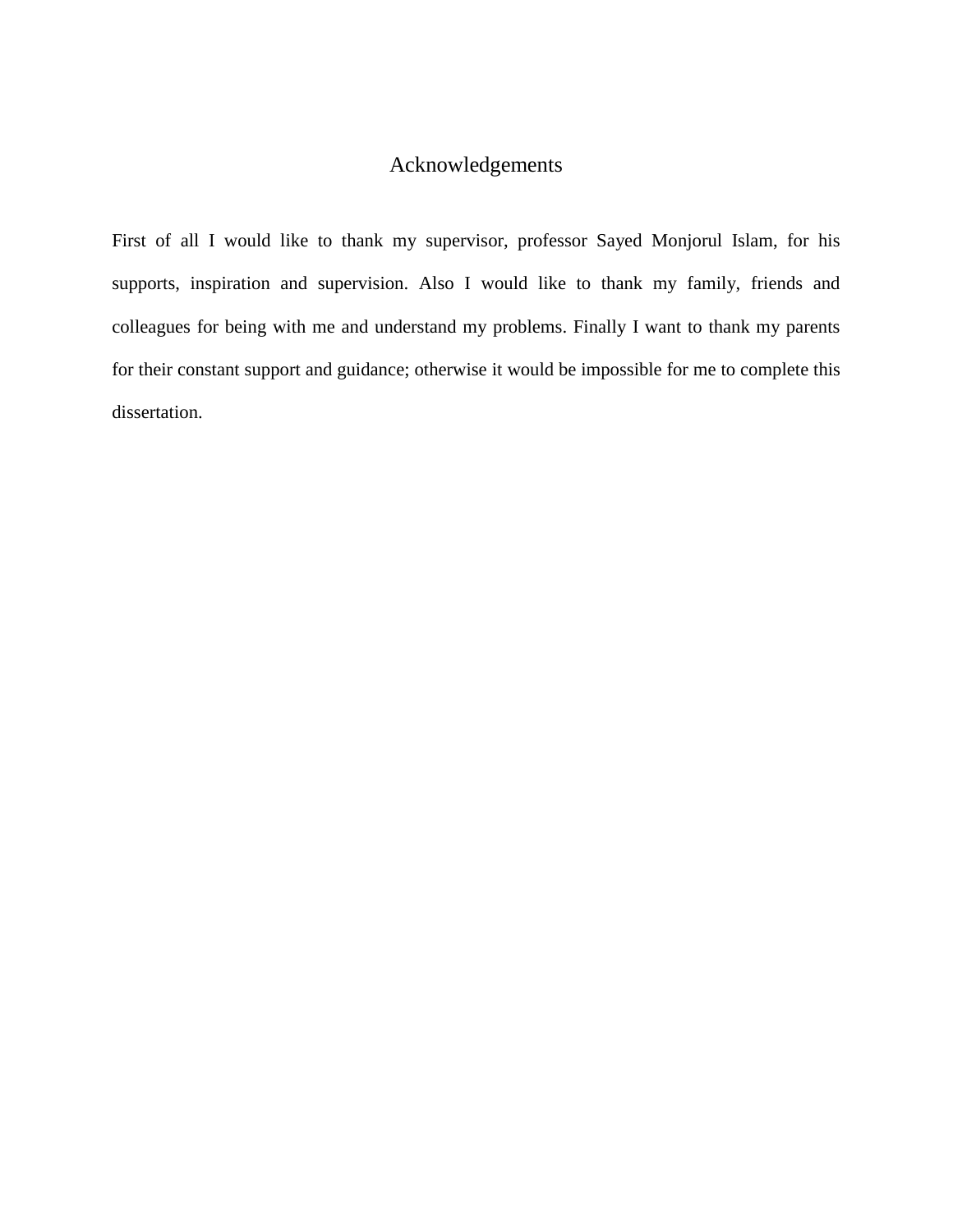# Acknowledgements

First of all I would like to thank my supervisor, professor Sayed Monjorul Islam, for his supports, inspiration and supervision. Also I would like to thank my family, friends and colleagues for being with me and understand my problems. Finally I want to thank my parents for their constant support and guidance; otherwise it would be impossible for me to complete this dissertation.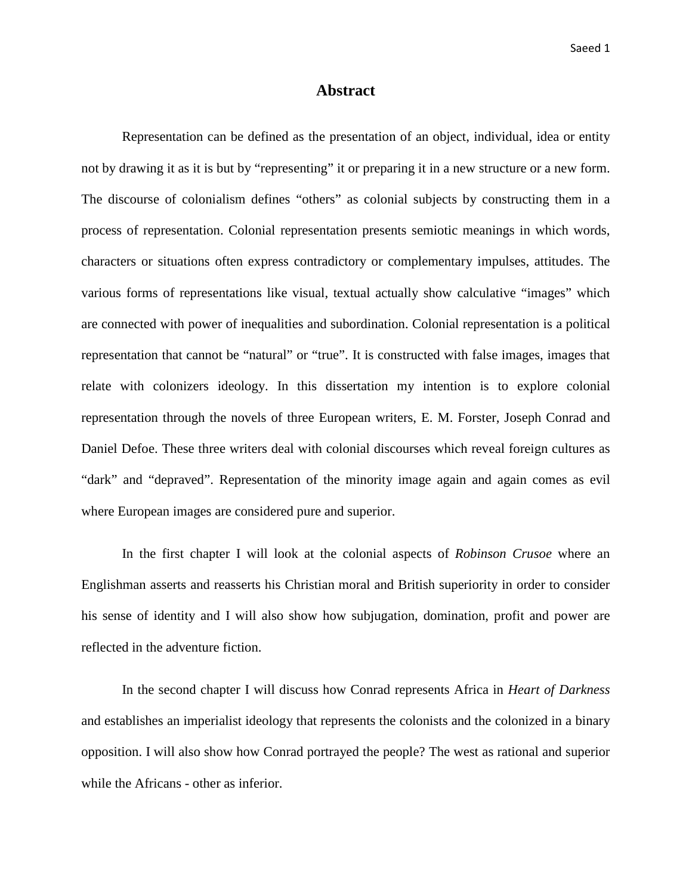# Abstract

Representation can be defined as the presentation of an object, individual, idea or entity not by drawing it as it is but by "representing" it or preparing it in a new structure or a new form. The discourse of colonialism defines "others" as colonial subjects by constructing them in a process of representation. Colonial representation presents semiotic meanings in which words, characters or situations often express contradictory or complementary impulses, attitudes. The various forms of representations like visual, textual actually show calculative "images" which are connected with power of inequalities and subordination. Colonial representation is a political representation that cannot be "natural" or "true". It is constructed with false images, images that relate with colonizers ideology. In this dissertation my intention is to explore colonial representation through the novels of three European writers, E. M. Forster, Joseph Conrad and Daniel Defoe. These three writers deal with colonial discourses which reveal foreign cultures as "dark" and "depraved". Representation of the minority image again and again comes as evil where European images are considered pure and superior.

In the first chapter I will look at the colonial aspects of *Robinson Crusoe* where an Englishman asserts and reasserts his Christian moral and British superiority in order to consider his sense of identity and I will also show how subjugation, domination, profit and power are reflected in the adventure fiction.

In the second chapter I will discuss how Conrad represents Africa in *Heart of Darkness* and establishes an imperialist ideology that represents the colonists and the colonized in a binary opposition. I will also show how Conrad portrayed the people? The west as rational and superior while the Africans - other as inferior.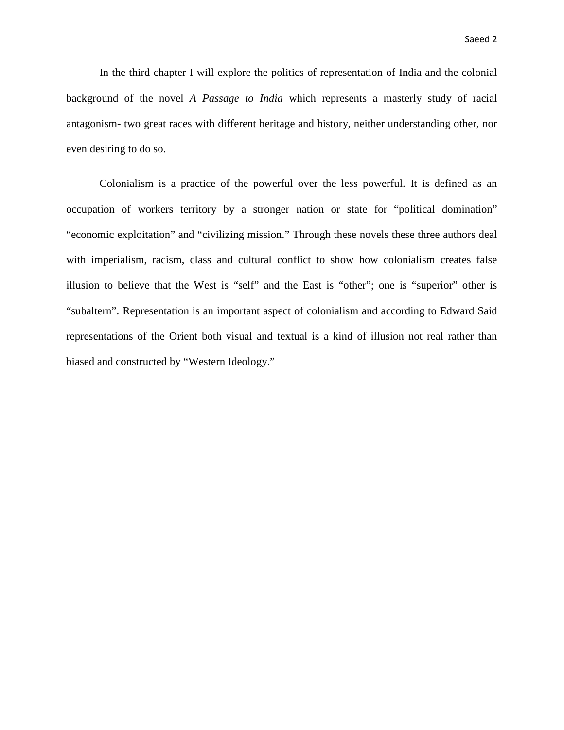In the third chapter I will explore the politics of representation of India and the colonial background of the novel *A Passage to India* which represents a masterly study of racial antagonism- two great races with different heritage and history, neither understanding other, nor even desiring to do so.

Colonialism is a practice of the powerful over the less powerful. It is defined as an occupation of workers territory by a stronger nation or state for "political domination" "economic exploitation" and "civilizing mission." Through these novels these three authors deal with imperialism, racism, class and cultural conflict to show how colonialism creates false illusion to believe that the West is "self" and the East is "other"; one is "superior" other is "subaltern". Representation is an important aspect of colonialism and according to Edward Said representations of the Orient both visual and textual is a kind of illusion not real rather than biased and constructed by "Western Ideology."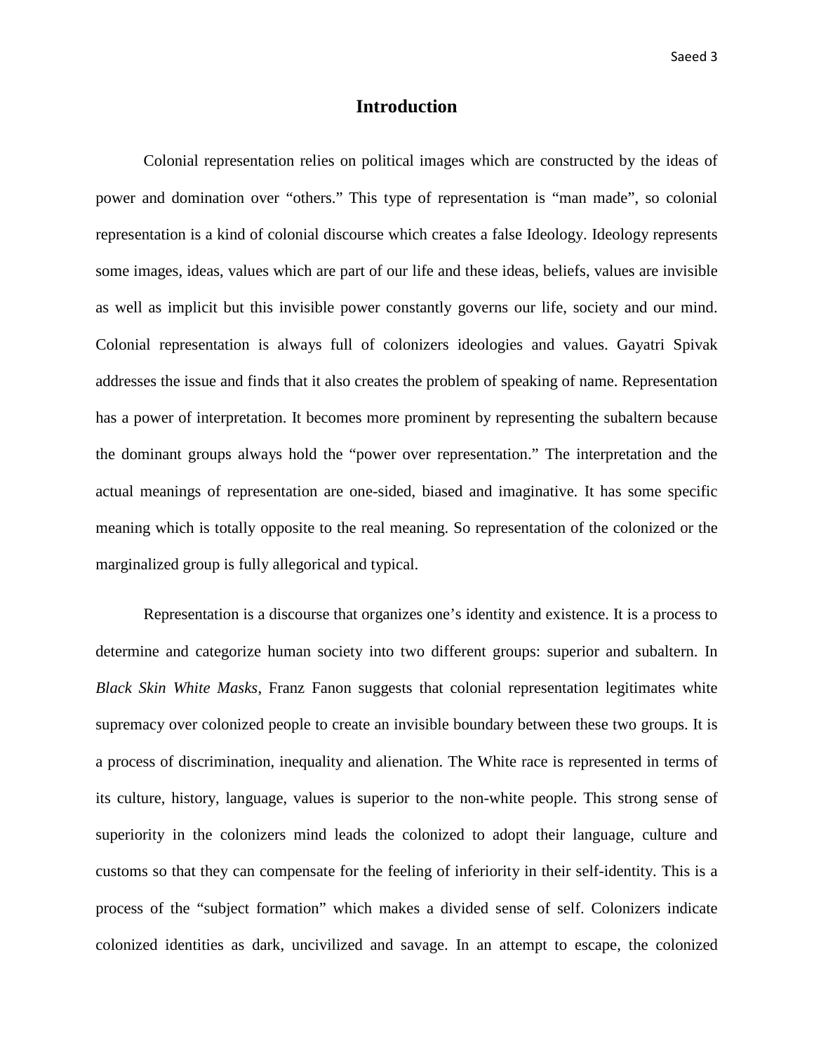# Introduction

Colonial representation relies on political images which are constructed by the ideas of power and domination over "others." This type of representation is "man made", so colonial representation is a kind of colonial discourse which creates a false Ideology. Ideology represents some images, ideas, values which are part of our life and these ideas, beliefs, values are invisible as well as implicit but this invisible power constantly governs our life, society and our mind. Colonial representation is always full of colonizers ideologies and values. Gayatri Spivak addresses the issue and finds that it also creates the problem of speaking of name. Representation has a power of interpretation. It becomes more prominent by representing the subaltern because the dominant groups always hold the "power over representation." The interpretation and the actual meanings of representation are one-sided, biased and imaginative. It has some specific meaning which is totally opposite to the real meaning. So representation of the colonized or the marginalized group is fully allegorical and typical.

Representation is a discourse that organizes one's identity and existence. It is a process to determine and categorize human society into two different groups: superior and subaltern. In *Black Skin White Masks*, Franz Fanon suggests that colonial representation legitimates white supremacy over colonized people to create an invisible boundary between these two groups. It is a process of discrimination, inequality and alienation. The White race is represented in terms of its culture, history, language, values is superior to the non-white people. This strong sense of superiority in the colonizers mind leads the colonized to adopt their language, culture and customs so that they can compensate for the feeling of inferiority in their self-identity. This is a process of the "subject formation" which makes a divided sense of self. Colonizers indicate colonized identities as dark, uncivilized and savage. In an attempt to escape, the colonized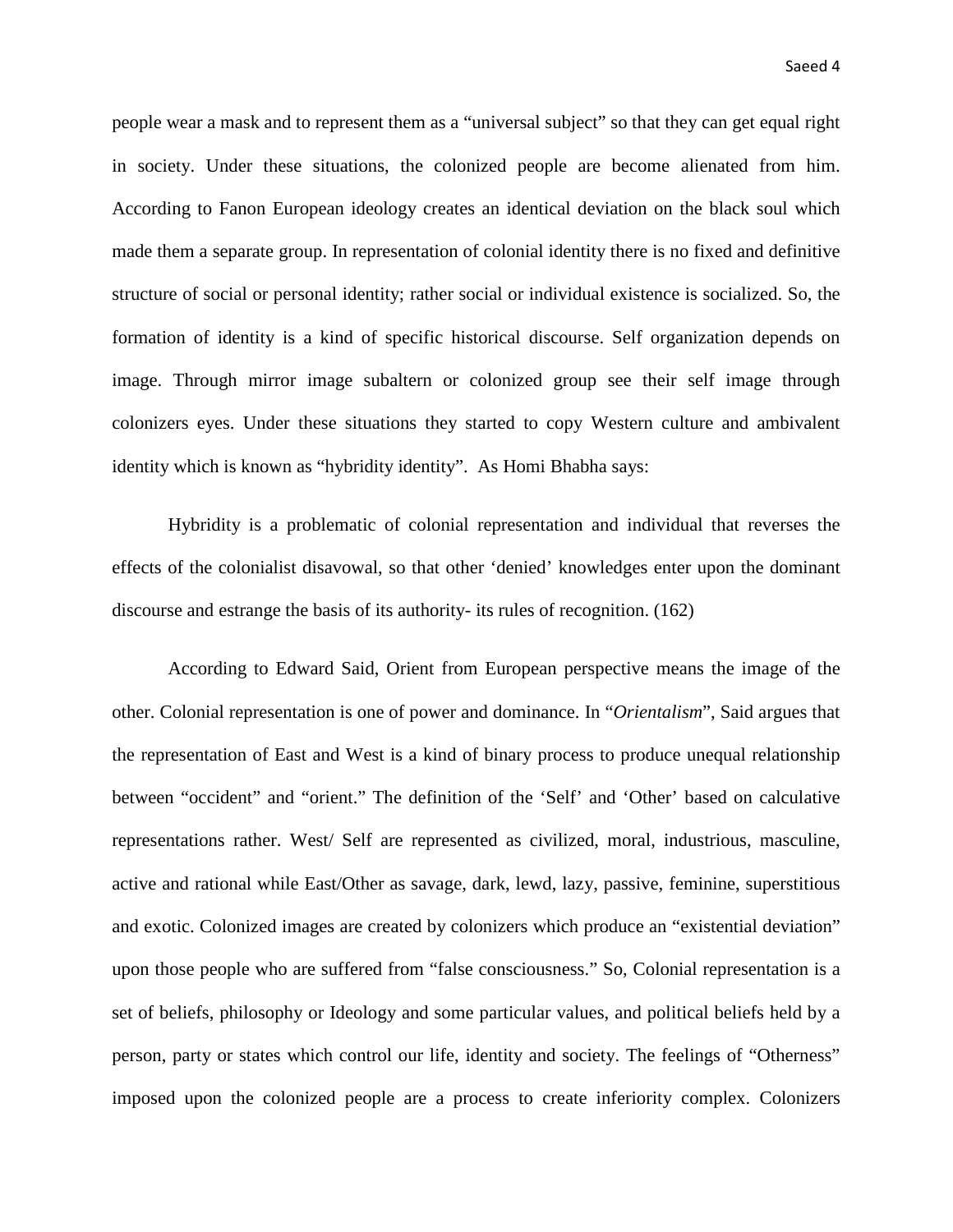people wear a mask and to represent them as a “universal subject” so that they can get equal right in society. Under these situations, the colonized people are become alienated from him. According to Fanon European ideology creates an identical deviation on the black soul which made them a separate group. In representation of colonial identity there is no fixed and definitive structure of social or personal identity; rather social or individual existence is socialized. So, the formation of identity is a kind of specific historical discourse. Self organization depends on image. Through mirror image subaltern or colonized group see their self image through colonizers eyes. Under these situations they started to copy Western culture and ambivalent identity which is known as “hybridity identity”. As Homi Bhabha says:

> Hybridity is a problematic of colonial representation and individual that reverses the effects of the colonialist disavowal, so that other ‘denied’ knowledges enter upon the dominant discourse and estrange the basis of its authority- its rules of recognition. (162)

According to Edward Said, Orient from European perspective means the image of the other. Colonial representation is one of power and dominance. In “*Orientalism*”, Said argues that the representation of East and West is a kind of binary process to produce unequal relationship between “occident” and “orient.” The definition of the ‘Self’ and ‘Other’ based on calculative representations rather. West/ Self are represented as civilized, moral, industrious, masculine, active and rational while East/Other as savage, dark, lewd, lazy, passive, feminine, superstitious and exotic. Colonized images are created by colonizers which produce an “existential deviation” upon those people who are suffered from “false consciousness.” So, Colonial representation is a set of beliefs, philosophy or Ideology and some particular values, and political beliefs held by a person, party or states which control our life, identity and society. The feelings of “Otherness” imposed upon the colonized people are a process to create inferiority complex. Colonizers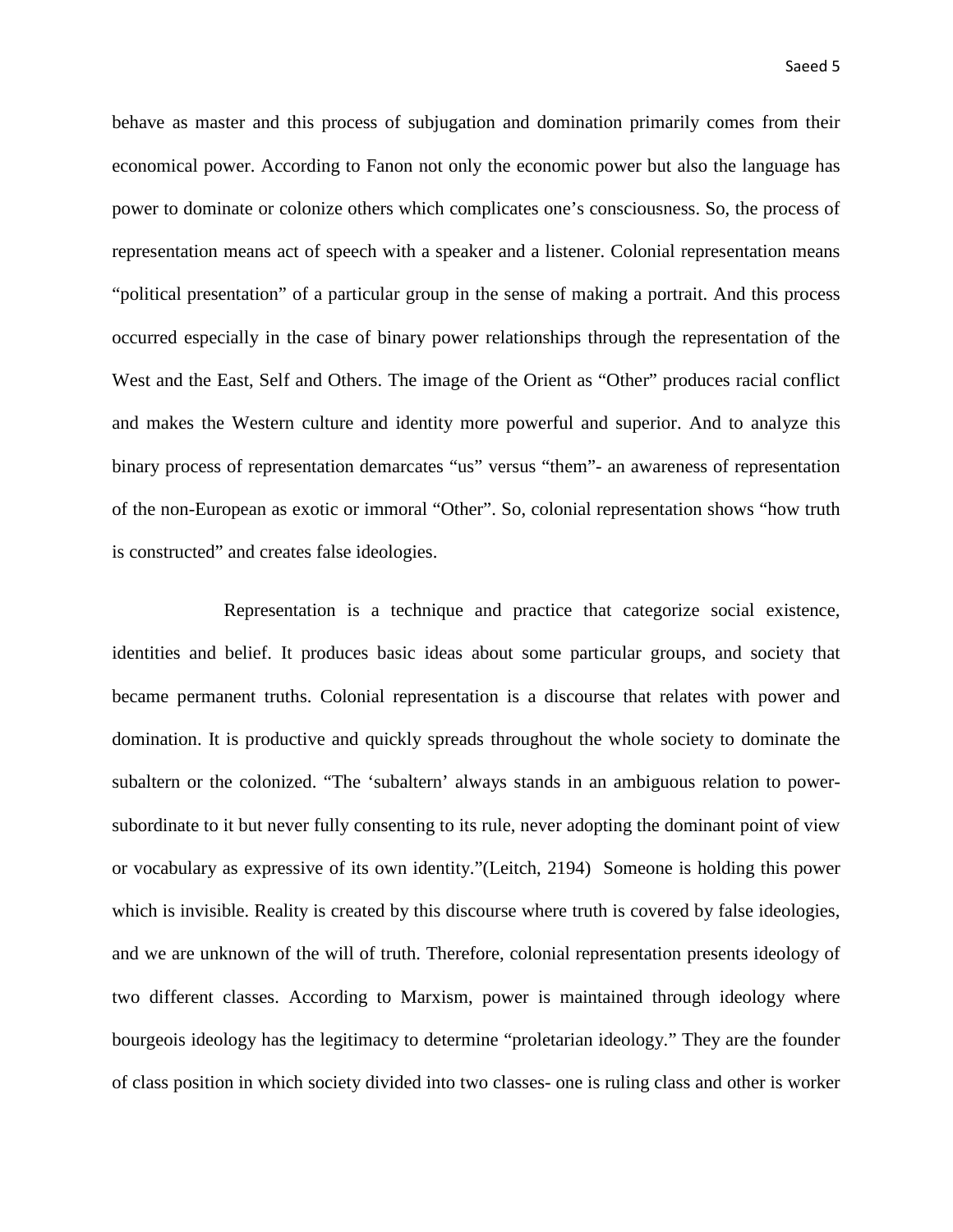behave as master and this process of subjugation and domination primarily comes from their economical power. According to Fanon not only the economic power but also the language has power to dominate or colonize others which complicates one's consciousness. So, the process of representation means act of speech with a speaker and a listener. Colonial representation means "political presentation" of a particular group in the sense of making a portrait. And this process occurred especially in the case of binary power relationships through the representation of the West and the East, Self and Others. The image of the Orient as "Other" produces racial conflict and makes the Western culture and identity more powerful and superior. And to analyze this binary process of representation demarcates "us" versus "them"- an awareness of representation of the non-European as exotic or immoral "Other". So, colonial representation shows "how truth is constructed" and creates false ideologies.

Representation is a technique and practice that categorize social existence, identities and belief. It produces basic ideas about some particular groups, and society that became permanent truths. Colonial representation is a discourse that relates with power and domination. It is productive and quickly spreads throughout the whole society to dominate the subaltern or the colonized. "The 'subaltern' always stands in an ambiguous relation to power-subordinate to it but never fully consenting to its rule, never adopting the dominant point of view or vocabulary as expressive of its own identity."(Leitch, 2194) Someone is holding this power which is invisible. Reality is created by this discourse where truth is covered by false ideologies, and we are unknown of the will of truth. Therefore, colonial representation presents ideology of two different classes. According to Marxism, power is maintained through ideology where bourgeois ideology has the legitimacy to determine "proletarian ideology." They are the founder of class position in which society divided into two classes- one is ruling class and other is worker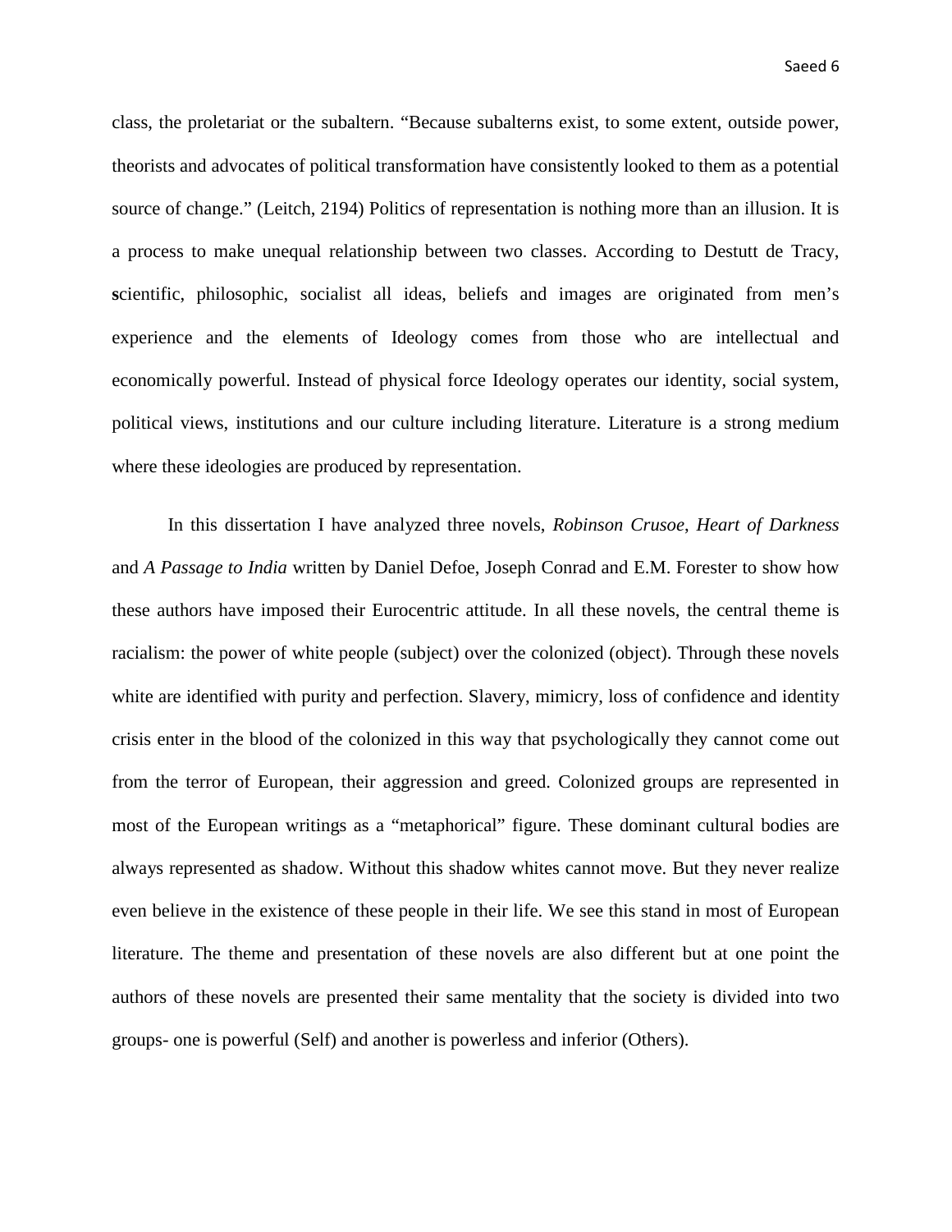class, the proletariat or the subaltern. "Because subalterns exist, to some extent, outside power, theorists and advocates of political transformation have consistently looked to them as a potential source of change." (Leitch, 2194) Politics of representation is nothing more than an illusion. It is a process to make unequal relationship between two classes. According to Destutt de Tracy, **s**cientific, philosophic, socialist all ideas, beliefs and images are originated from men's experience and the elements of Ideology comes from those who are intellectual and economically powerful. Instead of physical force Ideology operates our identity, social system, political views, institutions and our culture including literature. Literature is a strong medium where these ideologies are produced by representation.

In this dissertation I have analyzed three novels, *Robinson Crusoe*, *Heart of Darkness* and *A Passage to India* written by Daniel Defoe, Joseph Conrad and E.M. Forester to show how these authors have imposed their Eurocentric attitude. In all these novels, the central theme is racialism: the power of white people (subject) over the colonized (object). Through these novels white are identified with purity and perfection. Slavery, mimicry, loss of confidence and identity crisis enter in the blood of the colonized in this way that psychologically they cannot come out from the terror of European, their aggression and greed. Colonized groups are represented in most of the European writings as a "metaphorical" figure. These dominant cultural bodies are always represented as shadow. Without this shadow whites cannot move. But they never realize even believe in the existence of these people in their life. We see this stand in most of European literature. The theme and presentation of these novels are also different but at one point the authors of these novels are presented their same mentality that the society is divided into two groups- one is powerful (Self) and another is powerless and inferior (Others).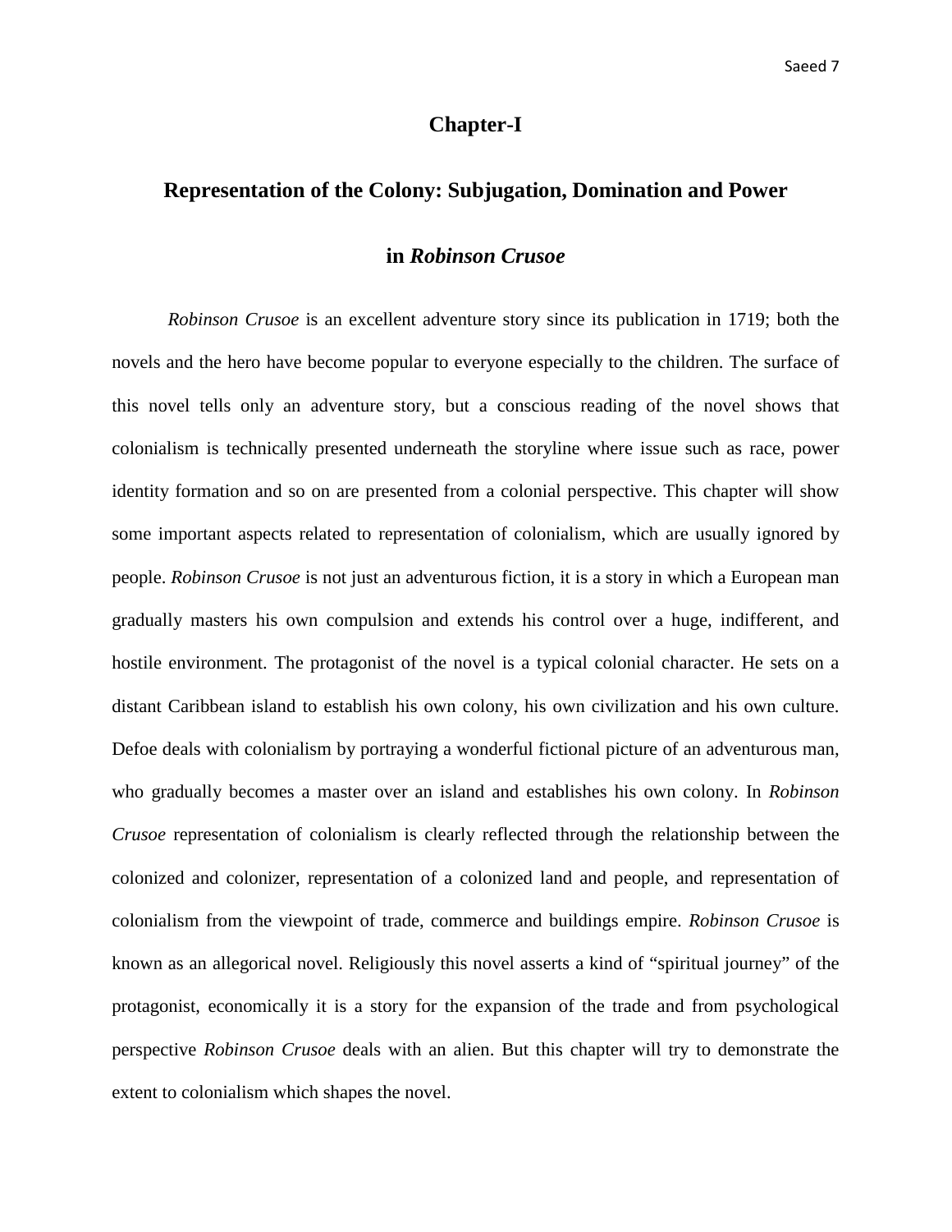# Chapter-I

## Representation of the Colony: Subjugation, Domination and Power in *Robinson Crusoe*

*Robinson Crusoe* is an excellent adventure story since its publication in 1719; both the novels and the hero have become popular to everyone especially to the children. The surface of this novel tells only an adventure story, but a conscious reading of the novel shows that colonialism is technically presented underneath the storyline where issue such as race, power identity formation and so on are presented from a colonial perspective. This chapter will show some important aspects related to representation of colonialism, which are usually ignored by people. *Robinson Crusoe* is not just an adventurous fiction, it is a story in which a European man gradually masters his own compulsion and extends his control over a huge, indifferent, and hostile environment. The protagonist of the novel is a typical colonial character. He sets on a distant Caribbean island to establish his own colony, his own civilization and his own culture. Defoe deals with colonialism by portraying a wonderful fictional picture of an adventurous man, who gradually becomes a master over an island and establishes his own colony. In *Robinson Crusoe* representation of colonialism is clearly reflected through the relationship between the colonized and colonizer, representation of a colonized land and people, and representation of colonialism from the viewpoint of trade, commerce and buildings empire. *Robinson Crusoe* is known as an allegorical novel. Religiously this novel asserts a kind of "spiritual journey" of the protagonist, economically it is a story for the expansion of the trade and from psychological perspective *Robinson Crusoe* deals with an alien. But this chapter will try to demonstrate the extent to colonialism which shapes the novel.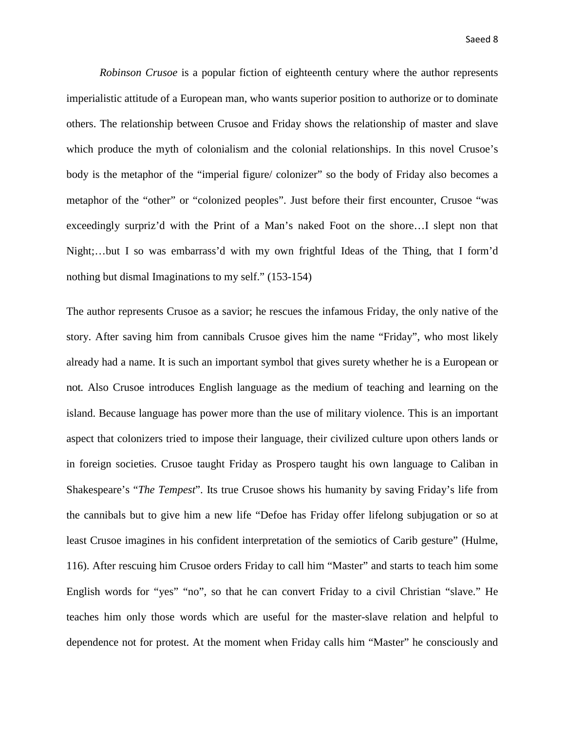*Robinson Crusoe* is a popular fiction of eighteenth century where the author represents imperialistic attitude of a European man, who wants superior position to authorize or to dominate others. The relationship between Crusoe and Friday shows the relationship of master and slave which produce the myth of colonialism and the colonial relationships. In this novel Crusoe's body is the metaphor of the "imperial figure/ colonizer" so the body of Friday also becomes a metaphor of the "other" or "colonized peoples". Just before their first encounter, Crusoe "was exceedingly surpriz'd with the Print of a Man's naked Foot on the shore…I slept non that Night;…but I so was embarrass'd with my own frightful Ideas of the Thing, that I form'd nothing but dismal Imaginations to my self." (153-154)

The author represents Crusoe as a savior; he rescues the infamous Friday, the only native of the story. After saving him from cannibals Crusoe gives him the name "Friday", who most likely already had a name. It is such an important symbol that gives surety whether he is a European or not. Also Crusoe introduces English language as the medium of teaching and learning on the island. Because language has power more than the use of military violence. This is an important aspect that colonizers tried to impose their language, their civilized culture upon others lands or in foreign societies. Crusoe taught Friday as Prospero taught his own language to Caliban in Shakespeare's "*The Tempest*". Its true Crusoe shows his humanity by saving Friday's life from the cannibals but to give him a new life "Defoe has Friday offer lifelong subjugation or so at least Crusoe imagines in his confident interpretation of the semiotics of Carib gesture" (Hulme, 116). After rescuing him Crusoe orders Friday to call him "Master" and starts to teach him some English words for "yes" "no", so that he can convert Friday to a civil Christian "slave." He teaches him only those words which are useful for the master-slave relation and helpful to dependence not for protest. At the moment when Friday calls him "Master" he consciously and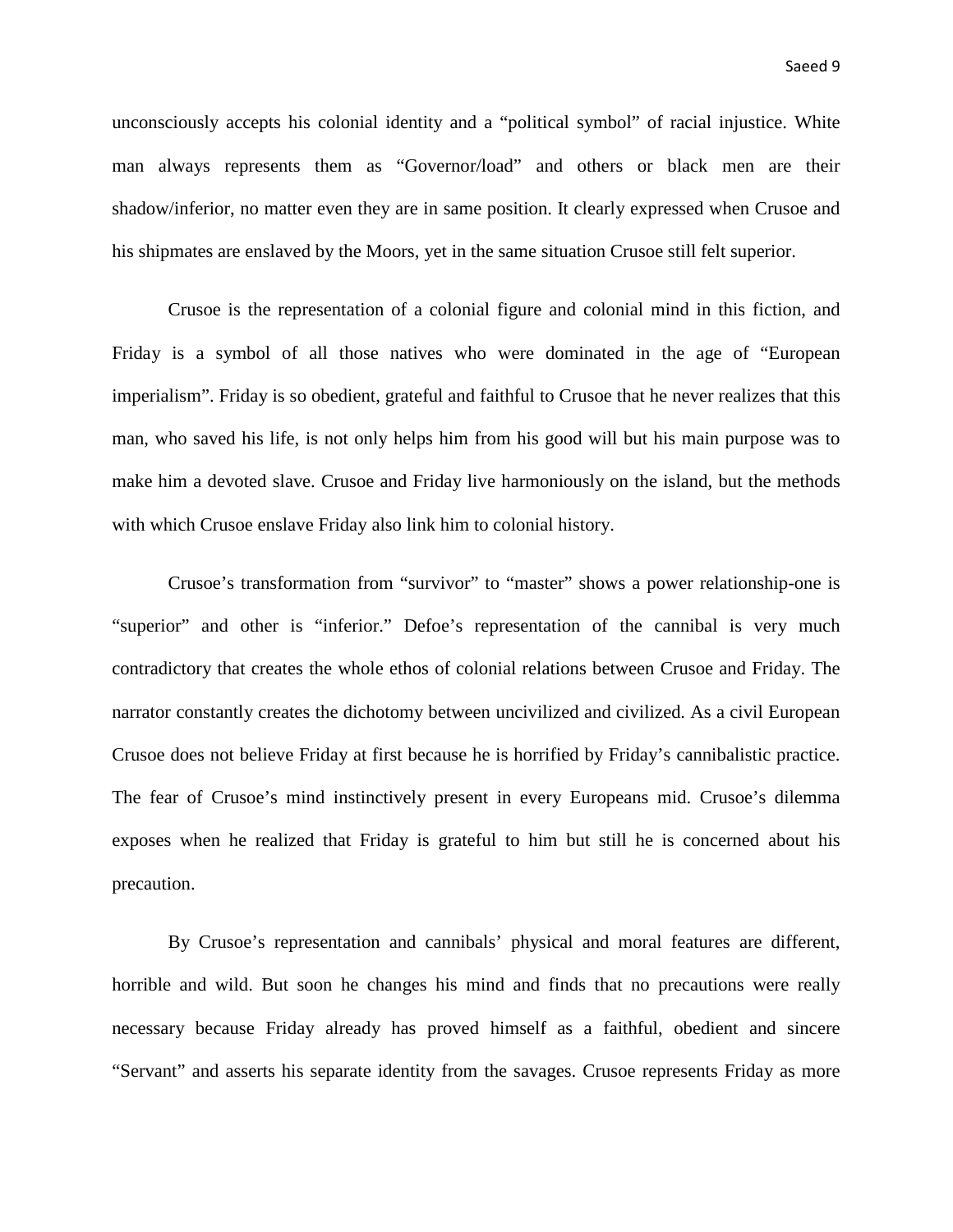unconsciously accepts his colonial identity and a "political symbol" of racial injustice. White man always represents them as "Governor/load" and others or black men are their shadow/inferior, no matter even they are in same position. It clearly expressed when Crusoe and his shipmates are enslaved by the Moors, yet in the same situation Crusoe still felt superior.

Crusoe is the representation of a colonial figure and colonial mind in this fiction, and Friday is a symbol of all those natives who were dominated in the age of "European imperialism". Friday is so obedient, grateful and faithful to Crusoe that he never realizes that this man, who saved his life, is not only helps him from his good will but his main purpose was to make him a devoted slave. Crusoe and Friday live harmoniously on the island, but the methods with which Crusoe enslave Friday also link him to colonial history.

Crusoe's transformation from "survivor" to "master" shows a power relationship-one is "superior" and other is "inferior." Defoe's representation of the cannibal is very much contradictory that creates the whole ethos of colonial relations between Crusoe and Friday. The narrator constantly creates the dichotomy between uncivilized and civilized. As a civil European Crusoe does not believe Friday at first because he is horrified by Friday's cannibalistic practice. The fear of Crusoe's mind instinctively present in every Europeans mid. Crusoe's dilemma exposes when he realized that Friday is grateful to him but still he is concerned about his precaution.

By Crusoe's representation and cannibals' physical and moral features are different, horrible and wild. But soon he changes his mind and finds that no precautions were really necessary because Friday already has proved himself as a faithful, obedient and sincere "Servant" and asserts his separate identity from the savages. Crusoe represents Friday as more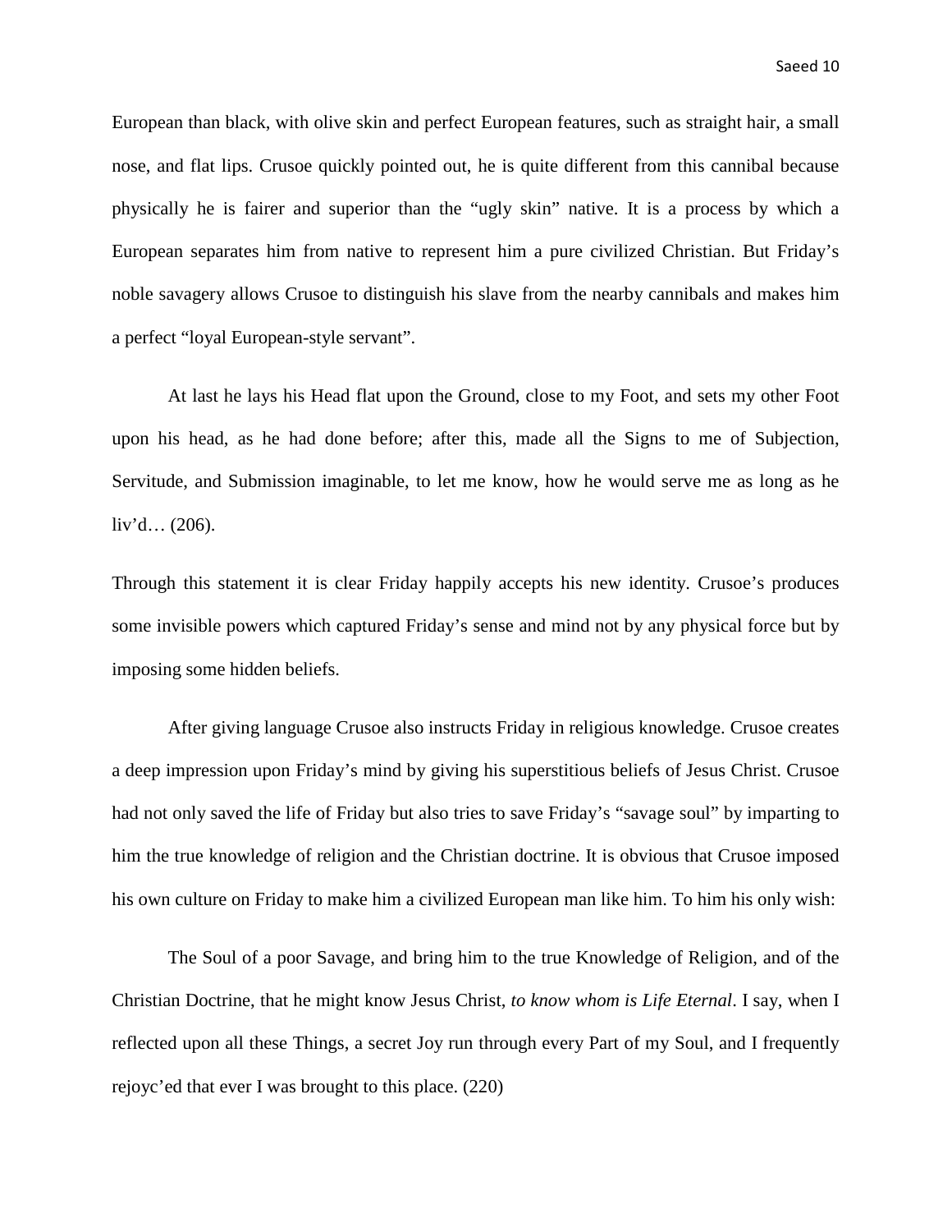European than black, with olive skin and perfect European features, such as straight hair, a small nose, and flat lips. Crusoe quickly pointed out, he is quite different from this cannibal because physically he is fairer and superior than the "ugly skin" native. It is a process by which a European separates him from native to represent him a pure civilized Christian. But Friday's noble savagery allows Crusoe to distinguish his slave from the nearby cannibals and makes him a perfect "loyal European-style servant".

> At last he lays his Head flat upon the Ground, close to my Foot, and sets my other Foot upon his head, as he had done before; after this, made all the Signs to me of Subjection, Servitude, and Submission imaginable, to let me know, how he would serve me as long as he liv'd… (206).

Through this statement it is clear Friday happily accepts his new identity. Crusoe's produces some invisible powers which captured Friday's sense and mind not by any physical force but by imposing some hidden beliefs.

After giving language Crusoe also instructs Friday in religious knowledge. Crusoe creates a deep impression upon Friday's mind by giving his superstitious beliefs of Jesus Christ. Crusoe had not only saved the life of Friday but also tries to save Friday's "savage soul" by imparting to him the true knowledge of religion and the Christian doctrine. It is obvious that Crusoe imposed his own culture on Friday to make him a civilized European man like him. To him his only wish:

> The Soul of a poor Savage, and bring him to the true Knowledge of Religion, and of the Christian Doctrine, that he might know Jesus Christ, *to know whom is Life Eternal*. I say, when I reflected upon all these Things, a secret Joy run through every Part of my Soul, and I frequently rejoyc'ed that ever I was brought to this place. (220)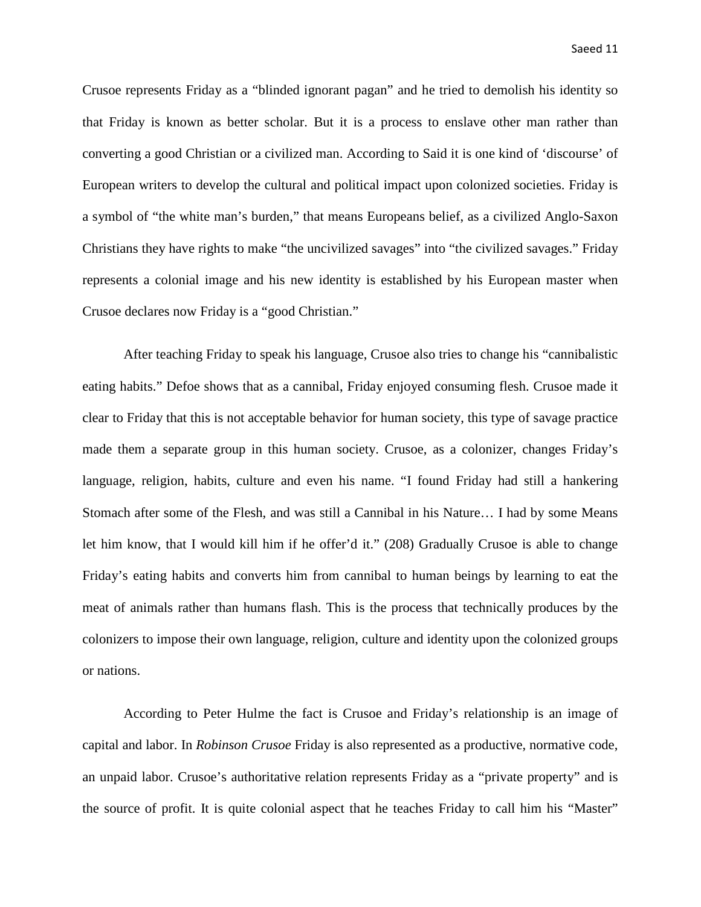Crusoe represents Friday as a "blinded ignorant pagan" and he tried to demolish his identity so that Friday is known as better scholar. But it is a process to enslave other man rather than converting a good Christian or a civilized man. According to Said it is one kind of 'discourse' of European writers to develop the cultural and political impact upon colonized societies. Friday is a symbol of "the white man's burden," that means Europeans belief, as a civilized Anglo-Saxon Christians they have rights to make "the uncivilized savages" into "the civilized savages." Friday represents a colonial image and his new identity is established by his European master when Crusoe declares now Friday is a "good Christian."

After teaching Friday to speak his language, Crusoe also tries to change his "cannibalistic eating habits." Defoe shows that as a cannibal, Friday enjoyed consuming flesh. Crusoe made it clear to Friday that this is not acceptable behavior for human society, this type of savage practice made them a separate group in this human society. Crusoe, as a colonizer, changes Friday's language, religion, habits, culture and even his name. "I found Friday had still a hankering Stomach after some of the Flesh, and was still a Cannibal in his Nature… I had by some Means let him know, that I would kill him if he offer'd it." (208) Gradually Crusoe is able to change Friday's eating habits and converts him from cannibal to human beings by learning to eat the meat of animals rather than humans flash. This is the process that technically produces by the colonizers to impose their own language, religion, culture and identity upon the colonized groups or nations.

According to Peter Hulme the fact is Crusoe and Friday's relationship is an image of capital and labor. In *Robinson Crusoe* Friday is also represented as a productive, normative code, an unpaid labor. Crusoe's authoritative relation represents Friday as a "private property" and is the source of profit. It is quite colonial aspect that he teaches Friday to call him his "Master"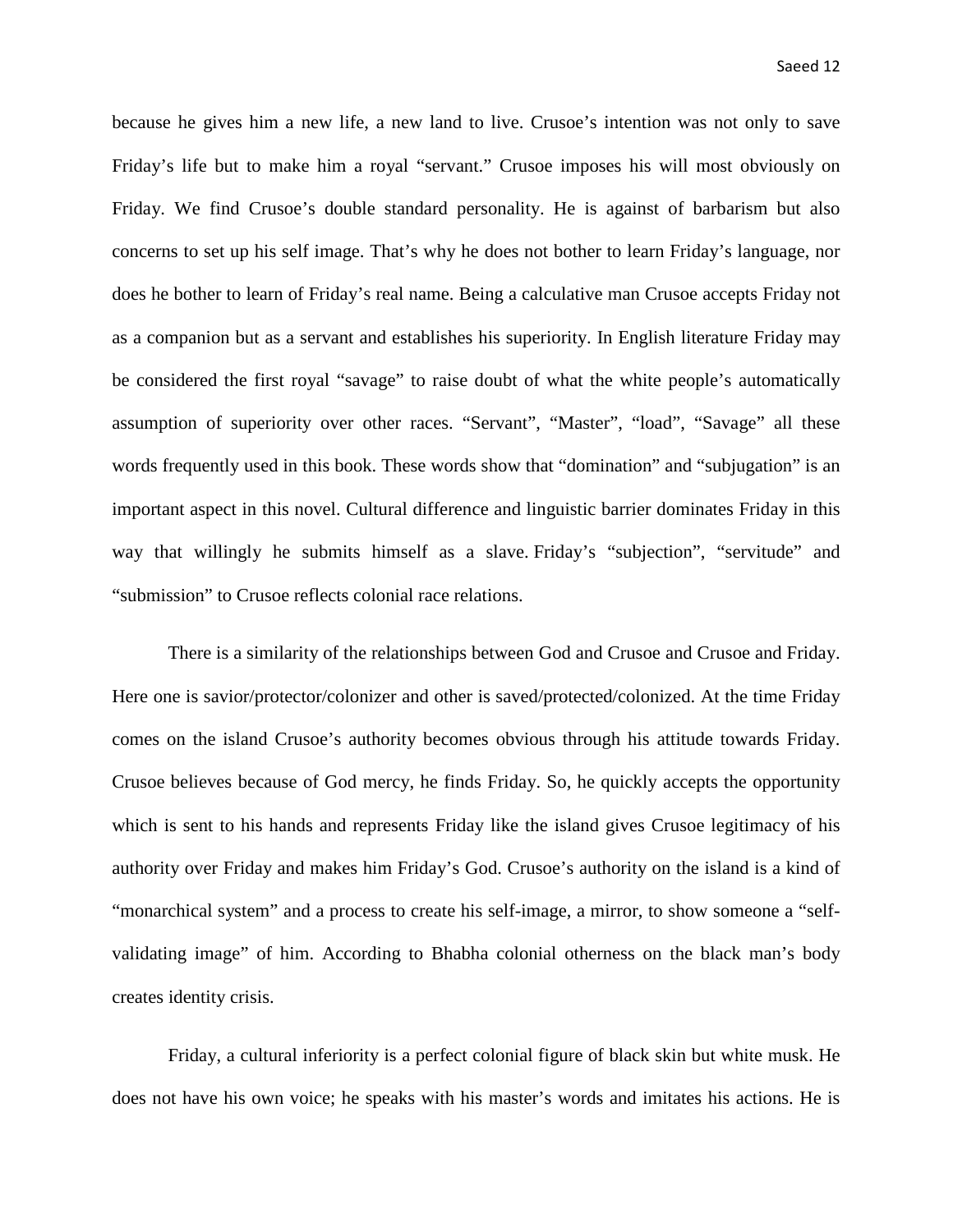because he gives him a new life, a new land to live. Crusoe's intention was not only to save Friday's life but to make him a royal "servant." Crusoe imposes his will most obviously on Friday. We find Crusoe's double standard personality. He is against of barbarism but also concerns to set up his self image. That's why he does not bother to learn Friday's language, nor does he bother to learn of Friday's real name. Being a calculative man Crusoe accepts Friday not as a companion but as a servant and establishes his superiority. In English literature Friday may be considered the first royal "savage" to raise doubt of what the white people's automatically assumption of superiority over other races. "Servant", "Master", "load", "Savage" all these words frequently used in this book. These words show that "domination" and "subjugation" is an important aspect in this novel. Cultural difference and linguistic barrier dominates Friday in this way that willingly he submits himself as a slave. Friday's "subjection", "servitude" and "submission" to Crusoe reflects colonial race relations.

There is a similarity of the relationships between God and Crusoe and Crusoe and Friday. Here one is savior/protector/colonizer and other is saved/protected/colonized. At the time Friday comes on the island Crusoe's authority becomes obvious through his attitude towards Friday. Crusoe believes because of God mercy, he finds Friday. So, he quickly accepts the opportunity which is sent to his hands and represents Friday like the island gives Crusoe legitimacy of his authority over Friday and makes him Friday's God. Crusoe's authority on the island is a kind of "monarchical system" and a process to create his self-image, a mirror, to show someone a "self-validating image" of him. According to Bhabha colonial otherness on the black man's body creates identity crisis.

Friday, a cultural inferiority is a perfect colonial figure of black skin but white musk. He does not have his own voice; he speaks with his master's words and imitates his actions. He is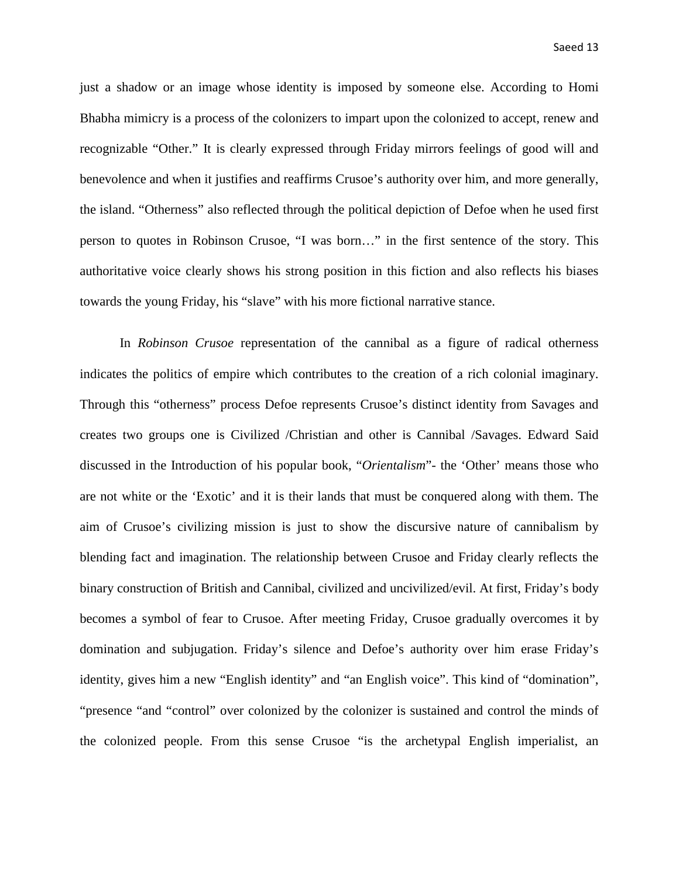just a shadow or an image whose identity is imposed by someone else. According to Homi Bhabha mimicry is a process of the colonizers to impart upon the colonized to accept, renew and recognizable "Other." It is clearly expressed through Friday mirrors feelings of good will and benevolence and when it justifies and reaffirms Crusoe's authority over him, and more generally, the island. "Otherness" also reflected through the political depiction of Defoe when he used first person to quotes in Robinson Crusoe, "I was born…" in the first sentence of the story. This authoritative voice clearly shows his strong position in this fiction and also reflects his biases towards the young Friday, his "slave" with his more fictional narrative stance.

In *Robinson Crusoe* representation of the cannibal as a figure of radical otherness indicates the politics of empire which contributes to the creation of a rich colonial imaginary. Through this "otherness" process Defoe represents Crusoe's distinct identity from Savages and creates two groups one is Civilized /Christian and other is Cannibal /Savages. Edward Said discussed in the Introduction of his popular book, "*Orientalism*"- the 'Other' means those who are not white or the 'Exotic' and it is their lands that must be conquered along with them. The aim of Crusoe's civilizing mission is just to show the discursive nature of cannibalism by blending fact and imagination. The relationship between Crusoe and Friday clearly reflects the binary construction of British and Cannibal, civilized and uncivilized/evil. At first, Friday's body becomes a symbol of fear to Crusoe. After meeting Friday, Crusoe gradually overcomes it by domination and subjugation. Friday's silence and Defoe's authority over him erase Friday's identity, gives him a new "English identity" and "an English voice". This kind of "domination", "presence "and "control" over colonized by the colonizer is sustained and control the minds of the colonized people. From this sense Crusoe "is the archetypal English imperialist, an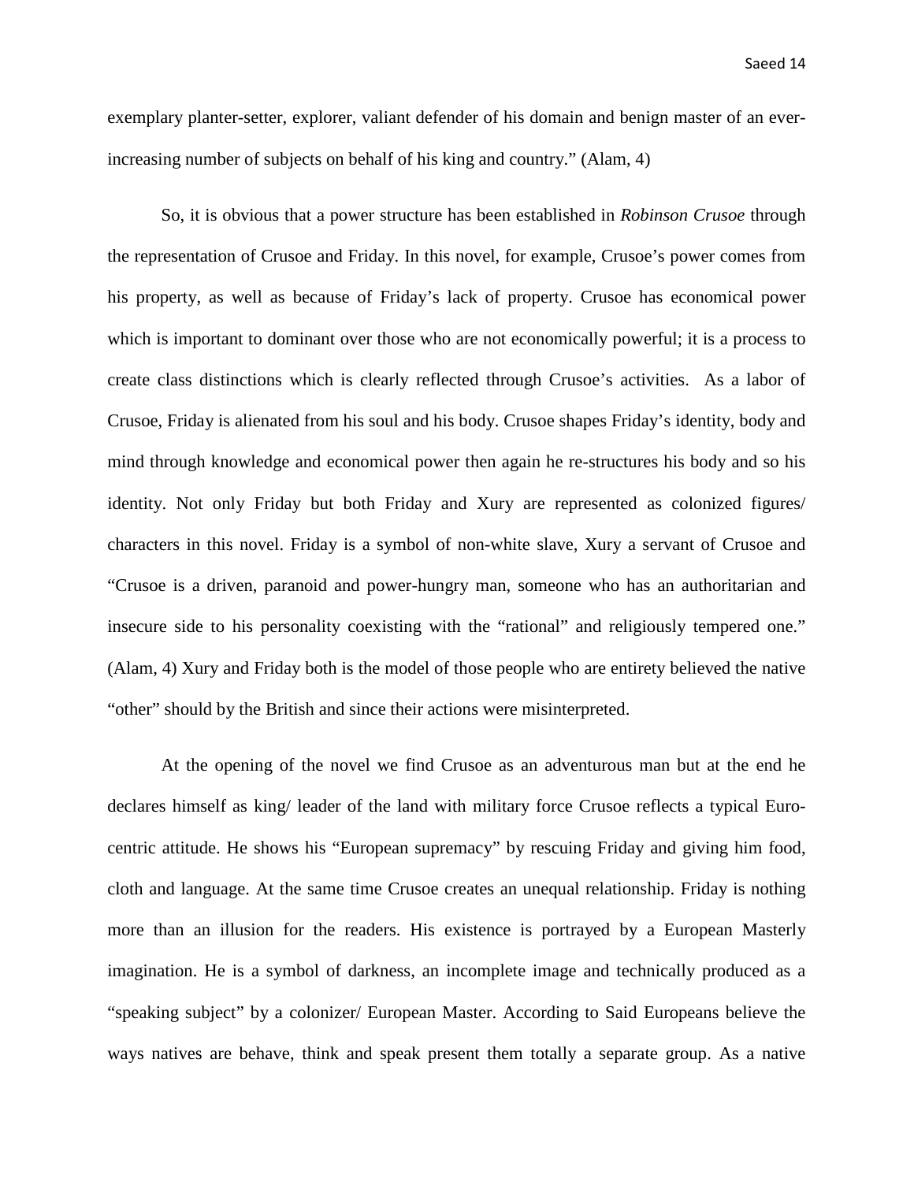exemplary planter-setter, explorer, valiant defender of his domain and benign master of an ever-increasing number of subjects on behalf of his king and country." (Alam, 4)

So, it is obvious that a power structure has been established in *Robinson Crusoe* through the representation of Crusoe and Friday. In this novel, for example, Crusoe's power comes from his property, as well as because of Friday's lack of property. Crusoe has economical power which is important to dominant over those who are not economically powerful; it is a process to create class distinctions which is clearly reflected through Crusoe's activities. As a labor of Crusoe, Friday is alienated from his soul and his body. Crusoe shapes Friday's identity, body and mind through knowledge and economical power then again he re-structures his body and so his identity. Not only Friday but both Friday and Xury are represented as colonized figures/ characters in this novel. Friday is a symbol of non-white slave, Xury a servant of Crusoe and "Crusoe is a driven, paranoid and power-hungry man, someone who has an authoritarian and insecure side to his personality coexisting with the "rational" and religiously tempered one." (Alam, 4) Xury and Friday both is the model of those people who are entirety believed the native "other" should by the British and since their actions were misinterpreted.

At the opening of the novel we find Crusoe as an adventurous man but at the end he declares himself as king/ leader of the land with military force Crusoe reflects a typical Euro-centric attitude. He shows his "European supremacy" by rescuing Friday and giving him food, cloth and language. At the same time Crusoe creates an unequal relationship. Friday is nothing more than an illusion for the readers. His existence is portrayed by a European Masterly imagination. He is a symbol of darkness, an incomplete image and technically produced as a "speaking subject" by a colonizer/ European Master. According to Said Europeans believe the ways natives are behave, think and speak present them totally a separate group. As a native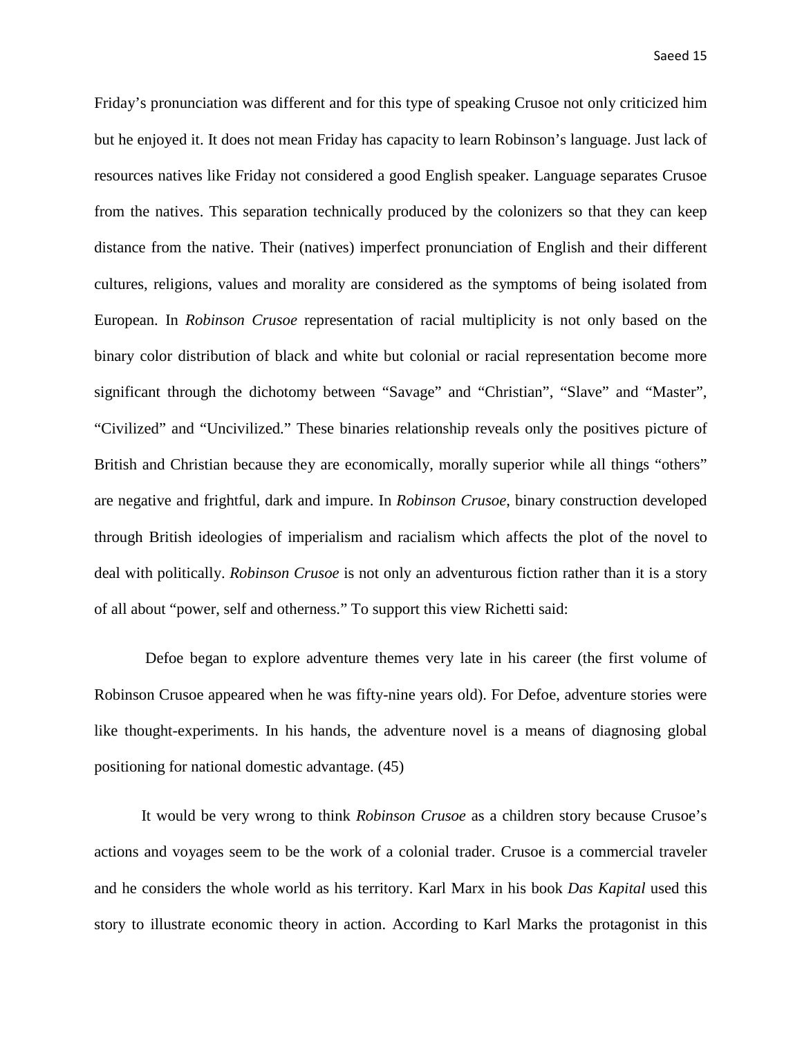Friday's pronunciation was different and for this type of speaking Crusoe not only criticized him but he enjoyed it. It does not mean Friday has capacity to learn Robinson's language. Just lack of resources natives like Friday not considered a good English speaker. Language separates Crusoe from the natives. This separation technically produced by the colonizers so that they can keep distance from the native. Their (natives) imperfect pronunciation of English and their different cultures, religions, values and morality are considered as the symptoms of being isolated from European. In *Robinson Crusoe* representation of racial multiplicity is not only based on the binary color distribution of black and white but colonial or racial representation become more significant through the dichotomy between "Savage" and "Christian", "Slave" and "Master", "Civilized" and "Uncivilized." These binaries relationship reveals only the positives picture of British and Christian because they are economically, morally superior while all things "others" are negative and frightful, dark and impure. In *Robinson Crusoe*, binary construction developed through British ideologies of imperialism and racialism which affects the plot of the novel to deal with politically. *Robinson Crusoe* is not only an adventurous fiction rather than it is a story of all about "power, self and otherness." To support this view Richetti said:

> Defoe began to explore adventure themes very late in his career (the first volume of Robinson Crusoe appeared when he was fifty-nine years old). For Defoe, adventure stories were like thought-experiments. In his hands, the adventure novel is a means of diagnosing global positioning for national domestic advantage. (45)

It would be very wrong to think *Robinson Crusoe* as a children story because Crusoe's actions and voyages seem to be the work of a colonial trader. Crusoe is a commercial traveler and he considers the whole world as his territory. Karl Marx in his book *Das Kapital* used this story to illustrate economic theory in action. According to Karl Marks the protagonist in this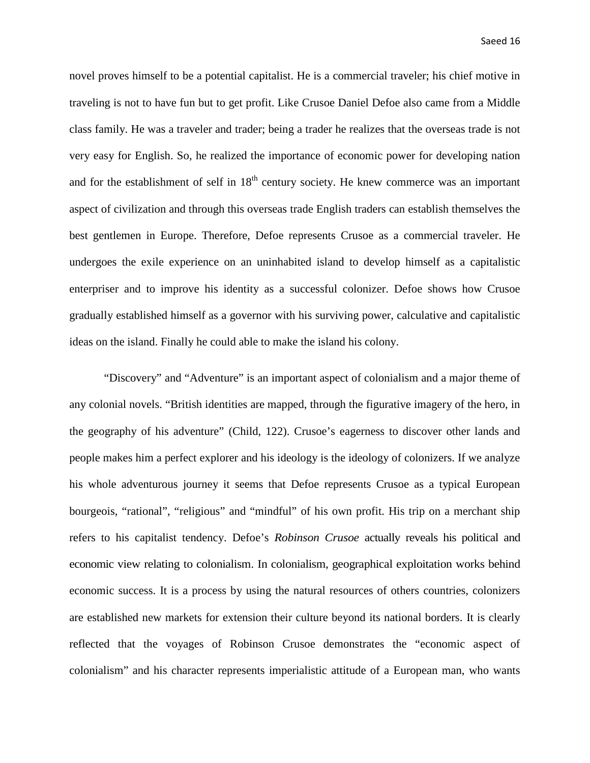novel proves himself to be a potential capitalist. He is a commercial traveler; his chief motive in traveling is not to have fun but to get profit. Like Crusoe Daniel Defoe also came from a Middle class family. He was a traveler and trader; being a trader he realizes that the overseas trade is not very easy for English. So, he realized the importance of economic power for developing nation and for the establishment of self in 18th century society. He knew commerce was an important aspect of civilization and through this overseas trade English traders can establish themselves the best gentlemen in Europe. Therefore, Defoe represents Crusoe as a commercial traveler. He undergoes the exile experience on an uninhabited island to develop himself as a capitalistic enterpriser and to improve his identity as a successful colonizer. Defoe shows how Crusoe gradually established himself as a governor with his surviving power, calculative and capitalistic ideas on the island. Finally he could able to make the island his colony.

"Discovery" and "Adventure" is an important aspect of colonialism and a major theme of any colonial novels. "British identities are mapped, through the figurative imagery of the hero, in the geography of his adventure" (Child, 122). Crusoe's eagerness to discover other lands and people makes him a perfect explorer and his ideology is the ideology of colonizers. If we analyze his whole adventurous journey it seems that Defoe represents Crusoe as a typical European bourgeois, "rational", "religious" and "mindful" of his own profit. His trip on a merchant ship refers to his capitalist tendency. Defoe's *Robinson Crusoe* actually reveals his political and economic view relating to colonialism. In colonialism, geographical exploitation works behind economic success. It is a process by using the natural resources of others countries, colonizers are established new markets for extension their culture beyond its national borders. It is clearly reflected that the voyages of Robinson Crusoe demonstrates the "economic aspect of colonialism" and his character represents imperialistic attitude of a European man, who wants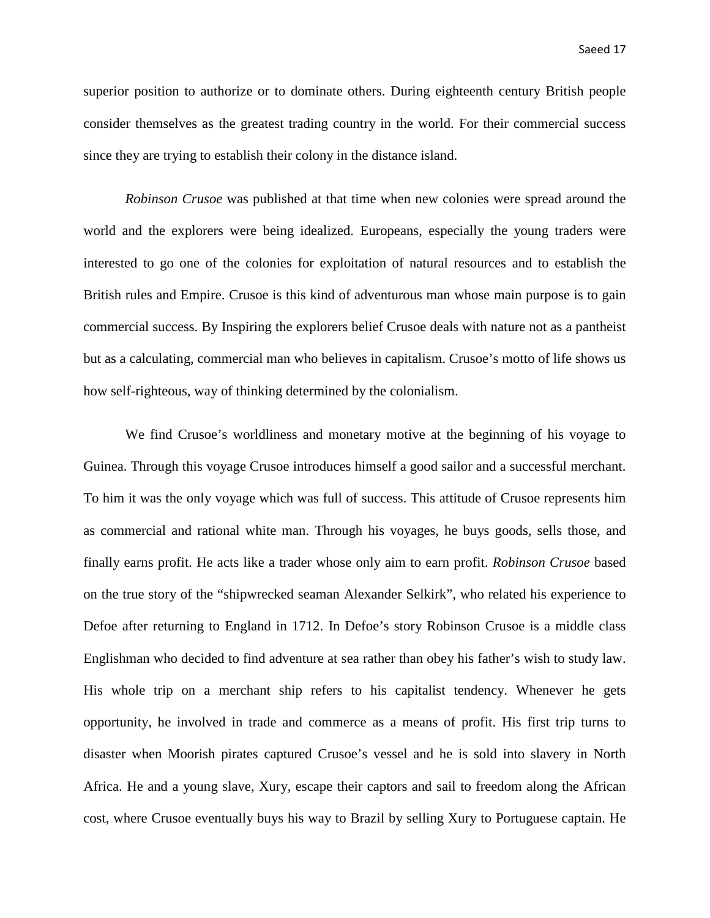superior position to authorize or to dominate others. During eighteenth century British people consider themselves as the greatest trading country in the world. For their commercial success since they are trying to establish their colony in the distance island.

*Robinson Crusoe* was published at that time when new colonies were spread around the world and the explorers were being idealized. Europeans, especially the young traders were interested to go one of the colonies for exploitation of natural resources and to establish the British rules and Empire. Crusoe is this kind of adventurous man whose main purpose is to gain commercial success. By Inspiring the explorers belief Crusoe deals with nature not as a pantheist but as a calculating, commercial man who believes in capitalism. Crusoe's motto of life shows us how self-righteous, way of thinking determined by the colonialism.

We find Crusoe's worldliness and monetary motive at the beginning of his voyage to Guinea. Through this voyage Crusoe introduces himself a good sailor and a successful merchant. To him it was the only voyage which was full of success. This attitude of Crusoe represents him as commercial and rational white man. Through his voyages, he buys goods, sells those, and finally earns profit. He acts like a trader whose only aim to earn profit. *Robinson Crusoe* based on the true story of the "shipwrecked seaman Alexander Selkirk", who related his experience to Defoe after returning to England in 1712. In Defoe's story Robinson Crusoe is a middle class Englishman who decided to find adventure at sea rather than obey his father's wish to study law. His whole trip on a merchant ship refers to his capitalist tendency. Whenever he gets opportunity, he involved in trade and commerce as a means of profit. His first trip turns to disaster when Moorish pirates captured Crusoe's vessel and he is sold into slavery in North Africa. He and a young slave, Xury, escape their captors and sail to freedom along the African cost, where Crusoe eventually buys his way to Brazil by selling Xury to Portuguese captain. He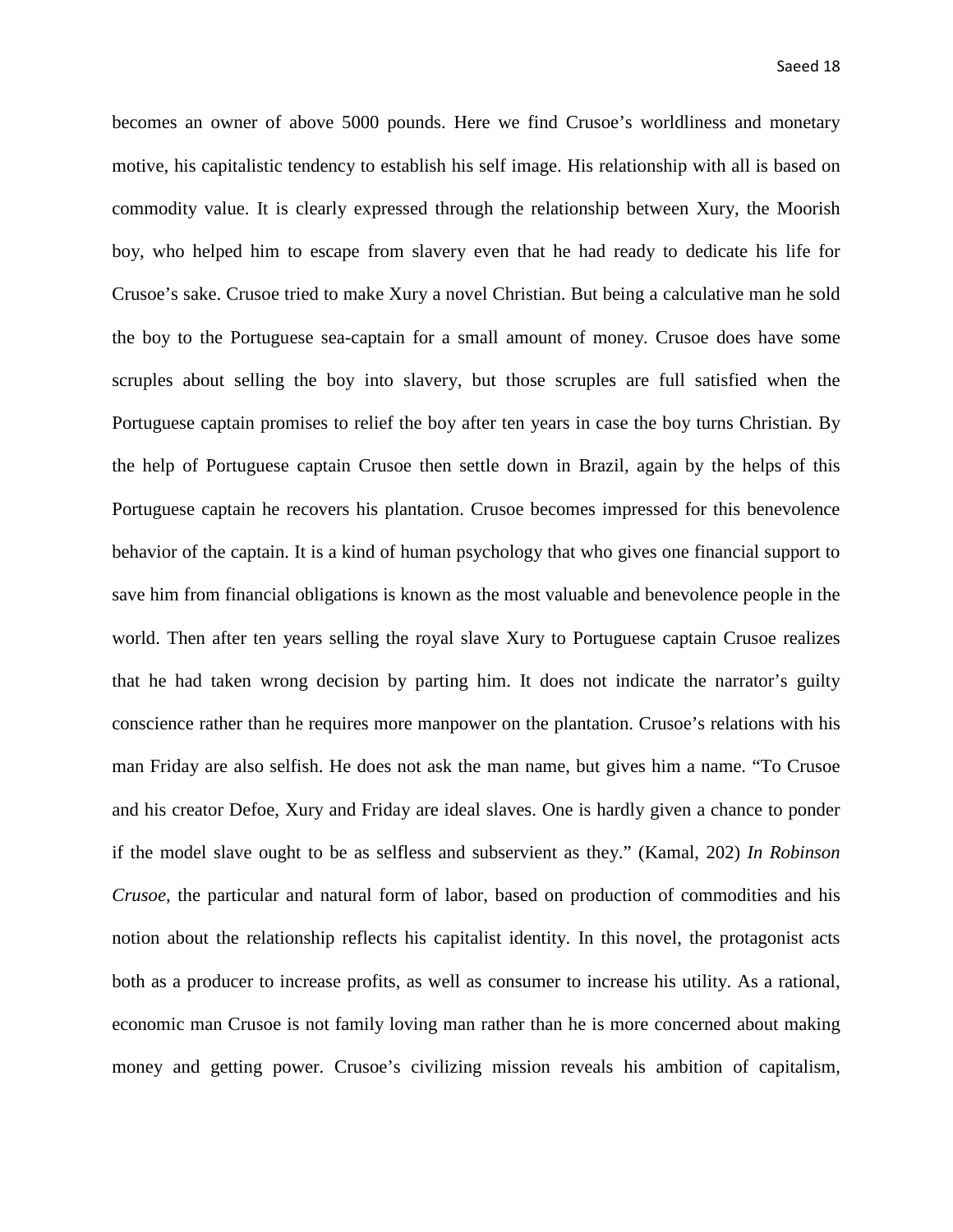becomes an owner of above 5000 pounds. Here we find Crusoe's worldliness and monetary motive, his capitalistic tendency to establish his self image. His relationship with all is based on commodity value. It is clearly expressed through the relationship between Xury, the Moorish boy, who helped him to escape from slavery even that he had ready to dedicate his life for Crusoe's sake. Crusoe tried to make Xury a novel Christian. But being a calculative man he sold the boy to the Portuguese sea-captain for a small amount of money. Crusoe does have some scruples about selling the boy into slavery, but those scruples are full satisfied when the Portuguese captain promises to relief the boy after ten years in case the boy turns Christian. By the help of Portuguese captain Crusoe then settle down in Brazil, again by the helps of this Portuguese captain he recovers his plantation. Crusoe becomes impressed for this benevolence behavior of the captain. It is a kind of human psychology that who gives one financial support to save him from financial obligations is known as the most valuable and benevolence people in the world. Then after ten years selling the royal slave Xury to Portuguese captain Crusoe realizes that he had taken wrong decision by parting him. It does not indicate the narrator's guilty conscience rather than he requires more manpower on the plantation. Crusoe's relations with his man Friday are also selfish. He does not ask the man name, but gives him a name. "To Crusoe and his creator Defoe, Xury and Friday are ideal slaves. One is hardly given a chance to ponder if the model slave ought to be as selfless and subservient as they." (Kamal, 202) *In Robinson Crusoe*, the particular and natural form of labor, based on production of commodities and his notion about the relationship reflects his capitalist identity. In this novel, the protagonist acts both as a producer to increase profits, as well as consumer to increase his utility. As a rational, economic man Crusoe is not family loving man rather than he is more concerned about making money and getting power. Crusoe's civilizing mission reveals his ambition of capitalism,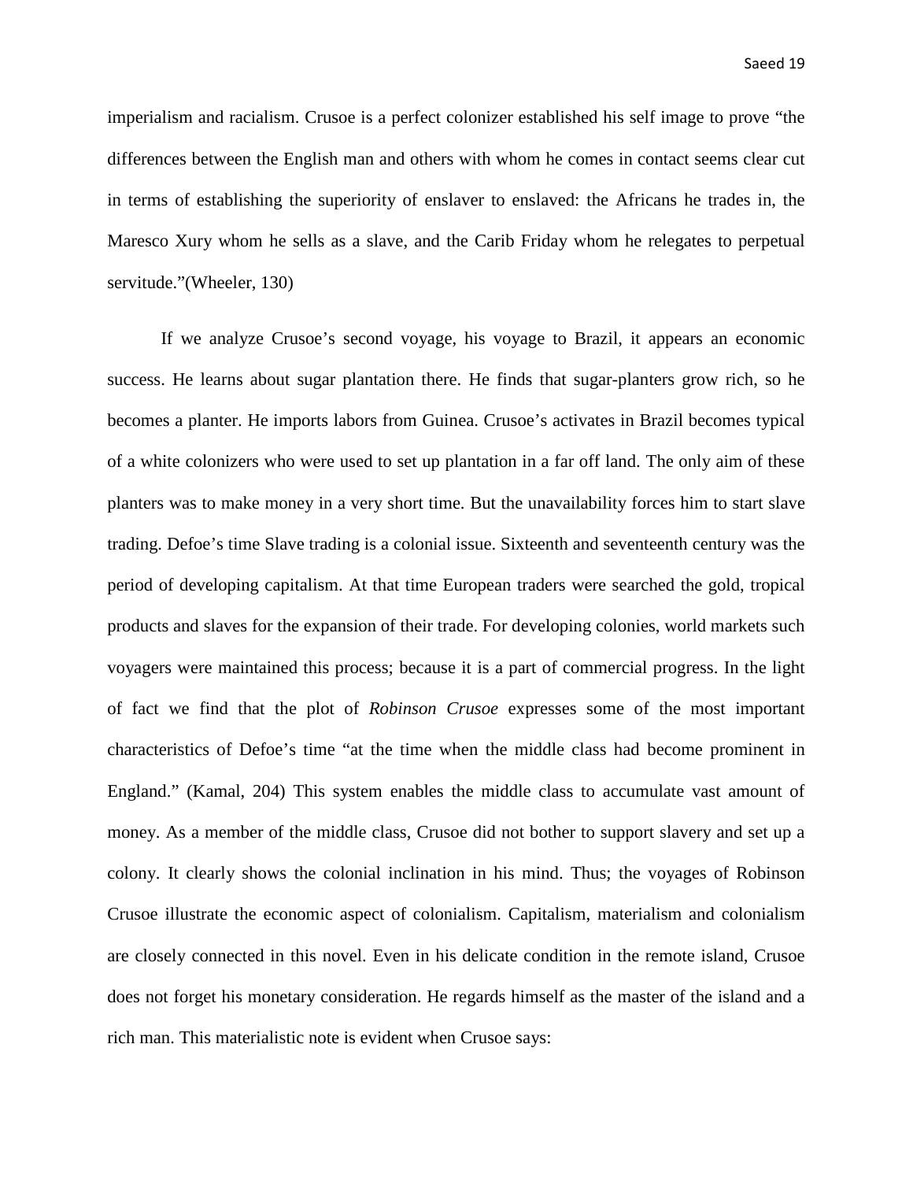imperialism and racialism. Crusoe is a perfect colonizer established his self image to prove "the differences between the English man and others with whom he comes in contact seems clear cut in terms of establishing the superiority of enslaver to enslaved: the Africans he trades in, the Maresco Xury whom he sells as a slave, and the Carib Friday whom he relegates to perpetual servitude."(Wheeler, 130)

If we analyze Crusoe's second voyage, his voyage to Brazil, it appears an economic success. He learns about sugar plantation there. He finds that sugar-planters grow rich, so he becomes a planter. He imports labors from Guinea. Crusoe's activates in Brazil becomes typical of a white colonizers who were used to set up plantation in a far off land. The only aim of these planters was to make money in a very short time. But the unavailability forces him to start slave trading. Defoe's time Slave trading is a colonial issue. Sixteenth and seventeenth century was the period of developing capitalism. At that time European traders were searched the gold, tropical products and slaves for the expansion of their trade. For developing colonies, world markets such voyagers were maintained this process; because it is a part of commercial progress. In the light of fact we find that the plot of *Robinson Crusoe* expresses some of the most important characteristics of Defoe's time "at the time when the middle class had become prominent in England." (Kamal, 204) This system enables the middle class to accumulate vast amount of money. As a member of the middle class, Crusoe did not bother to support slavery and set up a colony. It clearly shows the colonial inclination in his mind. Thus; the voyages of Robinson Crusoe illustrate the economic aspect of colonialism. Capitalism, materialism and colonialism are closely connected in this novel. Even in his delicate condition in the remote island, Crusoe does not forget his monetary consideration. He regards himself as the master of the island and a rich man. This materialistic note is evident when Crusoe says: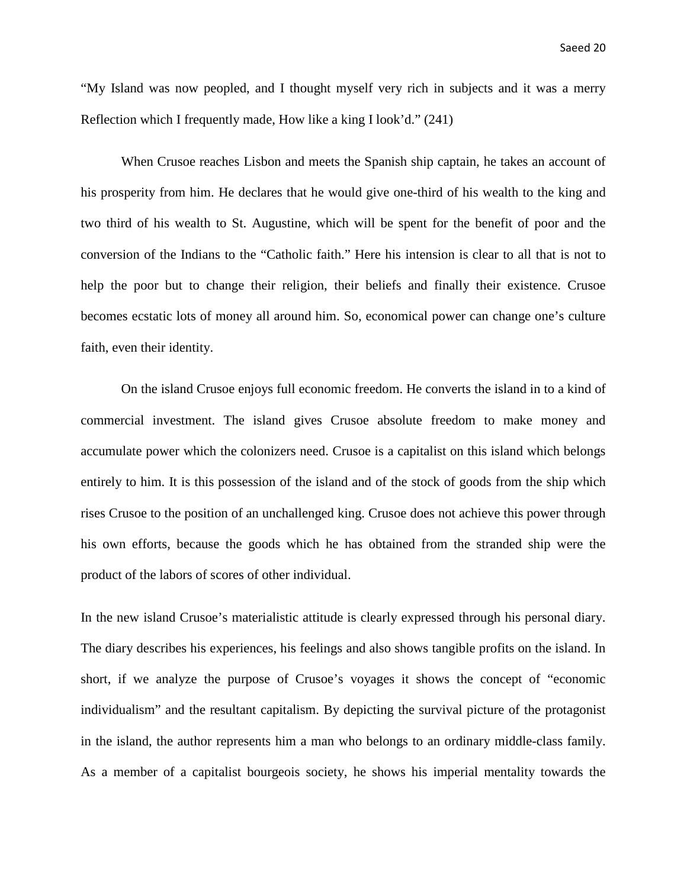"My Island was now peopled, and I thought myself very rich in subjects and it was a merry Reflection which I frequently made, How like a king I look'd." (241)

When Crusoe reaches Lisbon and meets the Spanish ship captain, he takes an account of his prosperity from him. He declares that he would give one-third of his wealth to the king and two third of his wealth to St. Augustine, which will be spent for the benefit of poor and the conversion of the Indians to the "Catholic faith." Here his intension is clear to all that is not to help the poor but to change their religion, their beliefs and finally their existence. Crusoe becomes ecstatic lots of money all around him. So, economical power can change one's culture faith, even their identity.

On the island Crusoe enjoys full economic freedom. He converts the island in to a kind of commercial investment. The island gives Crusoe absolute freedom to make money and accumulate power which the colonizers need. Crusoe is a capitalist on this island which belongs entirely to him. It is this possession of the island and of the stock of goods from the ship which rises Crusoe to the position of an unchallenged king. Crusoe does not achieve this power through his own efforts, because the goods which he has obtained from the stranded ship were the product of the labors of scores of other individual.

In the new island Crusoe's materialistic attitude is clearly expressed through his personal diary. The diary describes his experiences, his feelings and also shows tangible profits on the island. In short, if we analyze the purpose of Crusoe's voyages it shows the concept of "economic individualism" and the resultant capitalism. By depicting the survival picture of the protagonist in the island, the author represents him a man who belongs to an ordinary middle-class family. As a member of a capitalist bourgeois society, he shows his imperial mentality towards the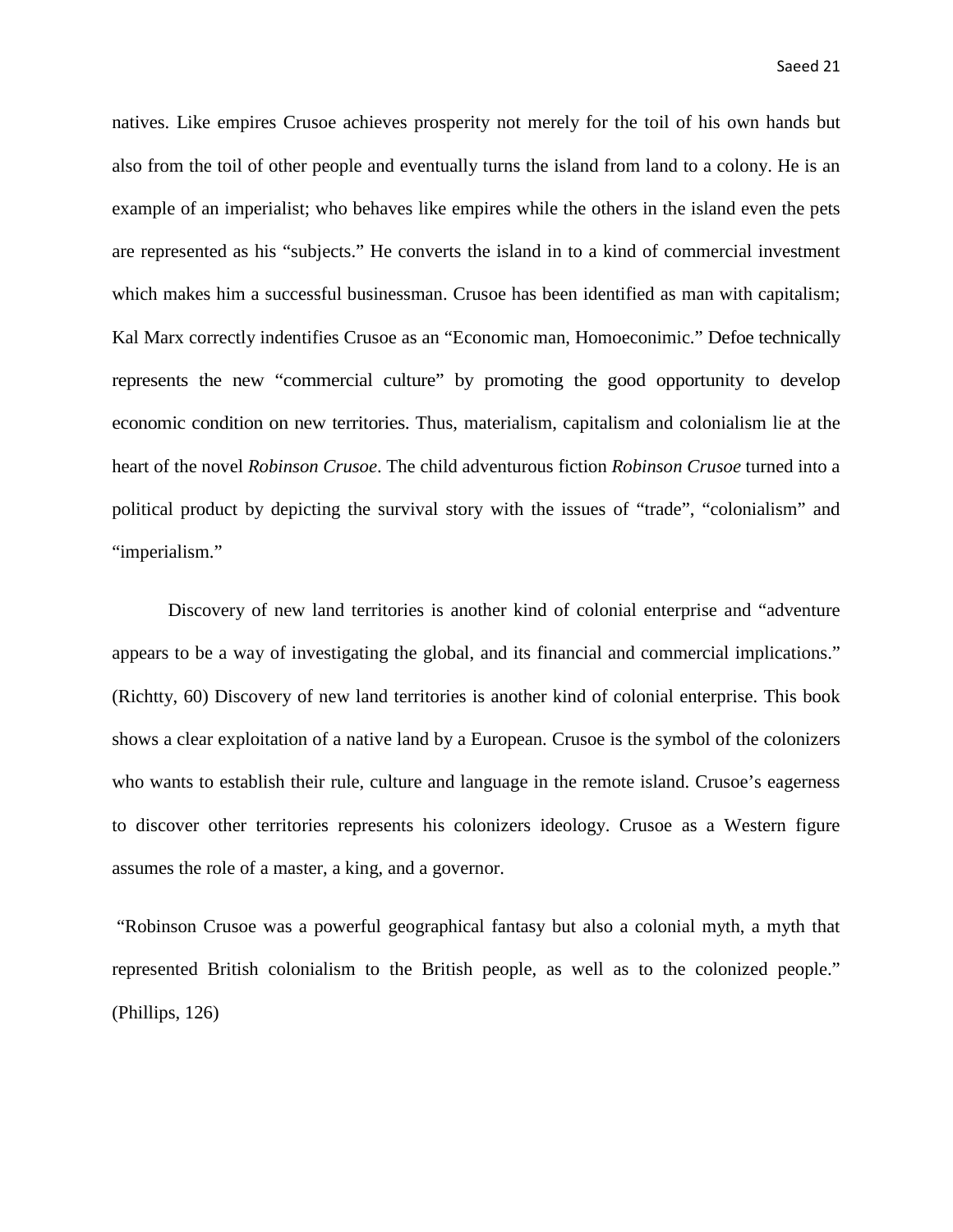natives. Like empires Crusoe achieves prosperity not merely for the toil of his own hands but also from the toil of other people and eventually turns the island from land to a colony. He is an example of an imperialist; who behaves like empires while the others in the island even the pets are represented as his "subjects." He converts the island in to a kind of commercial investment which makes him a successful businessman. Crusoe has been identified as man with capitalism; Kal Marx correctly indentifies Crusoe as an "Economic man, Homoeconimic." Defoe technically represents the new "commercial culture" by promoting the good opportunity to develop economic condition on new territories. Thus, materialism, capitalism and colonialism lie at the heart of the novel *Robinson Crusoe*. The child adventurous fiction *Robinson Crusoe* turned into a political product by depicting the survival story with the issues of "trade", "colonialism" and "imperialism."

Discovery of new land territories is another kind of colonial enterprise and "adventure appears to be a way of investigating the global, and its financial and commercial implications." (Richtty, 60) Discovery of new land territories is another kind of colonial enterprise. This book shows a clear exploitation of a native land by a European. Crusoe is the symbol of the colonizers who wants to establish their rule, culture and language in the remote island. Crusoe's eagerness to discover other territories represents his colonizers ideology. Crusoe as a Western figure assumes the role of a master, a king, and a governor.

"Robinson Crusoe was a powerful geographical fantasy but also a colonial myth, a myth that represented British colonialism to the British people, as well as to the colonized people." (Phillips, 126)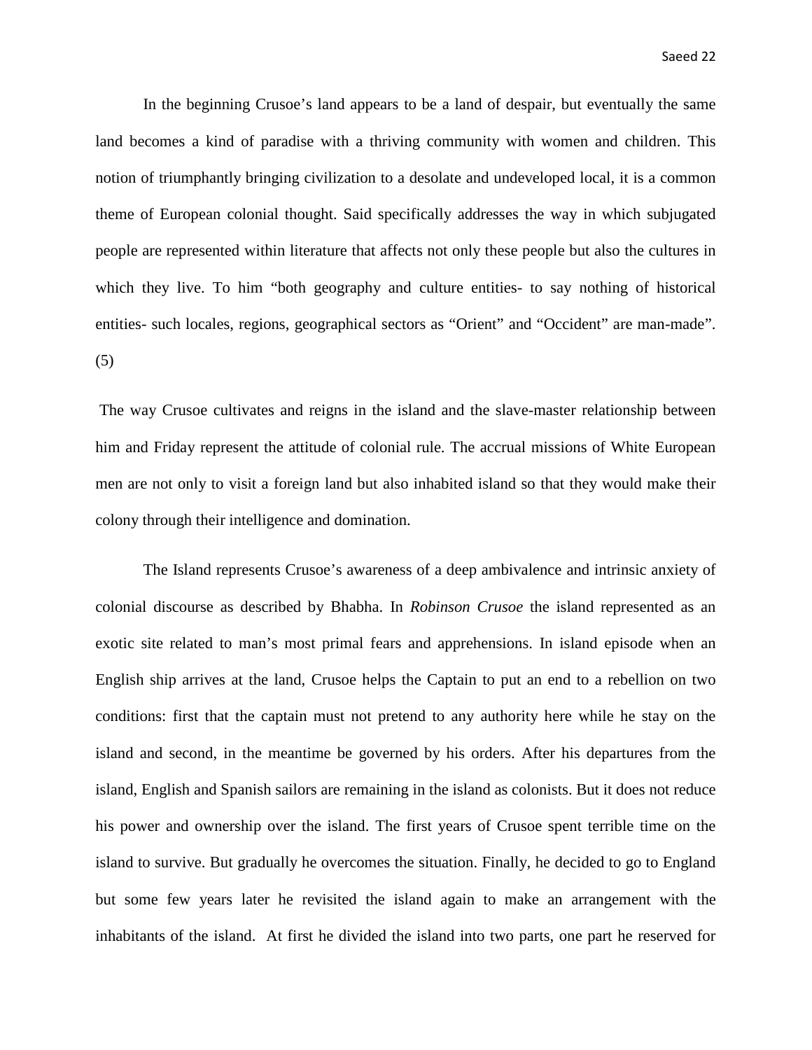In the beginning Crusoe's land appears to be a land of despair, but eventually the same land becomes a kind of paradise with a thriving community with women and children. This notion of triumphantly bringing civilization to a desolate and undeveloped local, it is a common theme of European colonial thought. Said specifically addresses the way in which subjugated people are represented within literature that affects not only these people but also the cultures in which they live. To him "both geography and culture entities- to say nothing of historical entities- such locales, regions, geographical sectors as "Orient" and "Occident" are man-made". (5)

The way Crusoe cultivates and reigns in the island and the slave-master relationship between him and Friday represent the attitude of colonial rule. The accrual missions of White European men are not only to visit a foreign land but also inhabited island so that they would make their colony through their intelligence and domination.

The Island represents Crusoe's awareness of a deep ambivalence and intrinsic anxiety of colonial discourse as described by Bhabha. In *Robinson Crusoe* the island represented as an exotic site related to man's most primal fears and apprehensions. In island episode when an English ship arrives at the land, Crusoe helps the Captain to put an end to a rebellion on two conditions: first that the captain must not pretend to any authority here while he stay on the island and second, in the meantime be governed by his orders. After his departures from the island, English and Spanish sailors are remaining in the island as colonists. But it does not reduce his power and ownership over the island. The first years of Crusoe spent terrible time on the island to survive. But gradually he overcomes the situation. Finally, he decided to go to England but some few years later he revisited the island again to make an arrangement with the inhabitants of the island. At first he divided the island into two parts, one part he reserved for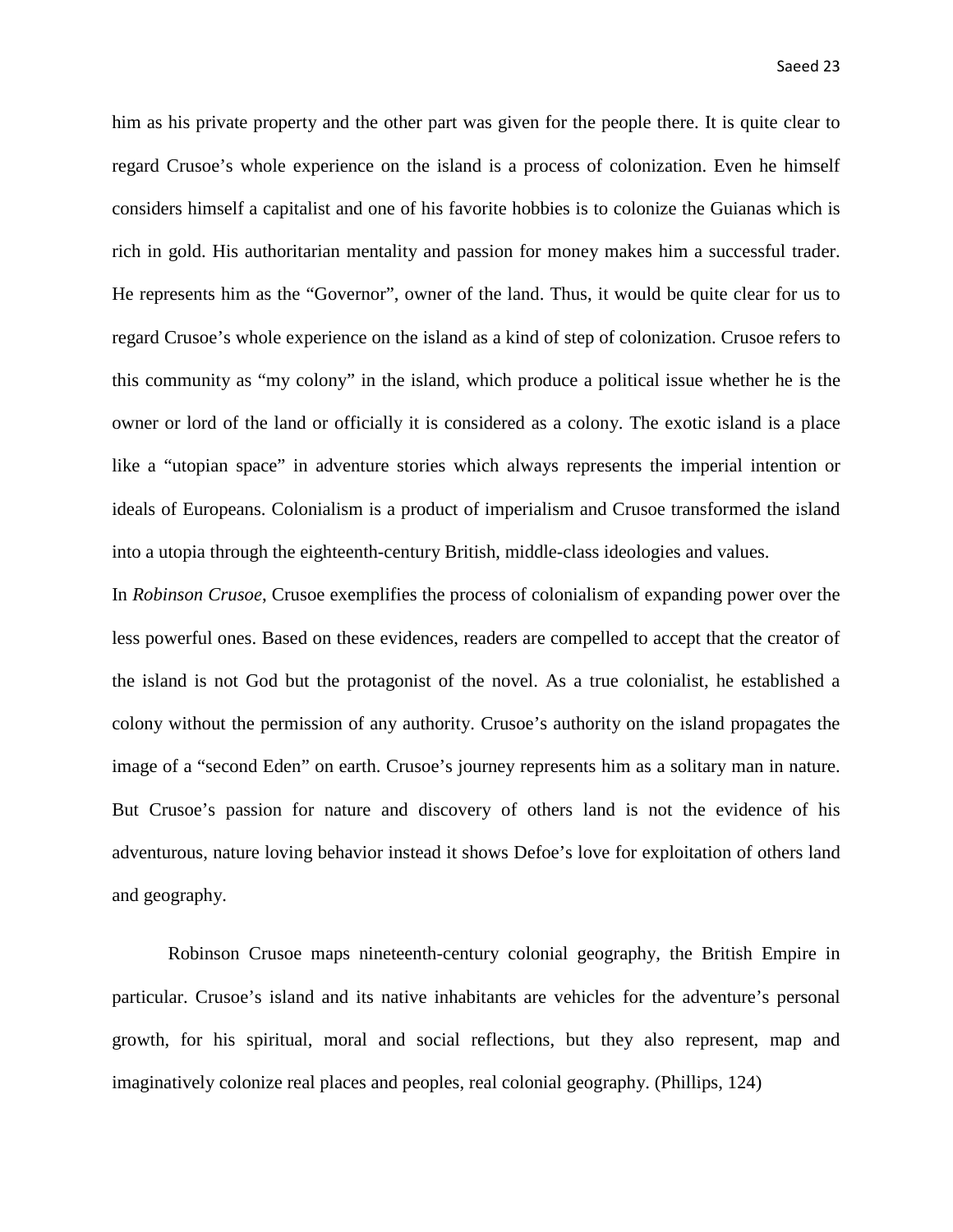him as his private property and the other part was given for the people there. It is quite clear to regard Crusoe's whole experience on the island is a process of colonization. Even he himself considers himself a capitalist and one of his favorite hobbies is to colonize the Guianas which is rich in gold. His authoritarian mentality and passion for money makes him a successful trader. He represents him as the "Governor", owner of the land. Thus, it would be quite clear for us to regard Crusoe's whole experience on the island as a kind of step of colonization. Crusoe refers to this community as "my colony" in the island, which produce a political issue whether he is the owner or lord of the land or officially it is considered as a colony. The exotic island is a place like a "utopian space" in adventure stories which always represents the imperial intention or ideals of Europeans. Colonialism is a product of imperialism and Crusoe transformed the island into a utopia through the eighteenth-century British, middle-class ideologies and values.

In *Robinson Crusoe*, Crusoe exemplifies the process of colonialism of expanding power over the less powerful ones. Based on these evidences, readers are compelled to accept that the creator of the island is not God but the protagonist of the novel. As a true colonialist, he established a colony without the permission of any authority. Crusoe's authority on the island propagates the image of a "second Eden" on earth. Crusoe's journey represents him as a solitary man in nature. But Crusoe's passion for nature and discovery of others land is not the evidence of his adventurous, nature loving behavior instead it shows Defoe's love for exploitation of others land and geography.

> Robinson Crusoe maps nineteenth-century colonial geography, the British Empire in particular. Crusoe's island and its native inhabitants are vehicles for the adventure's personal growth, for his spiritual, moral and social reflections, but they also represent, map and imaginatively colonize real places and peoples, real colonial geography. (Phillips, 124)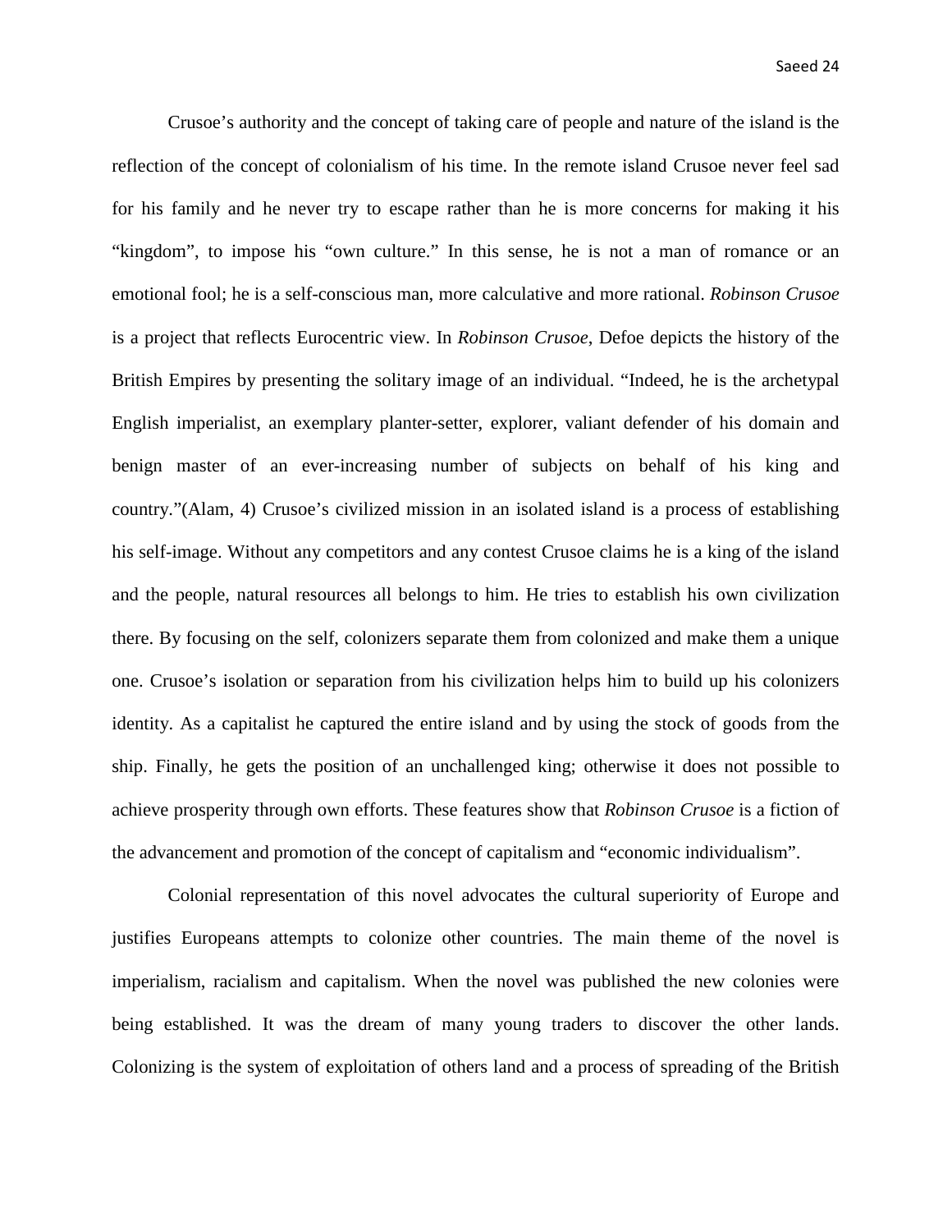Crusoe's authority and the concept of taking care of people and nature of the island is the reflection of the concept of colonialism of his time. In the remote island Crusoe never feel sad for his family and he never try to escape rather than he is more concerns for making it his "kingdom", to impose his "own culture." In this sense, he is not a man of romance or an emotional fool; he is a self-conscious man, more calculative and more rational. *Robinson Crusoe* is a project that reflects Eurocentric view. In *Robinson Crusoe*, Defoe depicts the history of the British Empires by presenting the solitary image of an individual. "Indeed, he is the archetypal English imperialist, an exemplary planter-setter, explorer, valiant defender of his domain and benign master of an ever-increasing number of subjects on behalf of his king and country."(Alam, 4) Crusoe's civilized mission in an isolated island is a process of establishing his self-image. Without any competitors and any contest Crusoe claims he is a king of the island and the people, natural resources all belongs to him. He tries to establish his own civilization there. By focusing on the self, colonizers separate them from colonized and make them a unique one. Crusoe's isolation or separation from his civilization helps him to build up his colonizers identity. As a capitalist he captured the entire island and by using the stock of goods from the ship. Finally, he gets the position of an unchallenged king; otherwise it does not possible to achieve prosperity through own efforts. These features show that *Robinson Crusoe* is a fiction of the advancement and promotion of the concept of capitalism and "economic individualism".

Colonial representation of this novel advocates the cultural superiority of Europe and justifies Europeans attempts to colonize other countries. The main theme of the novel is imperialism, racialism and capitalism. When the novel was published the new colonies were being established. It was the dream of many young traders to discover the other lands. Colonizing is the system of exploitation of others land and a process of spreading of the British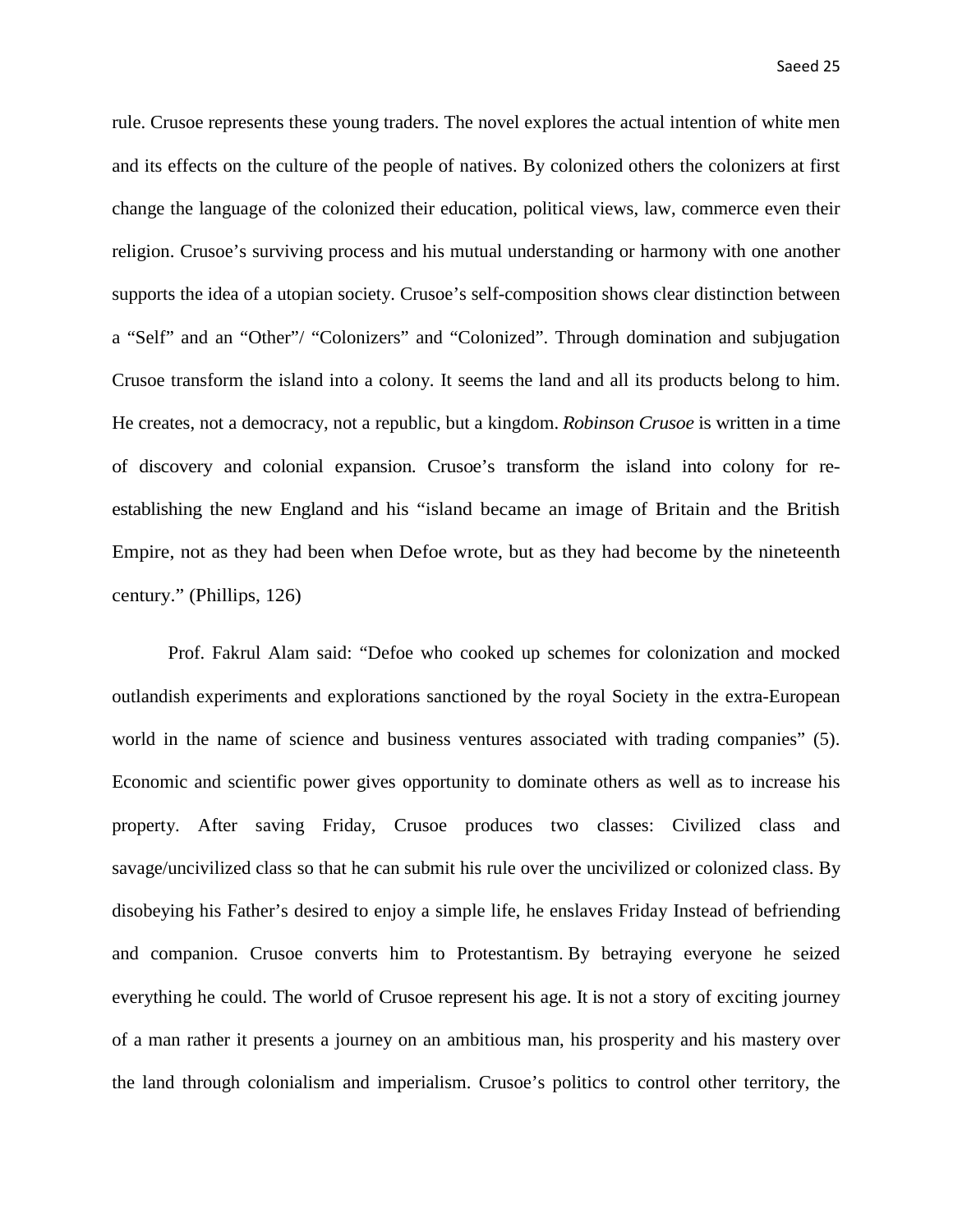rule. Crusoe represents these young traders. The novel explores the actual intention of white men and its effects on the culture of the people of natives. By colonized others the colonizers at first change the language of the colonized their education, political views, law, commerce even their religion. Crusoe's surviving process and his mutual understanding or harmony with one another supports the idea of a utopian society. Crusoe's self-composition shows clear distinction between a "Self" and an "Other"/ "Colonizers" and "Colonized". Through domination and subjugation Crusoe transform the island into a colony. It seems the land and all its products belong to him. He creates, not a democracy, not a republic, but a kingdom. *Robinson Crusoe* is written in a time of discovery and colonial expansion. Crusoe's transform the island into colony for re-establishing the new England and his "island became an image of Britain and the British Empire, not as they had been when Defoe wrote, but as they had become by the nineteenth century." (Phillips, 126)

Prof. Fakrul Alam said: "Defoe who cooked up schemes for colonization and mocked outlandish experiments and explorations sanctioned by the royal Society in the extra-European world in the name of science and business ventures associated with trading companies" (5). Economic and scientific power gives opportunity to dominate others as well as to increase his property. After saving Friday, Crusoe produces two classes: Civilized class and savage/uncivilized class so that he can submit his rule over the uncivilized or colonized class. By disobeying his Father's desired to enjoy a simple life, he enslaves Friday Instead of befriending and companion. Crusoe converts him to Protestantism. By betraying everyone he seized everything he could. The world of Crusoe represent his age. It is not a story of exciting journey of a man rather it presents a journey on an ambitious man, his prosperity and his mastery over the land through colonialism and imperialism. Crusoe's politics to control other territory, the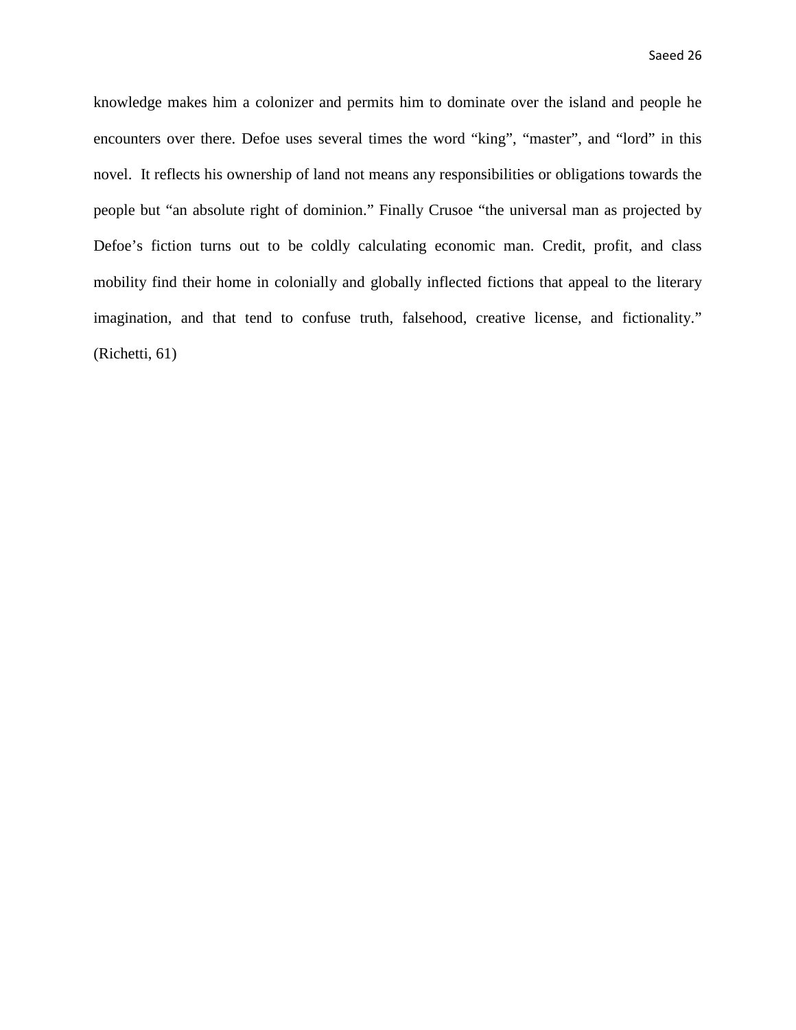knowledge makes him a colonizer and permits him to dominate over the island and people he encounters over there. Defoe uses several times the word “king”, “master”, and “lord” in this novel. It reflects his ownership of land not means any responsibilities or obligations towards the people but “an absolute right of dominion.” Finally Crusoe “the universal man as projected by Defoe’s fiction turns out to be coldly calculating economic man. Credit, profit, and class mobility find their home in colonially and globally inflected fictions that appeal to the literary imagination, and that tend to confuse truth, falsehood, creative license, and fictionality.” (Richetti, 61)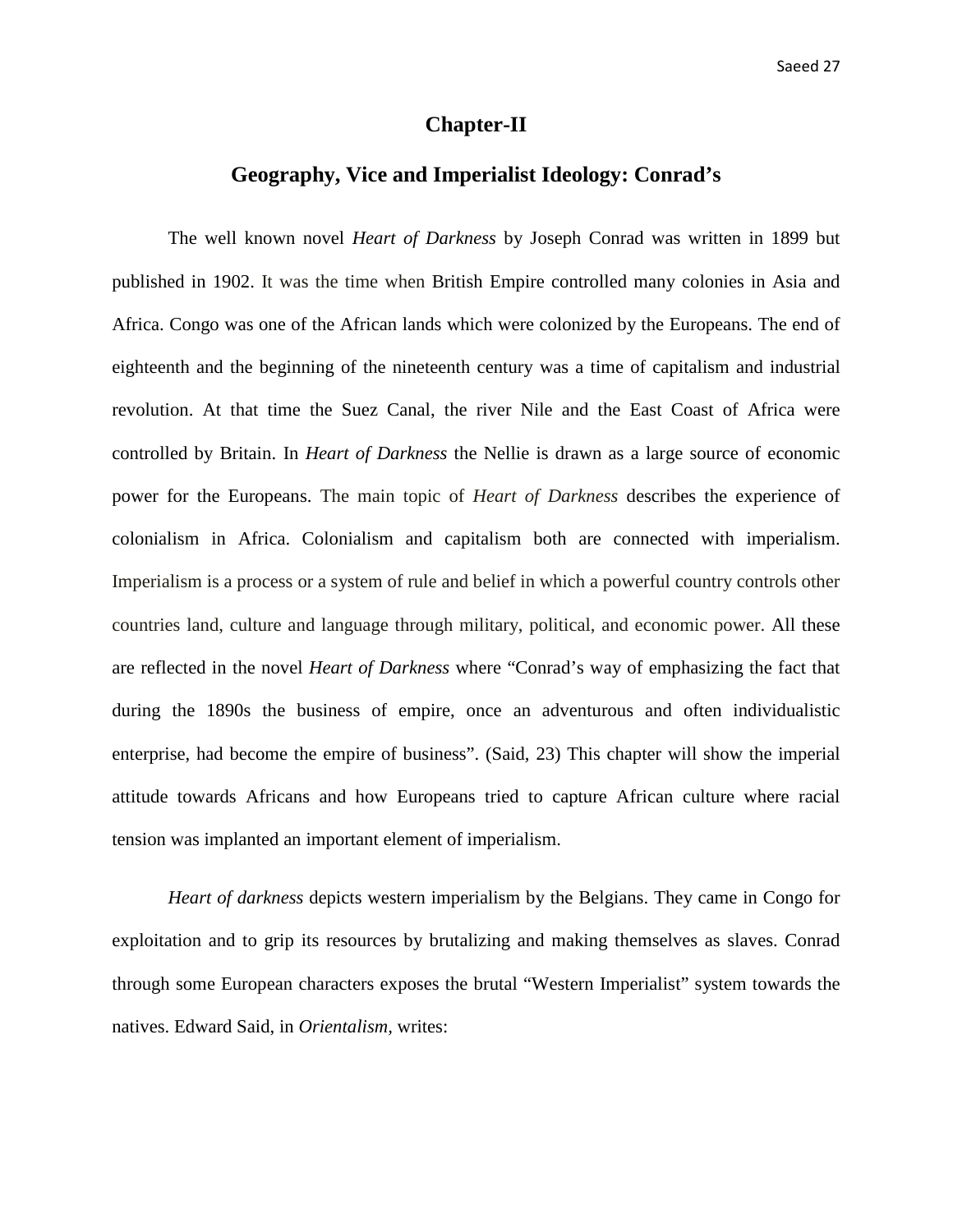# Chapter-II

## Geography, Vice and Imperialist Ideology: Conrad's

The well known novel *Heart of Darkness* by Joseph Conrad was written in 1899 but published in 1902. It was the time when British Empire controlled many colonies in Asia and Africa. Congo was one of the African lands which were colonized by the Europeans. The end of eighteenth and the beginning of the nineteenth century was a time of capitalism and industrial revolution. At that time the Suez Canal, the river Nile and the East Coast of Africa were controlled by Britain. In *Heart of Darkness* the Nellie is drawn as a large source of economic power for the Europeans. The main topic of *Heart of Darkness* describes the experience of colonialism in Africa. Colonialism and capitalism both are connected with imperialism. Imperialism is a process or a system of rule and belief in which a powerful country controls other countries land, culture and language through military, political, and economic power. All these are reflected in the novel *Heart of Darkness* where "Conrad's way of emphasizing the fact that during the 1890s the business of empire, once an adventurous and often individualistic enterprise, had become the empire of business". (Said, 23) This chapter will show the imperial attitude towards Africans and how Europeans tried to capture African culture where racial tension was implanted an important element of imperialism.

*Heart of darkness* depicts western imperialism by the Belgians. They came in Congo for exploitation and to grip its resources by brutalizing and making themselves as slaves. Conrad through some European characters exposes the brutal "Western Imperialist" system towards the natives. Edward Said, in *Orientalism,* writes: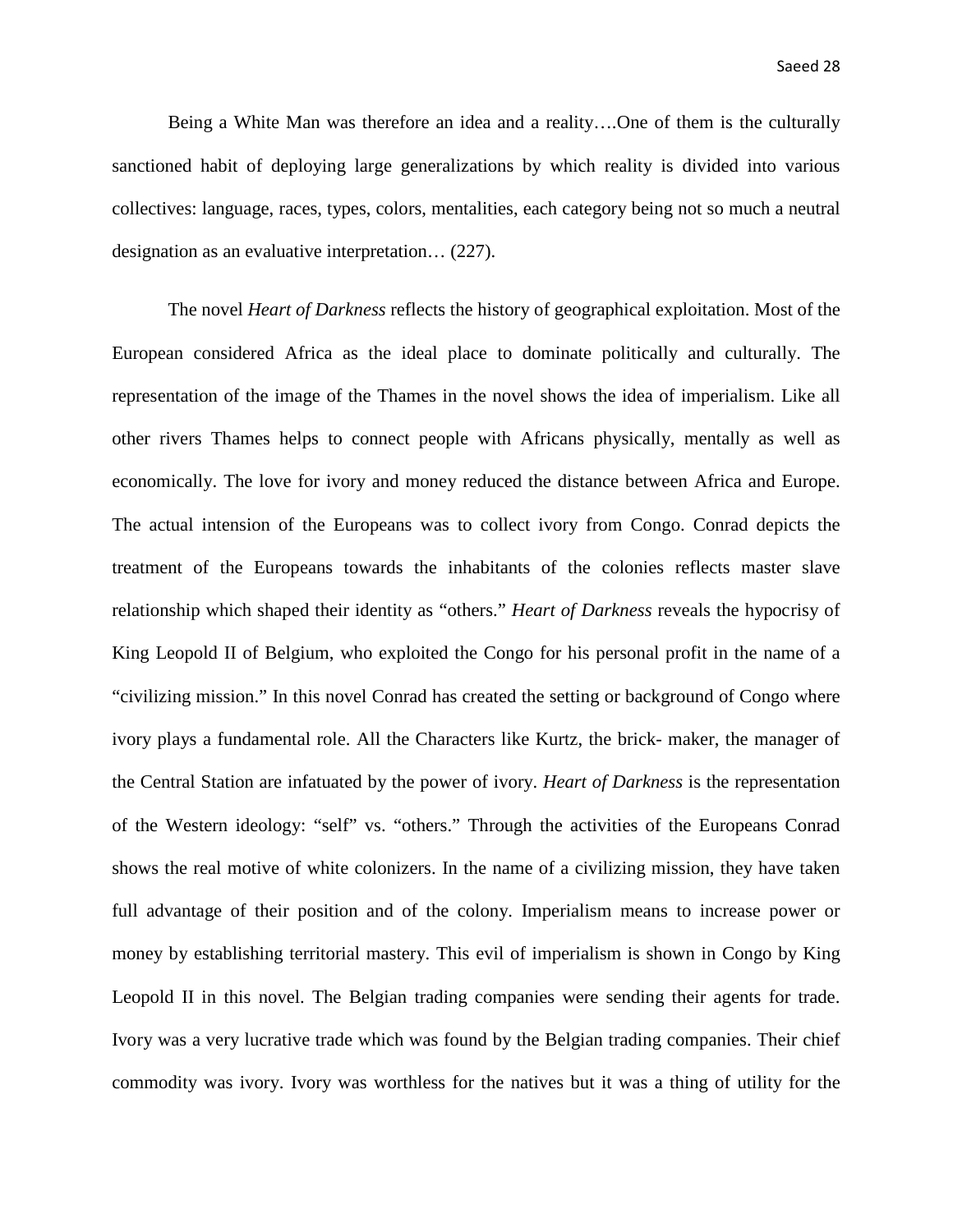Being a White Man was therefore an idea and a reality….One of them is the culturally sanctioned habit of deploying large generalizations by which reality is divided into various collectives: language, races, types, colors, mentalities, each category being not so much a neutral designation as an evaluative interpretation… (227).

The novel *Heart of Darkness* reflects the history of geographical exploitation. Most of the European considered Africa as the ideal place to dominate politically and culturally. The representation of the image of the Thames in the novel shows the idea of imperialism. Like all other rivers Thames helps to connect people with Africans physically, mentally as well as economically. The love for ivory and money reduced the distance between Africa and Europe. The actual intension of the Europeans was to collect ivory from Congo. Conrad depicts the treatment of the Europeans towards the inhabitants of the colonies reflects master slave relationship which shaped their identity as "others." *Heart of Darkness* reveals the hypocrisy of King Leopold II of Belgium, who exploited the Congo for his personal profit in the name of a "civilizing mission." In this novel Conrad has created the setting or background of Congo where ivory plays a fundamental role. All the Characters like Kurtz, the brick- maker, the manager of the Central Station are infatuated by the power of ivory. *Heart of Darkness* is the representation of the Western ideology: "self" vs. "others." Through the activities of the Europeans Conrad shows the real motive of white colonizers. In the name of a civilizing mission, they have taken full advantage of their position and of the colony. Imperialism means to increase power or money by establishing territorial mastery. This evil of imperialism is shown in Congo by King Leopold II in this novel. The Belgian trading companies were sending their agents for trade. Ivory was a very lucrative trade which was found by the Belgian trading companies. Their chief commodity was ivory. Ivory was worthless for the natives but it was a thing of utility for the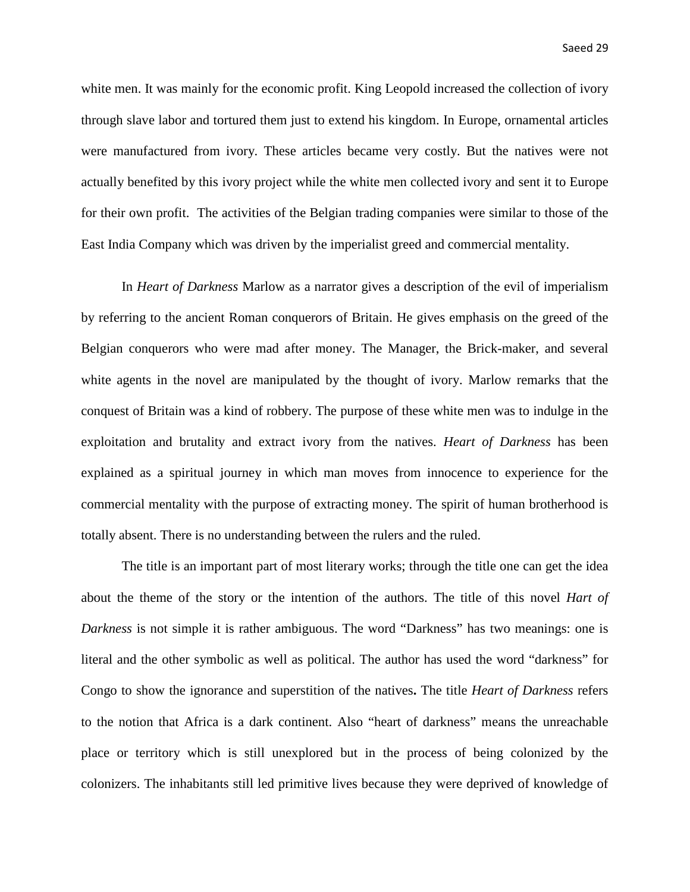white men. It was mainly for the economic profit. King Leopold increased the collection of ivory through slave labor and tortured them just to extend his kingdom. In Europe, ornamental articles were manufactured from ivory. These articles became very costly. But the natives were not actually benefited by this ivory project while the white men collected ivory and sent it to Europe for their own profit. The activities of the Belgian trading companies were similar to those of the East India Company which was driven by the imperialist greed and commercial mentality.

In *Heart of Darkness* Marlow as a narrator gives a description of the evil of imperialism by referring to the ancient Roman conquerors of Britain. He gives emphasis on the greed of the Belgian conquerors who were mad after money. The Manager, the Brick-maker, and several white agents in the novel are manipulated by the thought of ivory. Marlow remarks that the conquest of Britain was a kind of robbery. The purpose of these white men was to indulge in the exploitation and brutality and extract ivory from the natives. *Heart of Darkness* has been explained as a spiritual journey in which man moves from innocence to experience for the commercial mentality with the purpose of extracting money. The spirit of human brotherhood is totally absent. There is no understanding between the rulers and the ruled.

The title is an important part of most literary works; through the title one can get the idea about the theme of the story or the intention of the authors. The title of this novel *Hart of Darkness* is not simple it is rather ambiguous. The word "Darkness" has two meanings: one is literal and the other symbolic as well as political. The author has used the word "darkness" for Congo to show the ignorance and superstition of the natives**.** The title *Heart of Darkness* refers to the notion that Africa is a dark continent. Also "heart of darkness" means the unreachable place or territory which is still unexplored but in the process of being colonized by the colonizers. The inhabitants still led primitive lives because they were deprived of knowledge of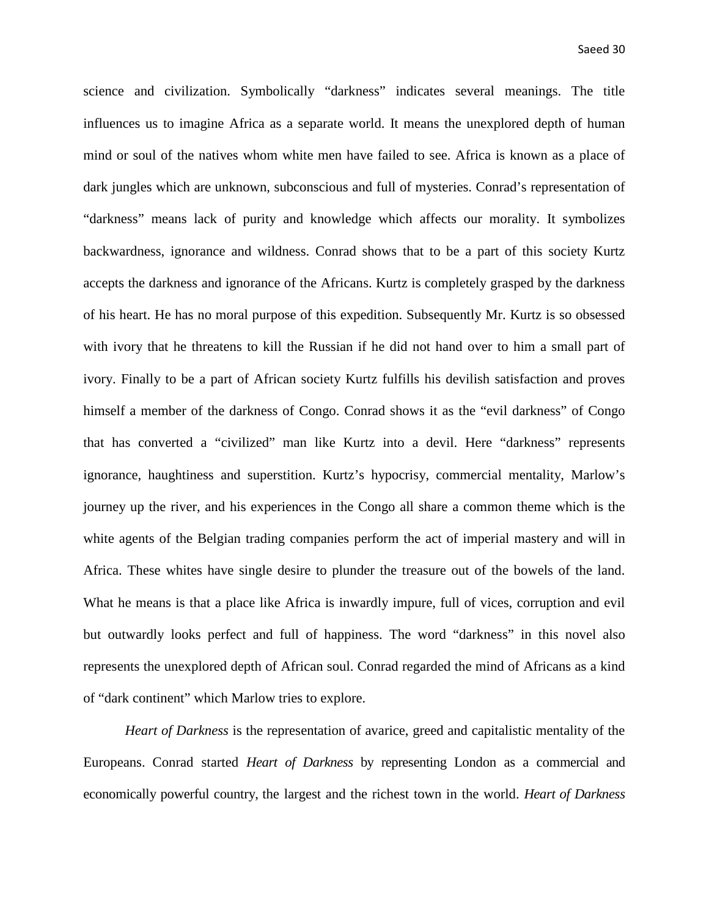science and civilization. Symbolically "darkness" indicates several meanings. The title influences us to imagine Africa as a separate world. It means the unexplored depth of human mind or soul of the natives whom white men have failed to see. Africa is known as a place of dark jungles which are unknown, subconscious and full of mysteries. Conrad's representation of "darkness" means lack of purity and knowledge which affects our morality. It symbolizes backwardness, ignorance and wildness. Conrad shows that to be a part of this society Kurtz accepts the darkness and ignorance of the Africans. Kurtz is completely grasped by the darkness of his heart. He has no moral purpose of this expedition. Subsequently Mr. Kurtz is so obsessed with ivory that he threatens to kill the Russian if he did not hand over to him a small part of ivory. Finally to be a part of African society Kurtz fulfills his devilish satisfaction and proves himself a member of the darkness of Congo. Conrad shows it as the "evil darkness" of Congo that has converted a "civilized" man like Kurtz into a devil. Here "darkness" represents ignorance, haughtiness and superstition. Kurtz's hypocrisy, commercial mentality, Marlow's journey up the river, and his experiences in the Congo all share a common theme which is the white agents of the Belgian trading companies perform the act of imperial mastery and will in Africa. These whites have single desire to plunder the treasure out of the bowels of the land. What he means is that a place like Africa is inwardly impure, full of vices, corruption and evil but outwardly looks perfect and full of happiness. The word "darkness" in this novel also represents the unexplored depth of African soul. Conrad regarded the mind of Africans as a kind of "dark continent" which Marlow tries to explore.

*Heart of Darkness* is the representation of avarice, greed and capitalistic mentality of the Europeans. Conrad started *Heart of Darkness* by representing London as a commercial and economically powerful country, the largest and the richest town in the world. *Heart of Darkness*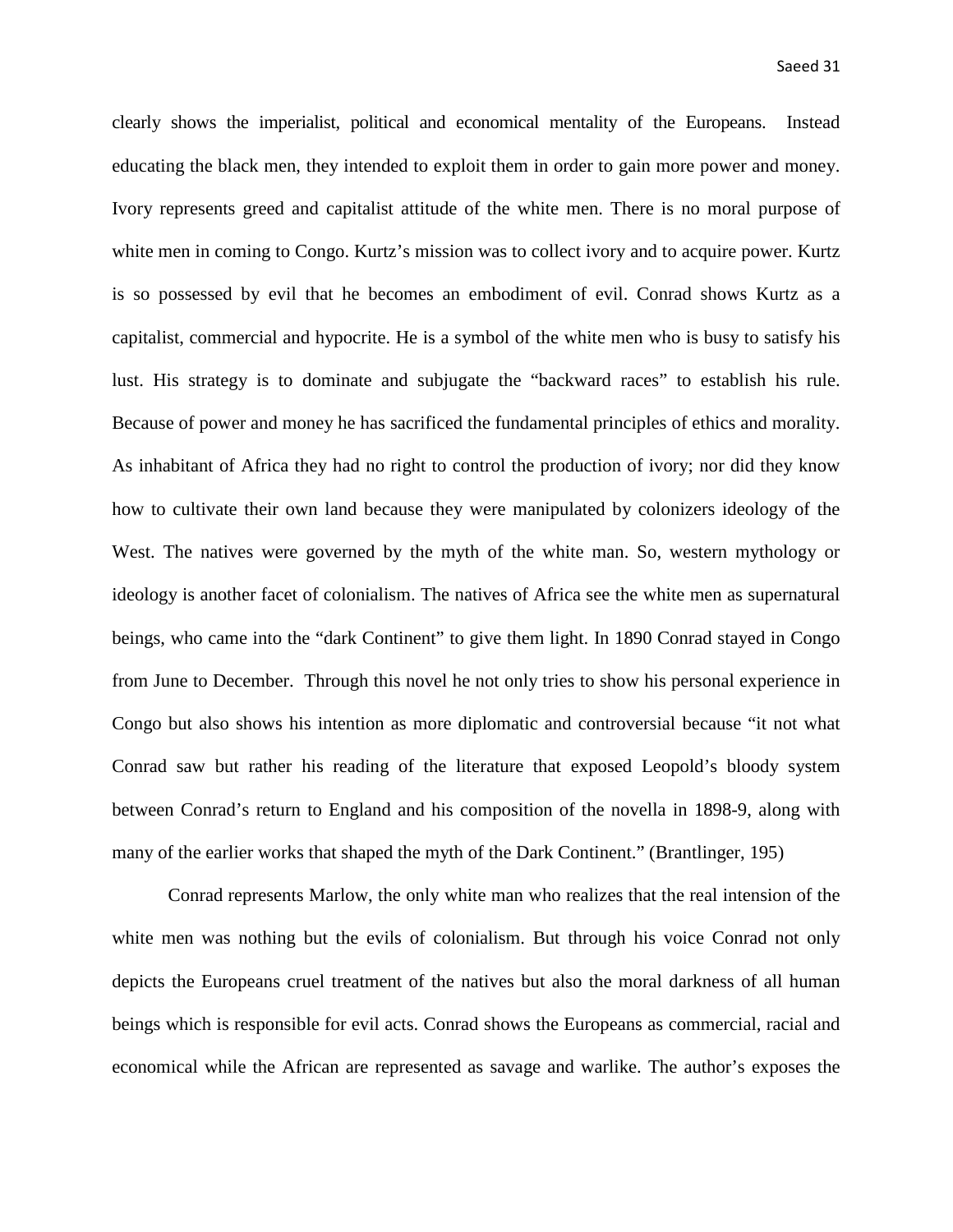clearly shows the imperialist, political and economical mentality of the Europeans. Instead educating the black men, they intended to exploit them in order to gain more power and money. Ivory represents greed and capitalist attitude of the white men. There is no moral purpose of white men in coming to Congo. Kurtz's mission was to collect ivory and to acquire power. Kurtz is so possessed by evil that he becomes an embodiment of evil. Conrad shows Kurtz as a capitalist, commercial and hypocrite. He is a symbol of the white men who is busy to satisfy his lust. His strategy is to dominate and subjugate the "backward races" to establish his rule. Because of power and money he has sacrificed the fundamental principles of ethics and morality. As inhabitant of Africa they had no right to control the production of ivory; nor did they know how to cultivate their own land because they were manipulated by colonizers ideology of the West. The natives were governed by the myth of the white man. So, western mythology or ideology is another facet of colonialism. The natives of Africa see the white men as supernatural beings, who came into the "dark Continent" to give them light. In 1890 Conrad stayed in Congo from June to December. Through this novel he not only tries to show his personal experience in Congo but also shows his intention as more diplomatic and controversial because "it not what Conrad saw but rather his reading of the literature that exposed Leopold's bloody system between Conrad's return to England and his composition of the novella in 1898-9, along with many of the earlier works that shaped the myth of the Dark Continent." (Brantlinger, 195)

Conrad represents Marlow, the only white man who realizes that the real intension of the white men was nothing but the evils of colonialism. But through his voice Conrad not only depicts the Europeans cruel treatment of the natives but also the moral darkness of all human beings which is responsible for evil acts. Conrad shows the Europeans as commercial, racial and economical while the African are represented as savage and warlike. The author's exposes the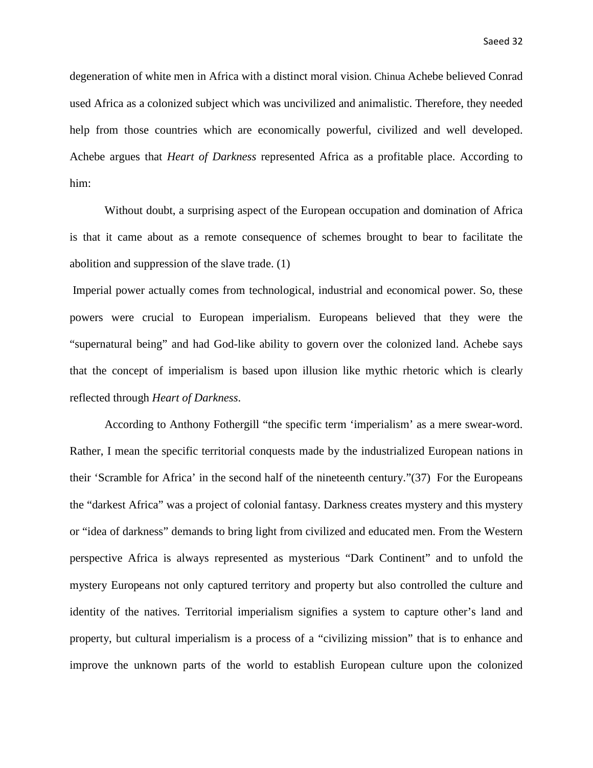degeneration of white men in Africa with a distinct moral vision. Chinua Achebe believed Conrad used Africa as a colonized subject which was uncivilized and animalistic. Therefore, they needed help from those countries which are economically powerful, civilized and well developed. Achebe argues that *Heart of Darkness* represented Africa as a profitable place. According to him:

> Without doubt, a surprising aspect of the European occupation and domination of Africa is that it came about as a remote consequence of schemes brought to bear to facilitate the abolition and suppression of the slave trade. (1)

Imperial power actually comes from technological, industrial and economical power. So, these powers were crucial to European imperialism. Europeans believed that they were the "supernatural being" and had God-like ability to govern over the colonized land. Achebe says that the concept of imperialism is based upon illusion like mythic rhetoric which is clearly reflected through *Heart of Darkness*.

According to Anthony Fothergill "the specific term 'imperialism' as a mere swear-word. Rather, I mean the specific territorial conquests made by the industrialized European nations in their 'Scramble for Africa' in the second half of the nineteenth century."(37) For the Europeans the "darkest Africa" was a project of colonial fantasy. Darkness creates mystery and this mystery or "idea of darkness" demands to bring light from civilized and educated men. From the Western perspective Africa is always represented as mysterious "Dark Continent" and to unfold the mystery Europeans not only captured territory and property but also controlled the culture and identity of the natives. Territorial imperialism signifies a system to capture other's land and property, but cultural imperialism is a process of a "civilizing mission" that is to enhance and improve the unknown parts of the world to establish European culture upon the colonized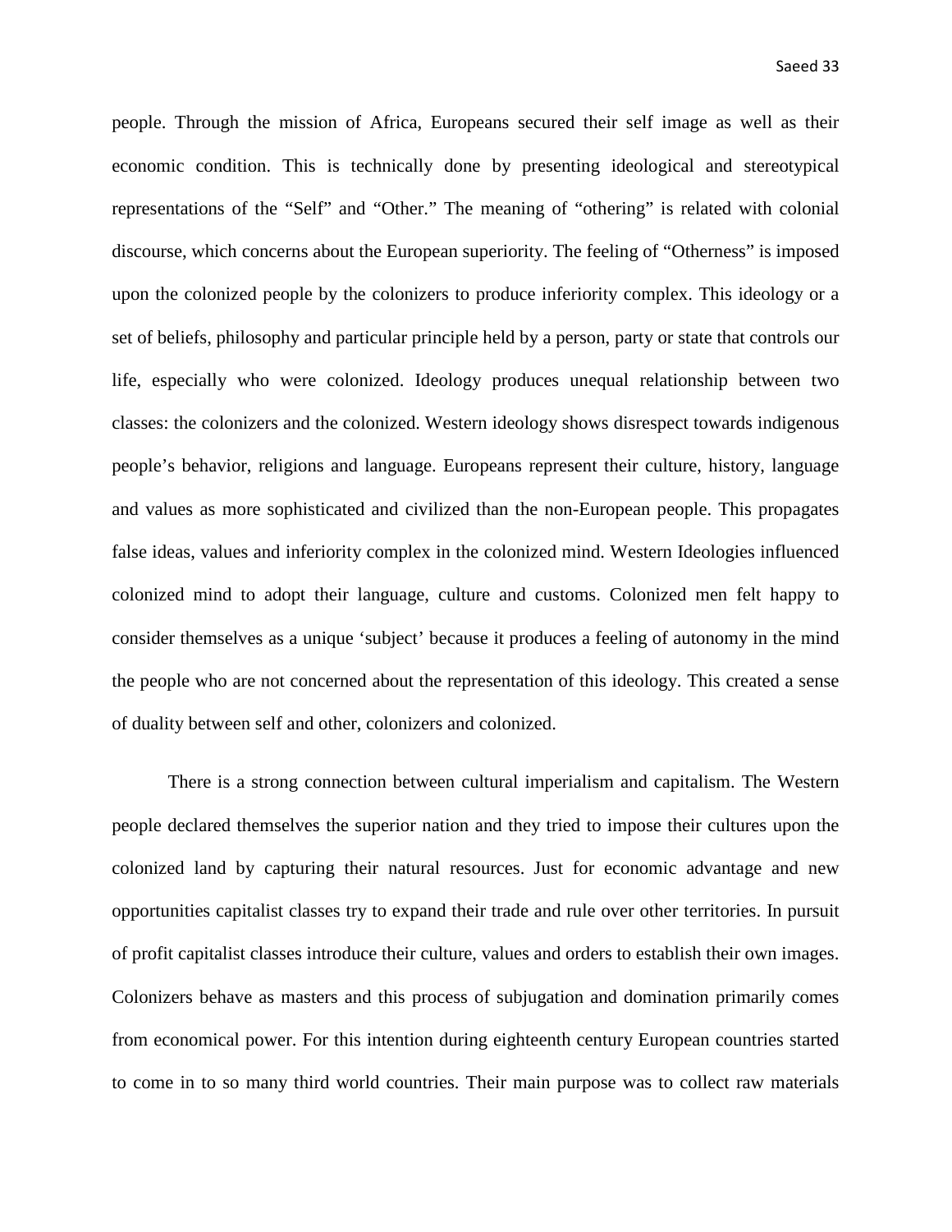people. Through the mission of Africa, Europeans secured their self image as well as their economic condition. This is technically done by presenting ideological and stereotypical representations of the "Self" and "Other." The meaning of "othering" is related with colonial discourse, which concerns about the European superiority. The feeling of "Otherness" is imposed upon the colonized people by the colonizers to produce inferiority complex. This ideology or a set of beliefs, philosophy and particular principle held by a person, party or state that controls our life, especially who were colonized. Ideology produces unequal relationship between two classes: the colonizers and the colonized. Western ideology shows disrespect towards indigenous people's behavior, religions and language. Europeans represent their culture, history, language and values as more sophisticated and civilized than the non-European people. This propagates false ideas, values and inferiority complex in the colonized mind. Western Ideologies influenced colonized mind to adopt their language, culture and customs. Colonized men felt happy to consider themselves as a unique 'subject' because it produces a feeling of autonomy in the mind the people who are not concerned about the representation of this ideology. This created a sense of duality between self and other, colonizers and colonized.

There is a strong connection between cultural imperialism and capitalism. The Western people declared themselves the superior nation and they tried to impose their cultures upon the colonized land by capturing their natural resources. Just for economic advantage and new opportunities capitalist classes try to expand their trade and rule over other territories. In pursuit of profit capitalist classes introduce their culture, values and orders to establish their own images. Colonizers behave as masters and this process of subjugation and domination primarily comes from economical power. For this intention during eighteenth century European countries started to come in to so many third world countries. Their main purpose was to collect raw materials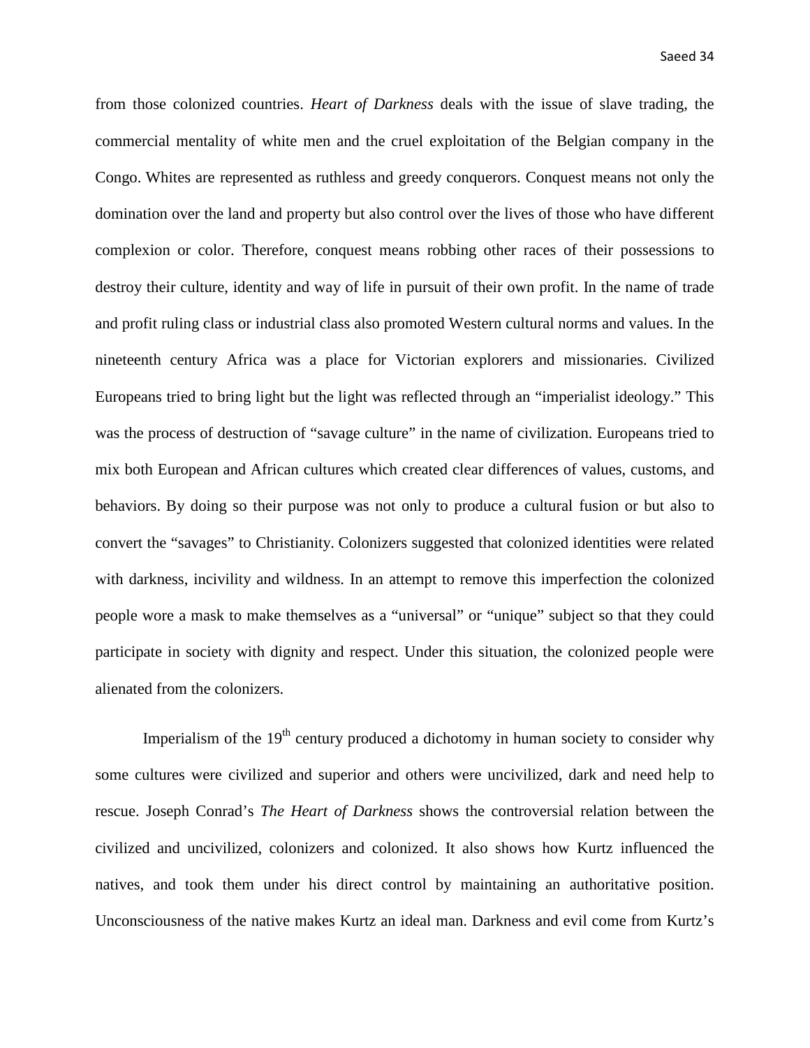from those colonized countries. *Heart of Darkness* deals with the issue of slave trading, the commercial mentality of white men and the cruel exploitation of the Belgian company in the Congo. Whites are represented as ruthless and greedy conquerors. Conquest means not only the domination over the land and property but also control over the lives of those who have different complexion or color. Therefore, conquest means robbing other races of their possessions to destroy their culture, identity and way of life in pursuit of their own profit. In the name of trade and profit ruling class or industrial class also promoted Western cultural norms and values. In the nineteenth century Africa was a place for Victorian explorers and missionaries. Civilized Europeans tried to bring light but the light was reflected through an "imperialist ideology." This was the process of destruction of "savage culture" in the name of civilization. Europeans tried to mix both European and African cultures which created clear differences of values, customs, and behaviors. By doing so their purpose was not only to produce a cultural fusion or but also to convert the "savages" to Christianity. Colonizers suggested that colonized identities were related with darkness, incivility and wildness. In an attempt to remove this imperfection the colonized people wore a mask to make themselves as a "universal" or "unique" subject so that they could participate in society with dignity and respect. Under this situation, the colonized people were alienated from the colonizers.

Imperialism of the 19th century produced a dichotomy in human society to consider why some cultures were civilized and superior and others were uncivilized, dark and need help to rescue. Joseph Conrad's *The Heart of Darkness* shows the controversial relation between the civilized and uncivilized, colonizers and colonized. It also shows how Kurtz influenced the natives, and took them under his direct control by maintaining an authoritative position. Unconsciousness of the native makes Kurtz an ideal man. Darkness and evil come from Kurtz's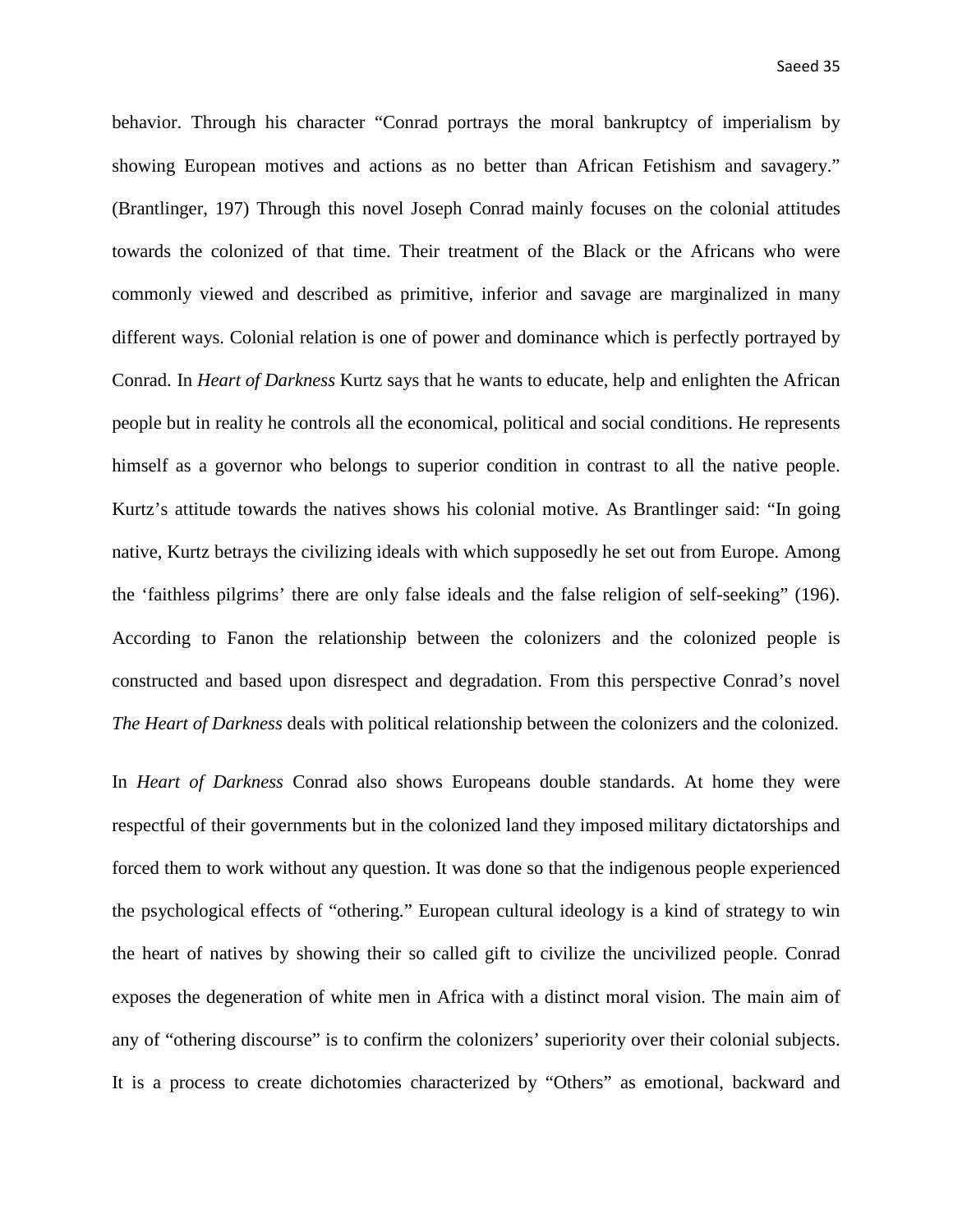behavior. Through his character "Conrad portrays the moral bankruptcy of imperialism by showing European motives and actions as no better than African Fetishism and savagery." (Brantlinger, 197) Through this novel Joseph Conrad mainly focuses on the colonial attitudes towards the colonized of that time. Their treatment of the Black or the Africans who were commonly viewed and described as primitive, inferior and savage are marginalized in many different ways. Colonial relation is one of power and dominance which is perfectly portrayed by Conrad. In *Heart of Darkness* Kurtz says that he wants to educate, help and enlighten the African people but in reality he controls all the economical, political and social conditions. He represents himself as a governor who belongs to superior condition in contrast to all the native people. Kurtz's attitude towards the natives shows his colonial motive. As Brantlinger said: "In going native, Kurtz betrays the civilizing ideals with which supposedly he set out from Europe. Among the 'faithless pilgrims' there are only false ideals and the false religion of self-seeking" (196). According to Fanon the relationship between the colonizers and the colonized people is constructed and based upon disrespect and degradation. From this perspective Conrad's novel *The Heart of Darkness* deals with political relationship between the colonizers and the colonized.

In *Heart of Darkness* Conrad also shows Europeans double standards. At home they were respectful of their governments but in the colonized land they imposed military dictatorships and forced them to work without any question. It was done so that the indigenous people experienced the psychological effects of "othering." European cultural ideology is a kind of strategy to win the heart of natives by showing their so called gift to civilize the uncivilized people. Conrad exposes the degeneration of white men in Africa with a distinct moral vision. The main aim of any of "othering discourse" is to confirm the colonizers' superiority over their colonial subjects. It is a process to create dichotomies characterized by "Others" as emotional, backward and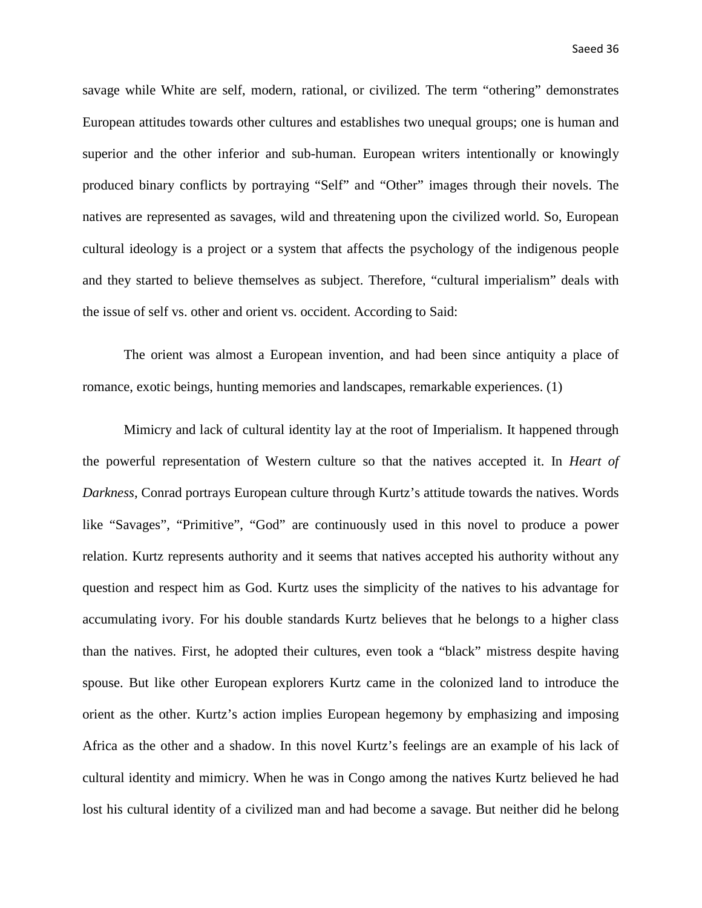savage while White are self, modern, rational, or civilized. The term "othering" demonstrates European attitudes towards other cultures and establishes two unequal groups; one is human and superior and the other inferior and sub-human. European writers intentionally or knowingly produced binary conflicts by portraying "Self" and "Other" images through their novels. The natives are represented as savages, wild and threatening upon the civilized world. So, European cultural ideology is a project or a system that affects the psychology of the indigenous people and they started to believe themselves as subject. Therefore, "cultural imperialism" deals with the issue of self vs. other and orient vs. occident. According to Said:

> The orient was almost a European invention, and had been since antiquity a place of romance, exotic beings, hunting memories and landscapes, remarkable experiences. (1)

Mimicry and lack of cultural identity lay at the root of Imperialism. It happened through the powerful representation of Western culture so that the natives accepted it. In *Heart of Darkness*, Conrad portrays European culture through Kurtz's attitude towards the natives. Words like "Savages", "Primitive", "God" are continuously used in this novel to produce a power relation. Kurtz represents authority and it seems that natives accepted his authority without any question and respect him as God. Kurtz uses the simplicity of the natives to his advantage for accumulating ivory. For his double standards Kurtz believes that he belongs to a higher class than the natives. First, he adopted their cultures, even took a "black" mistress despite having spouse. But like other European explorers Kurtz came in the colonized land to introduce the orient as the other. Kurtz's action implies European hegemony by emphasizing and imposing Africa as the other and a shadow. In this novel Kurtz's feelings are an example of his lack of cultural identity and mimicry. When he was in Congo among the natives Kurtz believed he had lost his cultural identity of a civilized man and had become a savage. But neither did he belong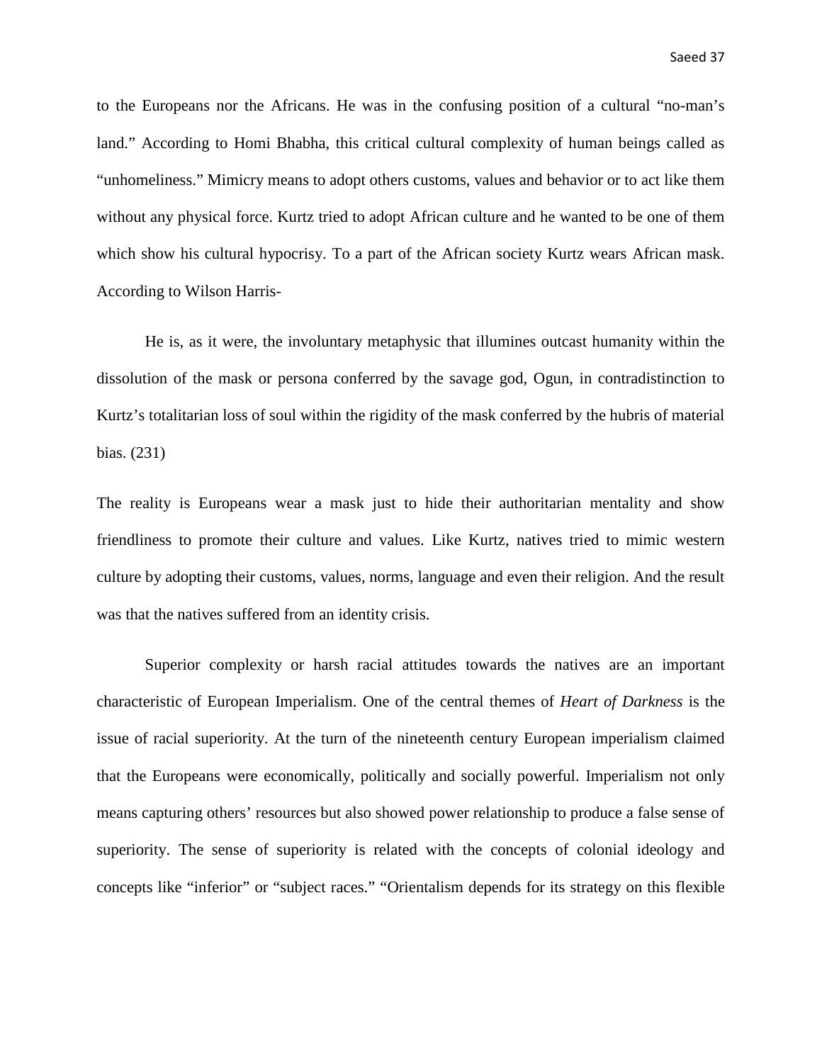to the Europeans nor the Africans. He was in the confusing position of a cultural "no-man's land." According to Homi Bhabha, this critical cultural complexity of human beings called as "unhomeliness." Mimicry means to adopt others customs, values and behavior or to act like them without any physical force. Kurtz tried to adopt African culture and he wanted to be one of them which show his cultural hypocrisy. To a part of the African society Kurtz wears African mask. According to Wilson Harris-

> He is, as it were, the involuntary metaphysic that illumines outcast humanity within the dissolution of the mask or persona conferred by the savage god, Ogun, in contradistinction to Kurtz's totalitarian loss of soul within the rigidity of the mask conferred by the hubris of material bias. (231)

The reality is Europeans wear a mask just to hide their authoritarian mentality and show friendliness to promote their culture and values. Like Kurtz, natives tried to mimic western culture by adopting their customs, values, norms, language and even their religion. And the result was that the natives suffered from an identity crisis.

Superior complexity or harsh racial attitudes towards the natives are an important characteristic of European Imperialism. One of the central themes of *Heart of Darkness* is the issue of racial superiority. At the turn of the nineteenth century European imperialism claimed that the Europeans were economically, politically and socially powerful. Imperialism not only means capturing others' resources but also showed power relationship to produce a false sense of superiority. The sense of superiority is related with the concepts of colonial ideology and concepts like "inferior" or "subject races." "Orientalism depends for its strategy on this flexible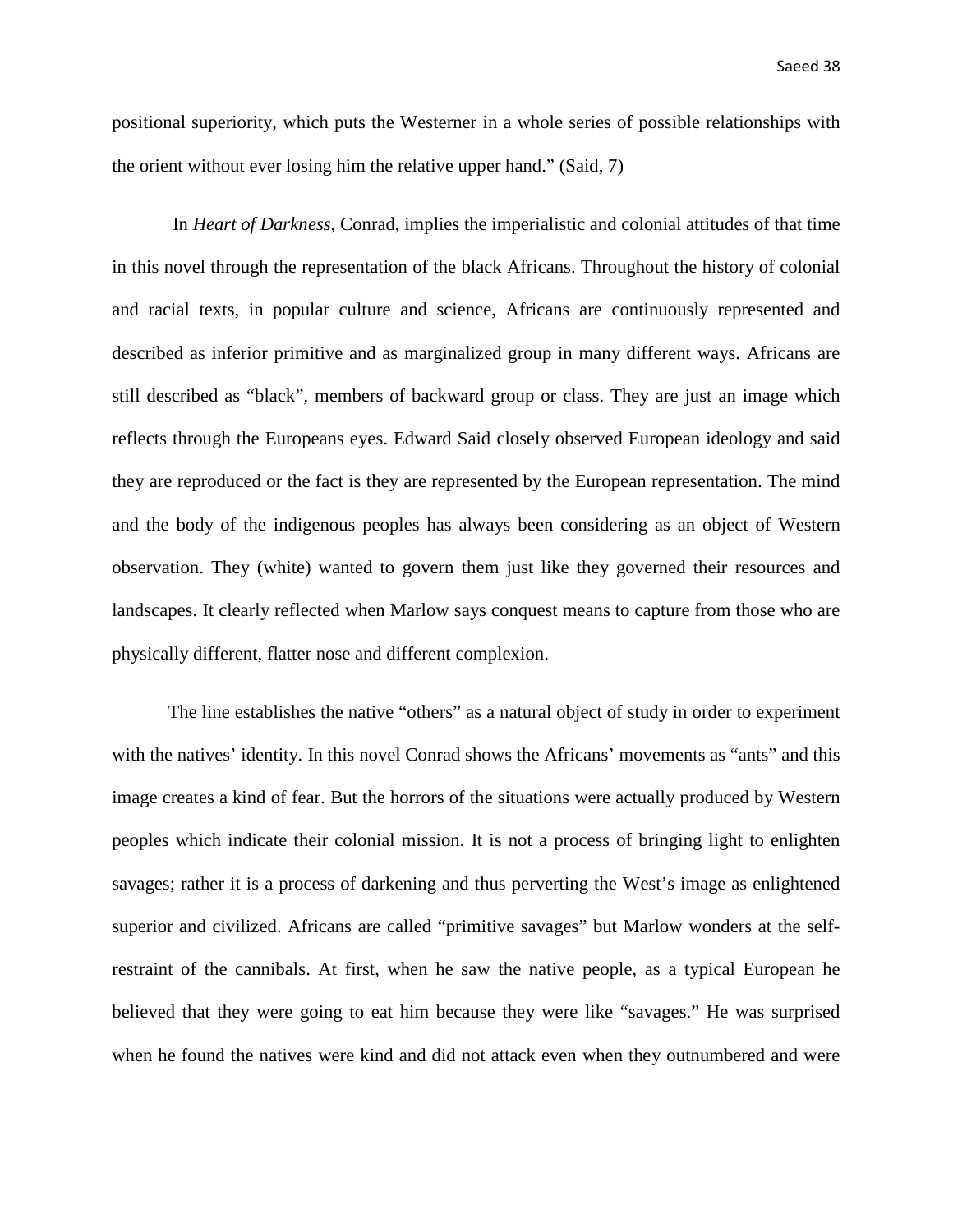positional superiority, which puts the Westerner in a whole series of possible relationships with the orient without ever losing him the relative upper hand." (Said, 7)

In *Heart of Darkness*, Conrad, implies the imperialistic and colonial attitudes of that time in this novel through the representation of the black Africans. Throughout the history of colonial and racial texts, in popular culture and science, Africans are continuously represented and described as inferior primitive and as marginalized group in many different ways. Africans are still described as "black", members of backward group or class. They are just an image which reflects through the Europeans eyes. Edward Said closely observed European ideology and said they are reproduced or the fact is they are represented by the European representation. The mind and the body of the indigenous peoples has always been considering as an object of Western observation. They (white) wanted to govern them just like they governed their resources and landscapes. It clearly reflected when Marlow says conquest means to capture from those who are physically different, flatter nose and different complexion.

The line establishes the native "others" as a natural object of study in order to experiment with the natives' identity. In this novel Conrad shows the Africans' movements as "ants" and this image creates a kind of fear. But the horrors of the situations were actually produced by Western peoples which indicate their colonial mission. It is not a process of bringing light to enlighten savages; rather it is a process of darkening and thus perverting the West's image as enlightened superior and civilized. Africans are called "primitive savages" but Marlow wonders at the self-restraint of the cannibals. At first, when he saw the native people, as a typical European he believed that they were going to eat him because they were like "savages." He was surprised when he found the natives were kind and did not attack even when they outnumbered and were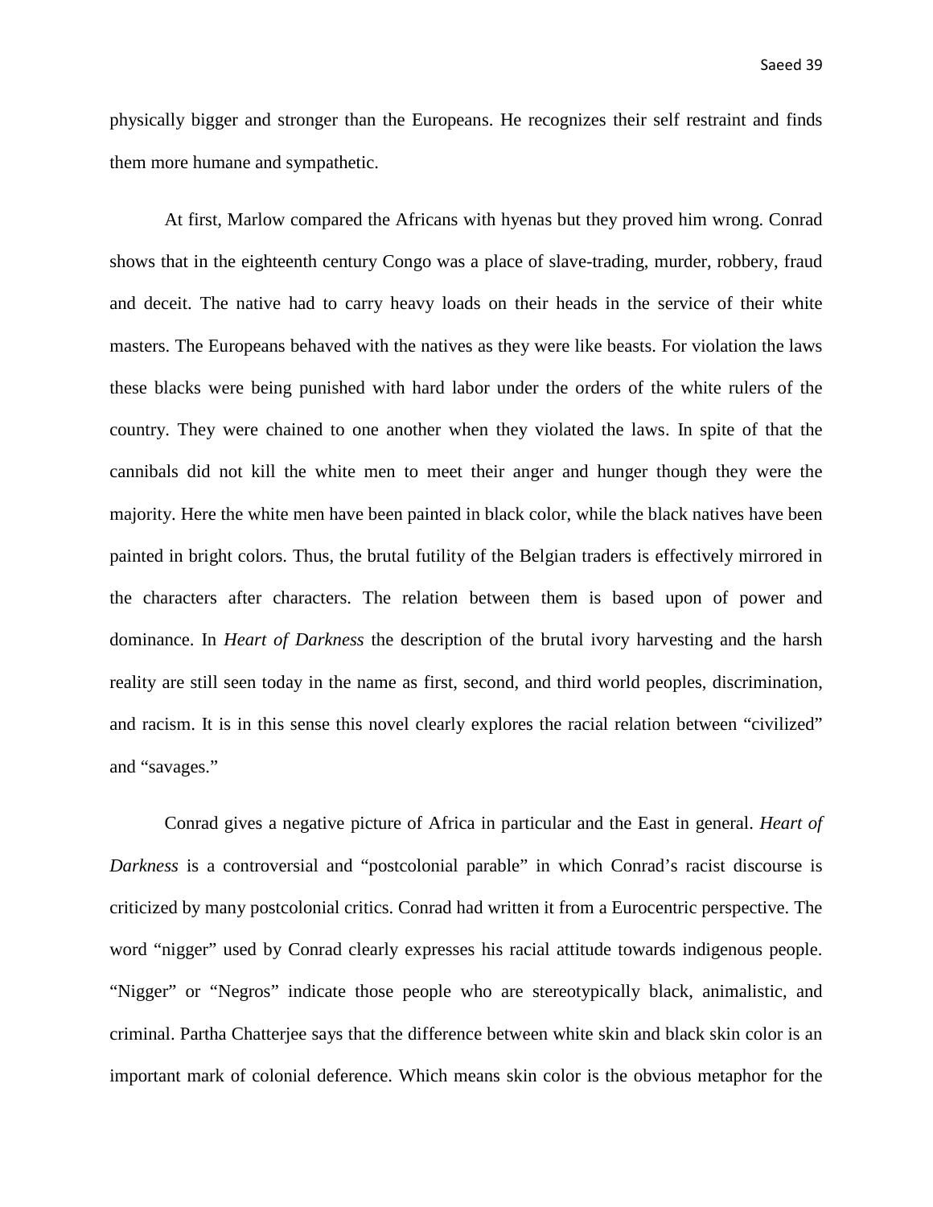physically bigger and stronger than the Europeans. He recognizes their self restraint and finds them more humane and sympathetic.

At first, Marlow compared the Africans with hyenas but they proved him wrong. Conrad shows that in the eighteenth century Congo was a place of slave-trading, murder, robbery, fraud and deceit. The native had to carry heavy loads on their heads in the service of their white masters. The Europeans behaved with the natives as they were like beasts. For violation the laws these blacks were being punished with hard labor under the orders of the white rulers of the country. They were chained to one another when they violated the laws. In spite of that the cannibals did not kill the white men to meet their anger and hunger though they were the majority. Here the white men have been painted in black color, while the black natives have been painted in bright colors. Thus, the brutal futility of the Belgian traders is effectively mirrored in the characters after characters. The relation between them is based upon of power and dominance. In *Heart of Darkness* the description of the brutal ivory harvesting and the harsh reality are still seen today in the name as first, second, and third world peoples, discrimination, and racism. It is in this sense this novel clearly explores the racial relation between "civilized" and "savages."

Conrad gives a negative picture of Africa in particular and the East in general. *Heart of Darkness* is a controversial and "postcolonial parable" in which Conrad's racist discourse is criticized by many postcolonial critics. Conrad had written it from a Eurocentric perspective. The word "nigger" used by Conrad clearly expresses his racial attitude towards indigenous people. "Nigger" or "Negros" indicate those people who are stereotypically black, animalistic, and criminal. Partha Chatterjee says that the difference between white skin and black skin color is an important mark of colonial deference. Which means skin color is the obvious metaphor for the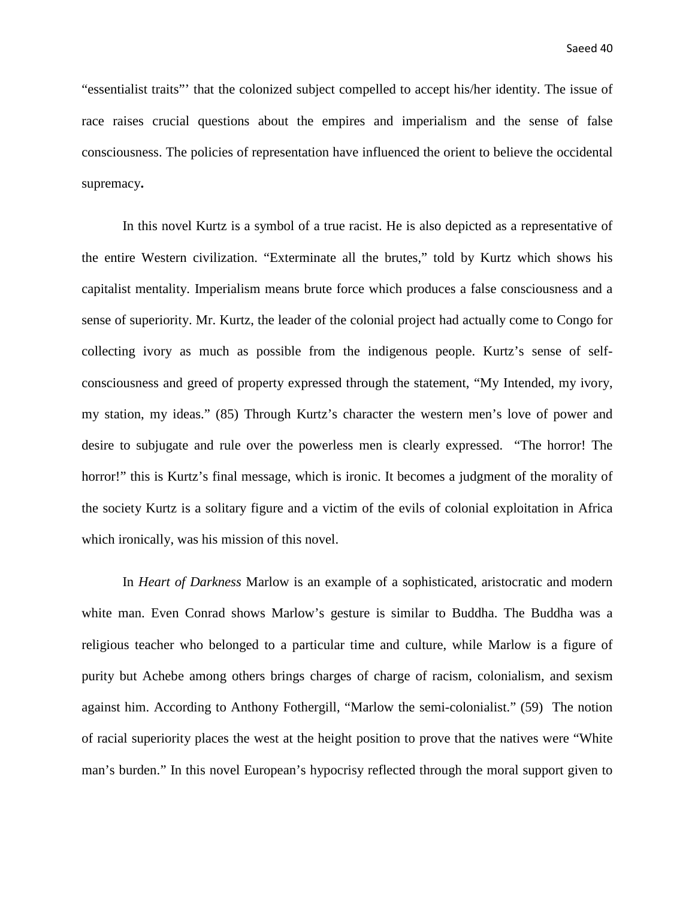"essentialist traits"' that the colonized subject compelled to accept his/her identity. The issue of race raises crucial questions about the empires and imperialism and the sense of false consciousness. The policies of representation have influenced the orient to believe the occidental supremacy**.**

In this novel Kurtz is a symbol of a true racist. He is also depicted as a representative of the entire Western civilization. "Exterminate all the brutes," told by Kurtz which shows his capitalist mentality. Imperialism means brute force which produces a false consciousness and a sense of superiority. Mr. Kurtz, the leader of the colonial project had actually come to Congo for collecting ivory as much as possible from the indigenous people. Kurtz's sense of self-consciousness and greed of property expressed through the statement, "My Intended, my ivory, my station, my ideas." (85) Through Kurtz's character the western men's love of power and desire to subjugate and rule over the powerless men is clearly expressed. "The horror! The horror!" this is Kurtz's final message, which is ironic. It becomes a judgment of the morality of the society Kurtz is a solitary figure and a victim of the evils of colonial exploitation in Africa which ironically, was his mission of this novel.

In *Heart of Darkness* Marlow is an example of a sophisticated, aristocratic and modern white man. Even Conrad shows Marlow's gesture is similar to Buddha. The Buddha was a religious teacher who belonged to a particular time and culture, while Marlow is a figure of purity but Achebe among others brings charges of charge of racism, colonialism, and sexism against him. According to Anthony Fothergill, "Marlow the semi-colonialist." (59) The notion of racial superiority places the west at the height position to prove that the natives were "White man's burden." In this novel European's hypocrisy reflected through the moral support given to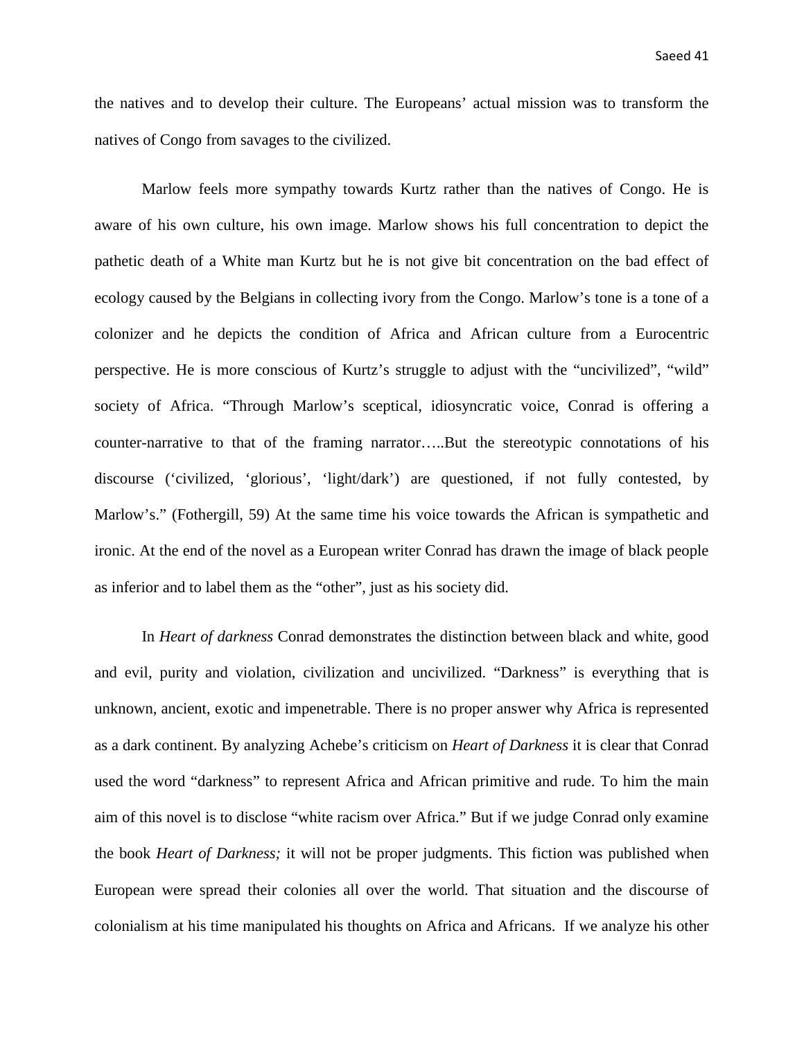the natives and to develop their culture. The Europeans' actual mission was to transform the natives of Congo from savages to the civilized.

Marlow feels more sympathy towards Kurtz rather than the natives of Congo. He is aware of his own culture, his own image. Marlow shows his full concentration to depict the pathetic death of a White man Kurtz but he is not give bit concentration on the bad effect of ecology caused by the Belgians in collecting ivory from the Congo. Marlow's tone is a tone of a colonizer and he depicts the condition of Africa and African culture from a Eurocentric perspective. He is more conscious of Kurtz's struggle to adjust with the "uncivilized", "wild" society of Africa. "Through Marlow's sceptical, idiosyncratic voice, Conrad is offering a counter-narrative to that of the framing narrator…..But the stereotypic connotations of his discourse ('civilized, 'glorious', 'light/dark') are questioned, if not fully contested, by Marlow's." (Fothergill, 59) At the same time his voice towards the African is sympathetic and ironic. At the end of the novel as a European writer Conrad has drawn the image of black people as inferior and to label them as the "other", just as his society did.

In *Heart of darkness* Conrad demonstrates the distinction between black and white, good and evil, purity and violation, civilization and uncivilized. "Darkness" is everything that is unknown, ancient, exotic and impenetrable. There is no proper answer why Africa is represented as a dark continent. By analyzing Achebe's criticism on *Heart of Darkness* it is clear that Conrad used the word "darkness" to represent Africa and African primitive and rude. To him the main aim of this novel is to disclose "white racism over Africa." But if we judge Conrad only examine the book *Heart of Darkness;* it will not be proper judgments. This fiction was published when European were spread their colonies all over the world. That situation and the discourse of colonialism at his time manipulated his thoughts on Africa and Africans. If we analyze his other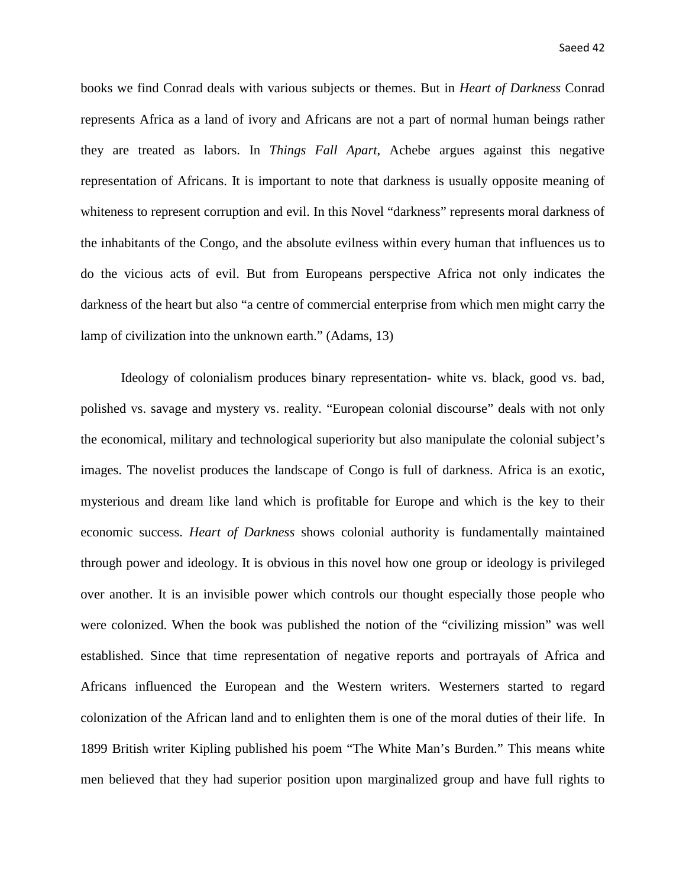books we find Conrad deals with various subjects or themes. But in *Heart of Darkness* Conrad represents Africa as a land of ivory and Africans are not a part of normal human beings rather they are treated as labors. In *Things Fall Apart*, Achebe argues against this negative representation of Africans. It is important to note that darkness is usually opposite meaning of whiteness to represent corruption and evil. In this Novel "darkness" represents moral darkness of the inhabitants of the Congo, and the absolute evilness within every human that influences us to do the vicious acts of evil. But from Europeans perspective Africa not only indicates the darkness of the heart but also "a centre of commercial enterprise from which men might carry the lamp of civilization into the unknown earth." (Adams, 13)

Ideology of colonialism produces binary representation- white vs. black, good vs. bad, polished vs. savage and mystery vs. reality. "European colonial discourse" deals with not only the economical, military and technological superiority but also manipulate the colonial subject's images. The novelist produces the landscape of Congo is full of darkness. Africa is an exotic, mysterious and dream like land which is profitable for Europe and which is the key to their economic success. *Heart of Darkness* shows colonial authority is fundamentally maintained through power and ideology. It is obvious in this novel how one group or ideology is privileged over another. It is an invisible power which controls our thought especially those people who were colonized. When the book was published the notion of the "civilizing mission" was well established. Since that time representation of negative reports and portrayals of Africa and Africans influenced the European and the Western writers. Westerners started to regard colonization of the African land and to enlighten them is one of the moral duties of their life. In 1899 British writer Kipling published his poem "The White Man's Burden." This means white men believed that they had superior position upon marginalized group and have full rights to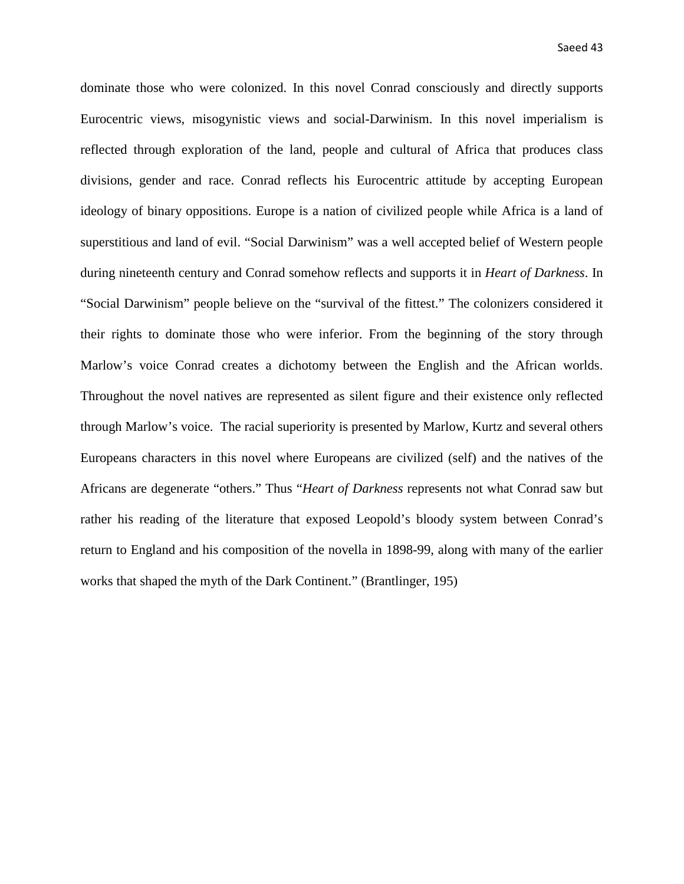dominate those who were colonized. In this novel Conrad consciously and directly supports Eurocentric views, misogynistic views and social-Darwinism. In this novel imperialism is reflected through exploration of the land, people and cultural of Africa that produces class divisions, gender and race. Conrad reflects his Eurocentric attitude by accepting European ideology of binary oppositions. Europe is a nation of civilized people while Africa is a land of superstitious and land of evil. "Social Darwinism" was a well accepted belief of Western people during nineteenth century and Conrad somehow reflects and supports it in *Heart of Darkness*. In "Social Darwinism" people believe on the "survival of the fittest." The colonizers considered it their rights to dominate those who were inferior. From the beginning of the story through Marlow's voice Conrad creates a dichotomy between the English and the African worlds. Throughout the novel natives are represented as silent figure and their existence only reflected through Marlow's voice. The racial superiority is presented by Marlow, Kurtz and several others Europeans characters in this novel where Europeans are civilized (self) and the natives of the Africans are degenerate "others." Thus "*Heart of Darkness* represents not what Conrad saw but rather his reading of the literature that exposed Leopold's bloody system between Conrad's return to England and his composition of the novella in 1898-99, along with many of the earlier works that shaped the myth of the Dark Continent." (Brantlinger, 195)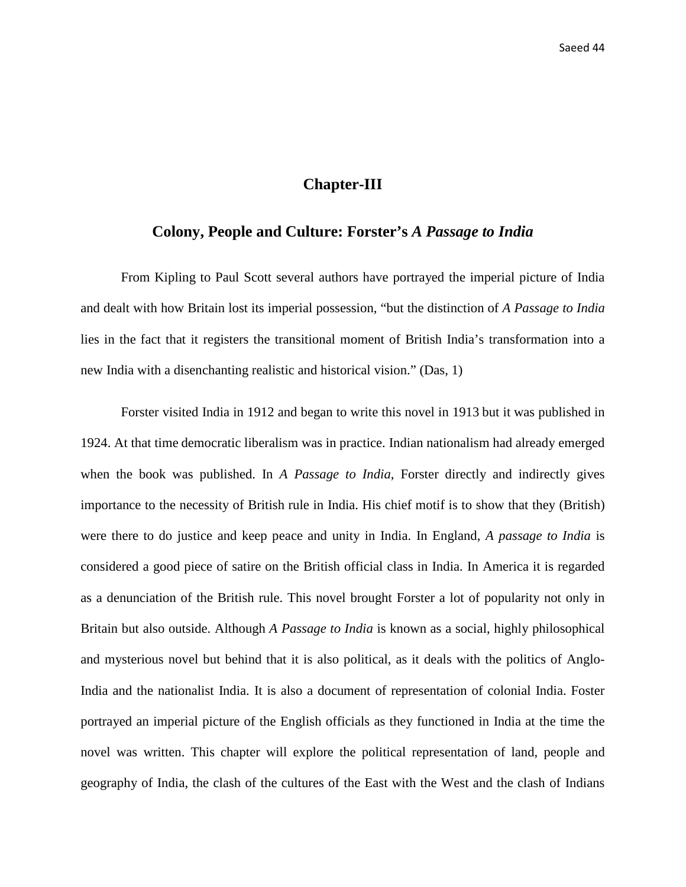## Chapter-III

## Colony, People and Culture: Forster's *A Passage to India*

From Kipling to Paul Scott several authors have portrayed the imperial picture of India and dealt with how Britain lost its imperial possession, "but the distinction of *A Passage to India* lies in the fact that it registers the transitional moment of British India's transformation into a new India with a disenchanting realistic and historical vision." (Das, 1)

Forster visited India in 1912 and began to write this novel in 1913 but it was published in 1924. At that time democratic liberalism was in practice. Indian nationalism had already emerged when the book was published. In *A Passage to India*, Forster directly and indirectly gives importance to the necessity of British rule in India. His chief motif is to show that they (British) were there to do justice and keep peace and unity in India. In England, *A passage to India* is considered a good piece of satire on the British official class in India. In America it is regarded as a denunciation of the British rule. This novel brought Forster a lot of popularity not only in Britain but also outside. Although *A Passage to India* is known as a social, highly philosophical and mysterious novel but behind that it is also political, as it deals with the politics of Anglo-India and the nationalist India. It is also a document of representation of colonial India. Foster portrayed an imperial picture of the English officials as they functioned in India at the time the novel was written. This chapter will explore the political representation of land, people and geography of India, the clash of the cultures of the East with the West and the clash of Indians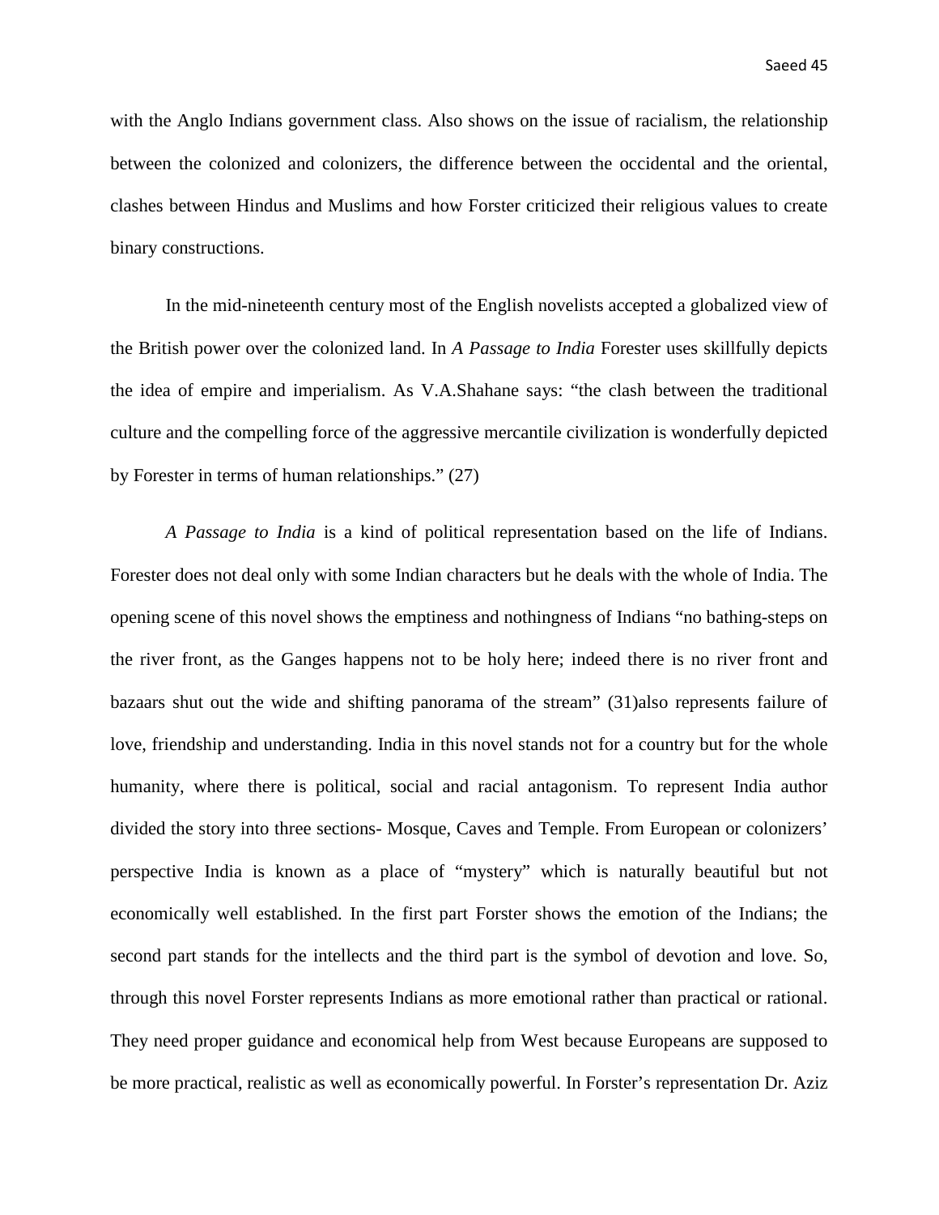with the Anglo Indians government class. Also shows on the issue of racialism, the relationship between the colonized and colonizers, the difference between the occidental and the oriental, clashes between Hindus and Muslims and how Forster criticized their religious values to create binary constructions.

In the mid-nineteenth century most of the English novelists accepted a globalized view of the British power over the colonized land. In *A Passage to India* Forester uses skillfully depicts the idea of empire and imperialism. As V.A.Shahane says: "the clash between the traditional culture and the compelling force of the aggressive mercantile civilization is wonderfully depicted by Forester in terms of human relationships." (27)

*A Passage to India* is a kind of political representation based on the life of Indians. Forester does not deal only with some Indian characters but he deals with the whole of India. The opening scene of this novel shows the emptiness and nothingness of Indians "no bathing-steps on the river front, as the Ganges happens not to be holy here; indeed there is no river front and bazaars shut out the wide and shifting panorama of the stream" (31)also represents failure of love, friendship and understanding. India in this novel stands not for a country but for the whole humanity, where there is political, social and racial antagonism. To represent India author divided the story into three sections- Mosque, Caves and Temple. From European or colonizers' perspective India is known as a place of "mystery" which is naturally beautiful but not economically well established. In the first part Forster shows the emotion of the Indians; the second part stands for the intellects and the third part is the symbol of devotion and love. So, through this novel Forster represents Indians as more emotional rather than practical or rational. They need proper guidance and economical help from West because Europeans are supposed to be more practical, realistic as well as economically powerful. In Forster's representation Dr. Aziz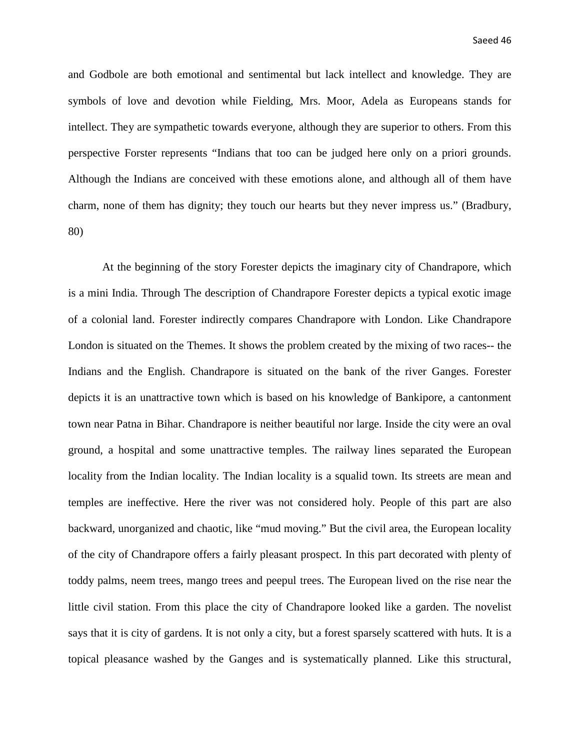and Godbole are both emotional and sentimental but lack intellect and knowledge. They are symbols of love and devotion while Fielding, Mrs. Moor, Adela as Europeans stands for intellect. They are sympathetic towards everyone, although they are superior to others. From this perspective Forster represents "Indians that too can be judged here only on a priori grounds. Although the Indians are conceived with these emotions alone, and although all of them have charm, none of them has dignity; they touch our hearts but they never impress us." (Bradbury, 80)

At the beginning of the story Forester depicts the imaginary city of Chandrapore, which is a mini India. Through The description of Chandrapore Forester depicts a typical exotic image of a colonial land. Forester indirectly compares Chandrapore with London. Like Chandrapore London is situated on the Themes. It shows the problem created by the mixing of two races-- the Indians and the English. Chandrapore is situated on the bank of the river Ganges. Forester depicts it is an unattractive town which is based on his knowledge of Bankipore, a cantonment town near Patna in Bihar. Chandrapore is neither beautiful nor large. Inside the city were an oval ground, a hospital and some unattractive temples. The railway lines separated the European locality from the Indian locality. The Indian locality is a squalid town. Its streets are mean and temples are ineffective. Here the river was not considered holy. People of this part are also backward, unorganized and chaotic, like "mud moving." But the civil area, the European locality of the city of Chandrapore offers a fairly pleasant prospect. In this part decorated with plenty of toddy palms, neem trees, mango trees and peepul trees. The European lived on the rise near the little civil station. From this place the city of Chandrapore looked like a garden. The novelist says that it is city of gardens. It is not only a city, but a forest sparsely scattered with huts. It is a topical pleasance washed by the Ganges and is systematically planned. Like this structural,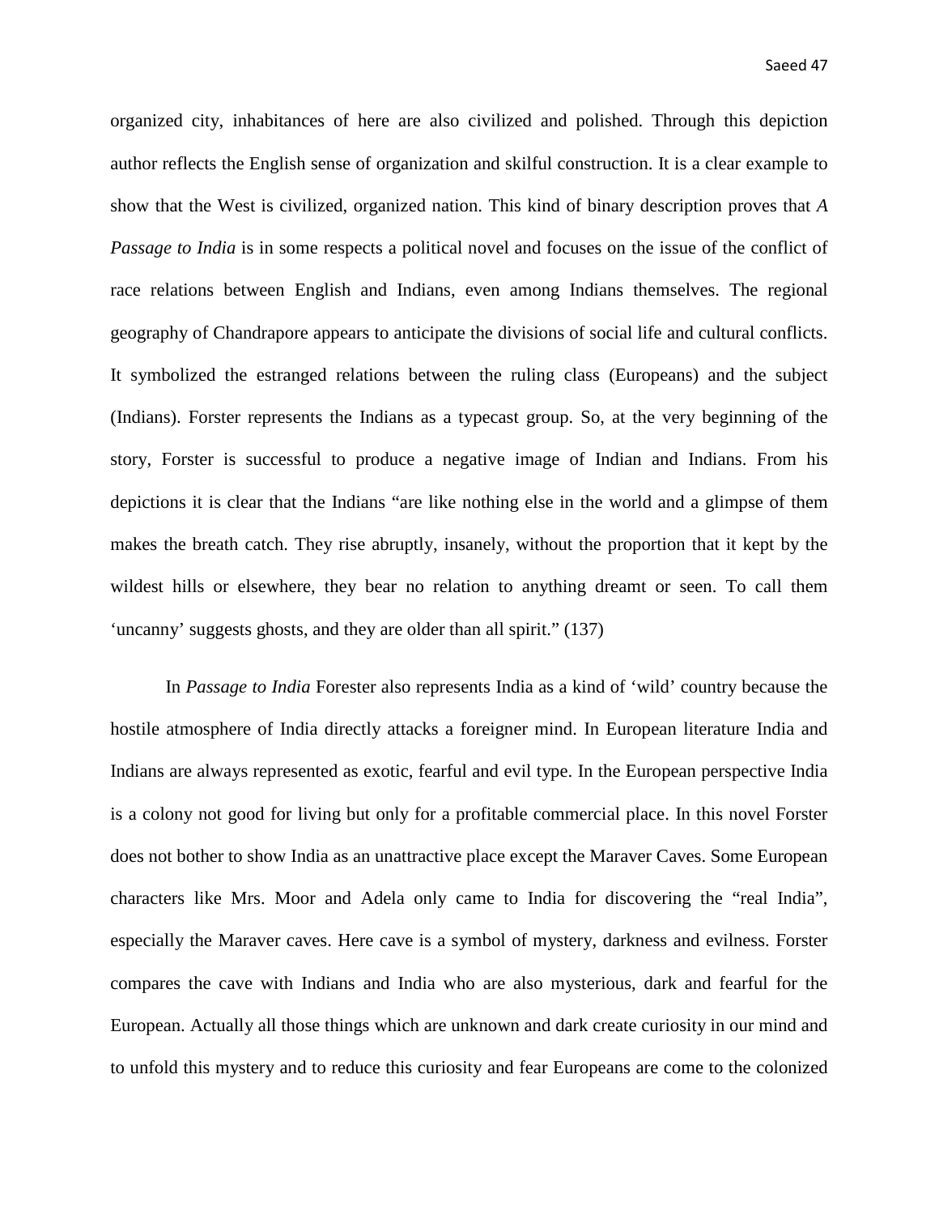organized city, inhabitances of here are also civilized and polished. Through this depiction author reflects the English sense of organization and skilful construction. It is a clear example to show that the West is civilized, organized nation. This kind of binary description proves that *A Passage to India* is in some respects a political novel and focuses on the issue of the conflict of race relations between English and Indians, even among Indians themselves. The regional geography of Chandrapore appears to anticipate the divisions of social life and cultural conflicts. It symbolized the estranged relations between the ruling class (Europeans) and the subject (Indians). Forster represents the Indians as a typecast group. So, at the very beginning of the story, Forster is successful to produce a negative image of Indian and Indians. From his depictions it is clear that the Indians "are like nothing else in the world and a glimpse of them makes the breath catch. They rise abruptly, insanely, without the proportion that it kept by the wildest hills or elsewhere, they bear no relation to anything dreamt or seen. To call them 'uncanny' suggests ghosts, and they are older than all spirit." (137)

In *Passage to India* Forester also represents India as a kind of 'wild' country because the hostile atmosphere of India directly attacks a foreigner mind. In European literature India and Indians are always represented as exotic, fearful and evil type. In the European perspective India is a colony not good for living but only for a profitable commercial place. In this novel Forster does not bother to show India as an unattractive place except the Maraver Caves. Some European characters like Mrs. Moor and Adela only came to India for discovering the "real India", especially the Maraver caves. Here cave is a symbol of mystery, darkness and evilness. Forster compares the cave with Indians and India who are also mysterious, dark and fearful for the European. Actually all those things which are unknown and dark create curiosity in our mind and to unfold this mystery and to reduce this curiosity and fear Europeans are come to the colonized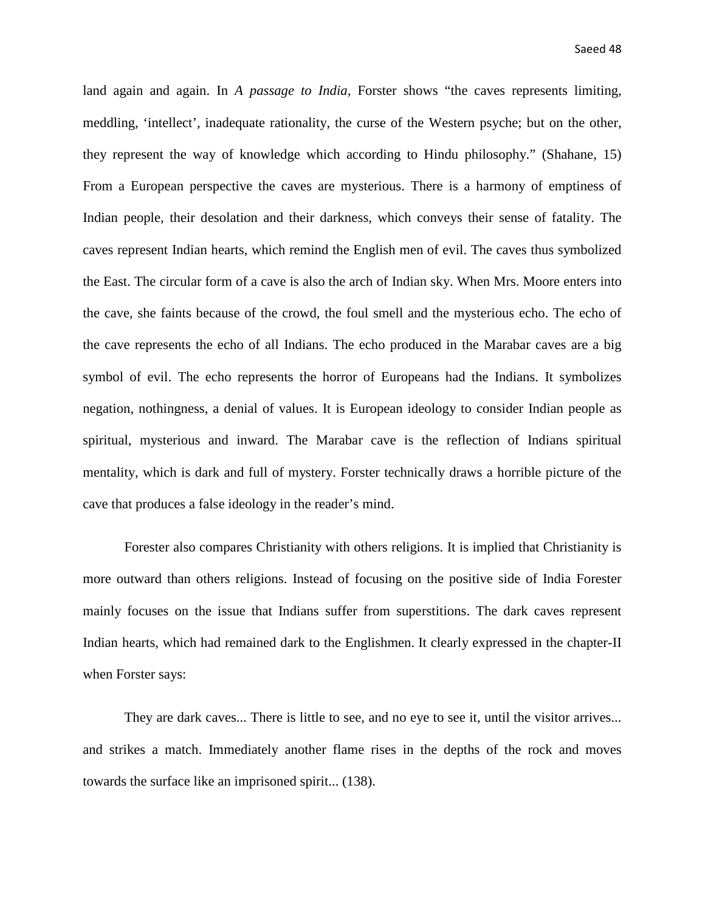land again and again. In *A passage to India*, Forster shows "the caves represents limiting, meddling, 'intellect', inadequate rationality, the curse of the Western psyche; but on the other, they represent the way of knowledge which according to Hindu philosophy." (Shahane, 15) From a European perspective the caves are mysterious. There is a harmony of emptiness of Indian people, their desolation and their darkness, which conveys their sense of fatality. The caves represent Indian hearts, which remind the English men of evil. The caves thus symbolized the East. The circular form of a cave is also the arch of Indian sky. When Mrs. Moore enters into the cave, she faints because of the crowd, the foul smell and the mysterious echo. The echo of the cave represents the echo of all Indians. The echo produced in the Marabar caves are a big symbol of evil. The echo represents the horror of Europeans had the Indians. It symbolizes negation, nothingness, a denial of values. It is European ideology to consider Indian people as spiritual, mysterious and inward. The Marabar cave is the reflection of Indians spiritual mentality, which is dark and full of mystery. Forster technically draws a horrible picture of the cave that produces a false ideology in the reader's mind.

Forester also compares Christianity with others religions. It is implied that Christianity is more outward than others religions. Instead of focusing on the positive side of India Forester mainly focuses on the issue that Indians suffer from superstitions. The dark caves represent Indian hearts, which had remained dark to the Englishmen. It clearly expressed in the chapter-II when Forster says:

They are dark caves... There is little to see, and no eye to see it, until the visitor arrives... and strikes a match. Immediately another flame rises in the depths of the rock and moves towards the surface like an imprisoned spirit... (138).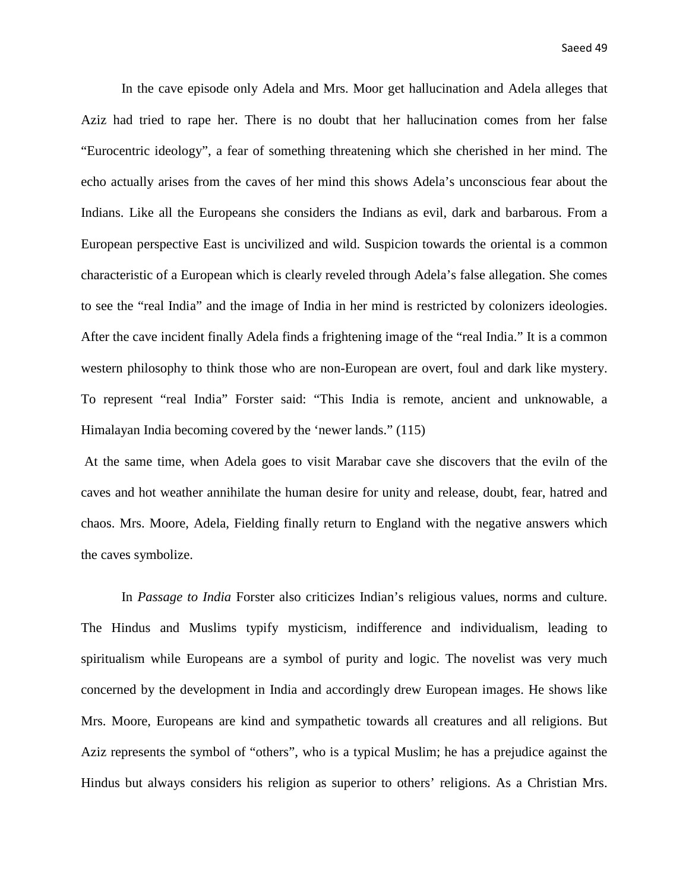In the cave episode only Adela and Mrs. Moor get hallucination and Adela alleges that Aziz had tried to rape her. There is no doubt that her hallucination comes from her false "Eurocentric ideology", a fear of something threatening which she cherished in her mind. The echo actually arises from the caves of her mind this shows Adela's unconscious fear about the Indians. Like all the Europeans she considers the Indians as evil, dark and barbarous. From a European perspective East is uncivilized and wild. Suspicion towards the oriental is a common characteristic of a European which is clearly reveled through Adela's false allegation. She comes to see the "real India" and the image of India in her mind is restricted by colonizers ideologies. After the cave incident finally Adela finds a frightening image of the "real India." It is a common western philosophy to think those who are non-European are overt, foul and dark like mystery. To represent "real India" Forster said: "This India is remote, ancient and unknowable, a Himalayan India becoming covered by the 'newer lands." (115)

At the same time, when Adela goes to visit Marabar cave she discovers that the eviln of the caves and hot weather annihilate the human desire for unity and release, doubt, fear, hatred and chaos. Mrs. Moore, Adela, Fielding finally return to England with the negative answers which the caves symbolize.

In *Passage to India* Forster also criticizes Indian's religious values, norms and culture. The Hindus and Muslims typify mysticism, indifference and individualism, leading to spiritualism while Europeans are a symbol of purity and logic. The novelist was very much concerned by the development in India and accordingly drew European images. He shows like Mrs. Moore, Europeans are kind and sympathetic towards all creatures and all religions. But Aziz represents the symbol of "others", who is a typical Muslim; he has a prejudice against the Hindus but always considers his religion as superior to others' religions. As a Christian Mrs.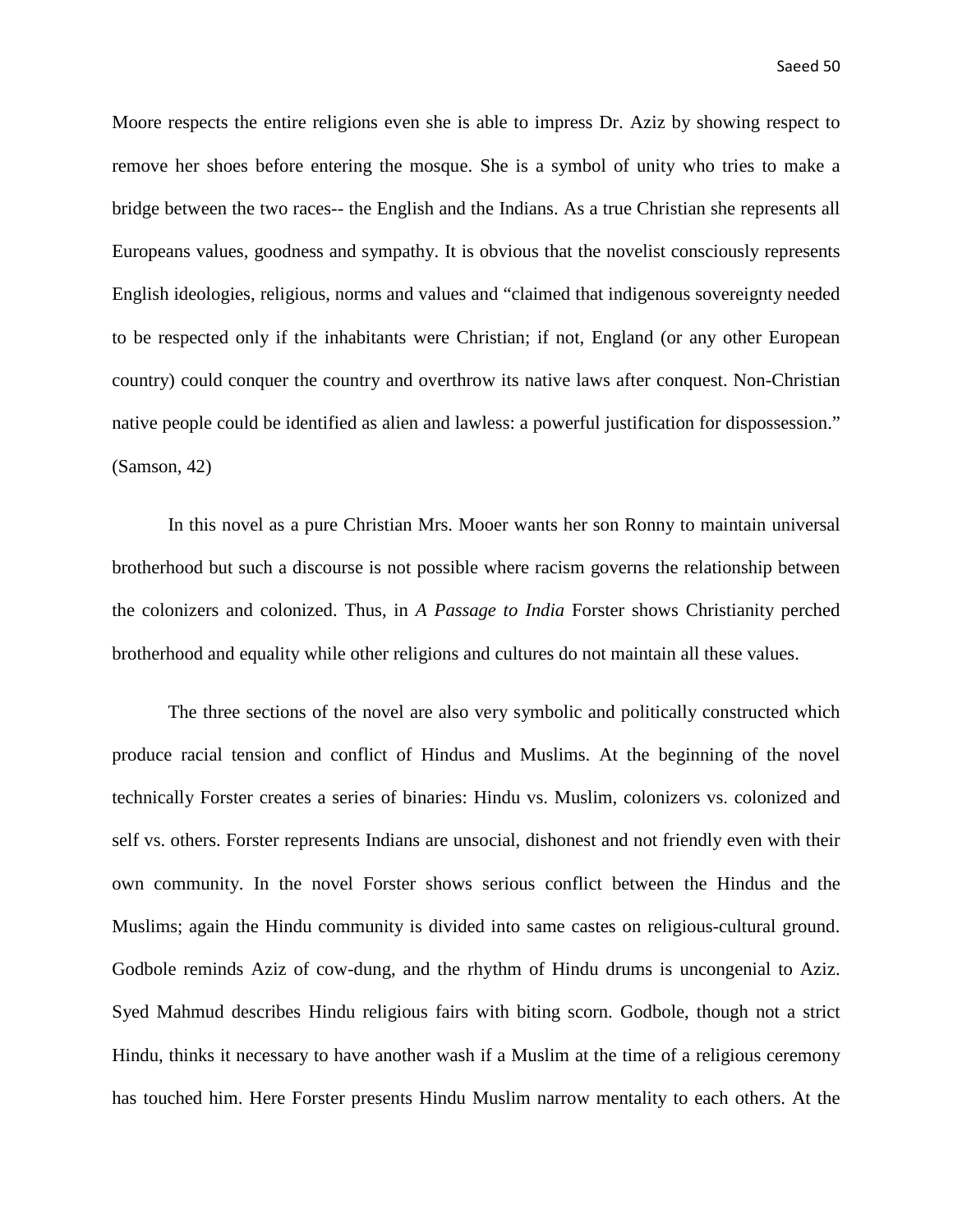Moore respects the entire religions even she is able to impress Dr. Aziz by showing respect to remove her shoes before entering the mosque. She is a symbol of unity who tries to make a bridge between the two races-- the English and the Indians. As a true Christian she represents all Europeans values, goodness and sympathy. It is obvious that the novelist consciously represents English ideologies, religious, norms and values and "claimed that indigenous sovereignty needed to be respected only if the inhabitants were Christian; if not, England (or any other European country) could conquer the country and overthrow its native laws after conquest. Non-Christian native people could be identified as alien and lawless: a powerful justification for dispossession." (Samson, 42)

In this novel as a pure Christian Mrs. Mooer wants her son Ronny to maintain universal brotherhood but such a discourse is not possible where racism governs the relationship between the colonizers and colonized. Thus, in *A Passage to India* Forster shows Christianity perched brotherhood and equality while other religions and cultures do not maintain all these values.

The three sections of the novel are also very symbolic and politically constructed which produce racial tension and conflict of Hindus and Muslims. At the beginning of the novel technically Forster creates a series of binaries: Hindu vs. Muslim, colonizers vs. colonized and self vs. others. Forster represents Indians are unsocial, dishonest and not friendly even with their own community. In the novel Forster shows serious conflict between the Hindus and the Muslims; again the Hindu community is divided into same castes on religious-cultural ground. Godbole reminds Aziz of cow-dung, and the rhythm of Hindu drums is uncongenial to Aziz. Syed Mahmud describes Hindu religious fairs with biting scorn. Godbole, though not a strict Hindu, thinks it necessary to have another wash if a Muslim at the time of a religious ceremony has touched him. Here Forster presents Hindu Muslim narrow mentality to each others. At the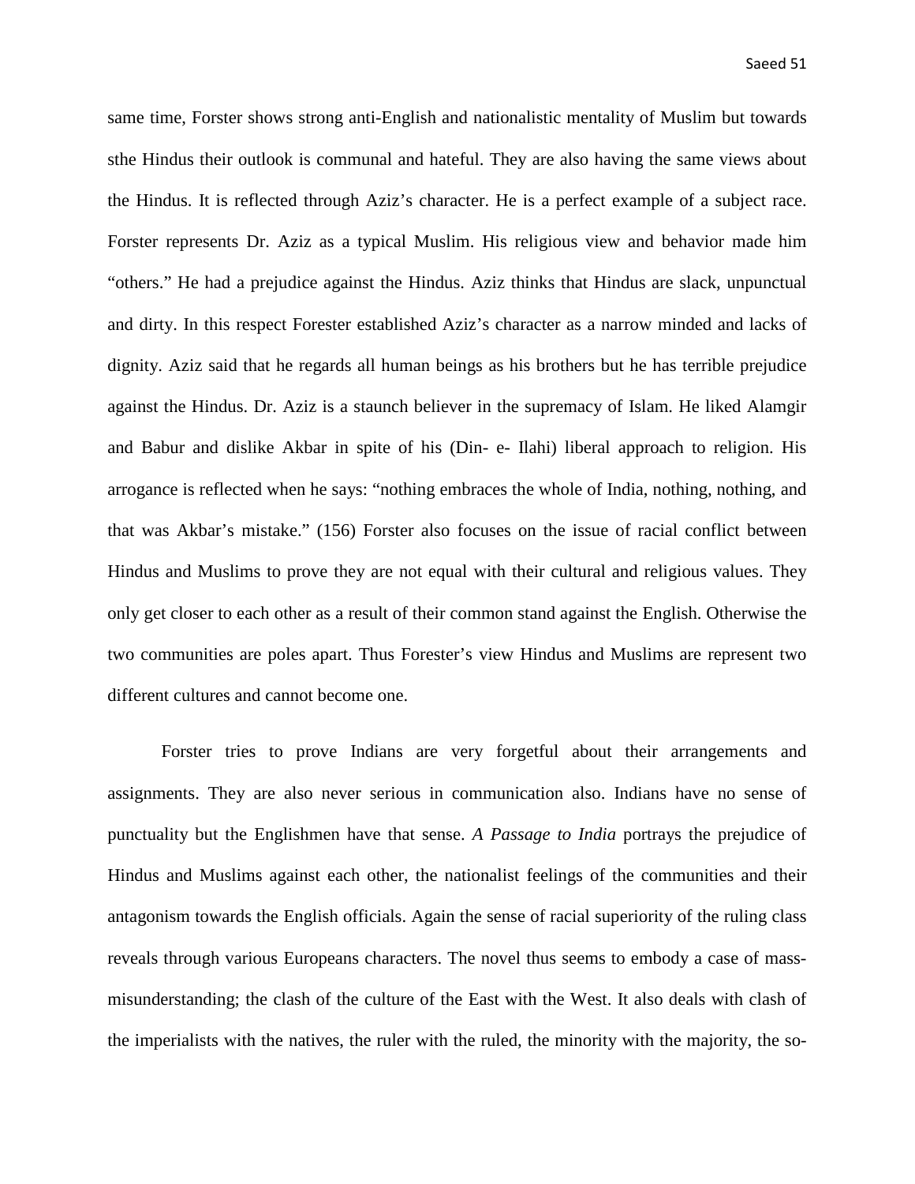same time, Forster shows strong anti-English and nationalistic mentality of Muslim but towards sthe Hindus their outlook is communal and hateful. They are also having the same views about the Hindus. It is reflected through Aziz's character. He is a perfect example of a subject race. Forster represents Dr. Aziz as a typical Muslim. His religious view and behavior made him "others." He had a prejudice against the Hindus. Aziz thinks that Hindus are slack, unpunctual and dirty. In this respect Forester established Aziz's character as a narrow minded and lacks of dignity. Aziz said that he regards all human beings as his brothers but he has terrible prejudice against the Hindus. Dr. Aziz is a staunch believer in the supremacy of Islam. He liked Alamgir and Babur and dislike Akbar in spite of his (Din- e- Ilahi) liberal approach to religion. His arrogance is reflected when he says: "nothing embraces the whole of India, nothing, nothing, and that was Akbar's mistake." (156) Forster also focuses on the issue of racial conflict between Hindus and Muslims to prove they are not equal with their cultural and religious values. They only get closer to each other as a result of their common stand against the English. Otherwise the two communities are poles apart. Thus Forester's view Hindus and Muslims are represent two different cultures and cannot become one.

Forster tries to prove Indians are very forgetful about their arrangements and assignments. They are also never serious in communication also. Indians have no sense of punctuality but the Englishmen have that sense. *A Passage to India* portrays the prejudice of Hindus and Muslims against each other, the nationalist feelings of the communities and their antagonism towards the English officials. Again the sense of racial superiority of the ruling class reveals through various Europeans characters. The novel thus seems to embody a case of mass-misunderstanding; the clash of the culture of the East with the West. It also deals with clash of the imperialists with the natives, the ruler with the ruled, the minority with the majority, the so-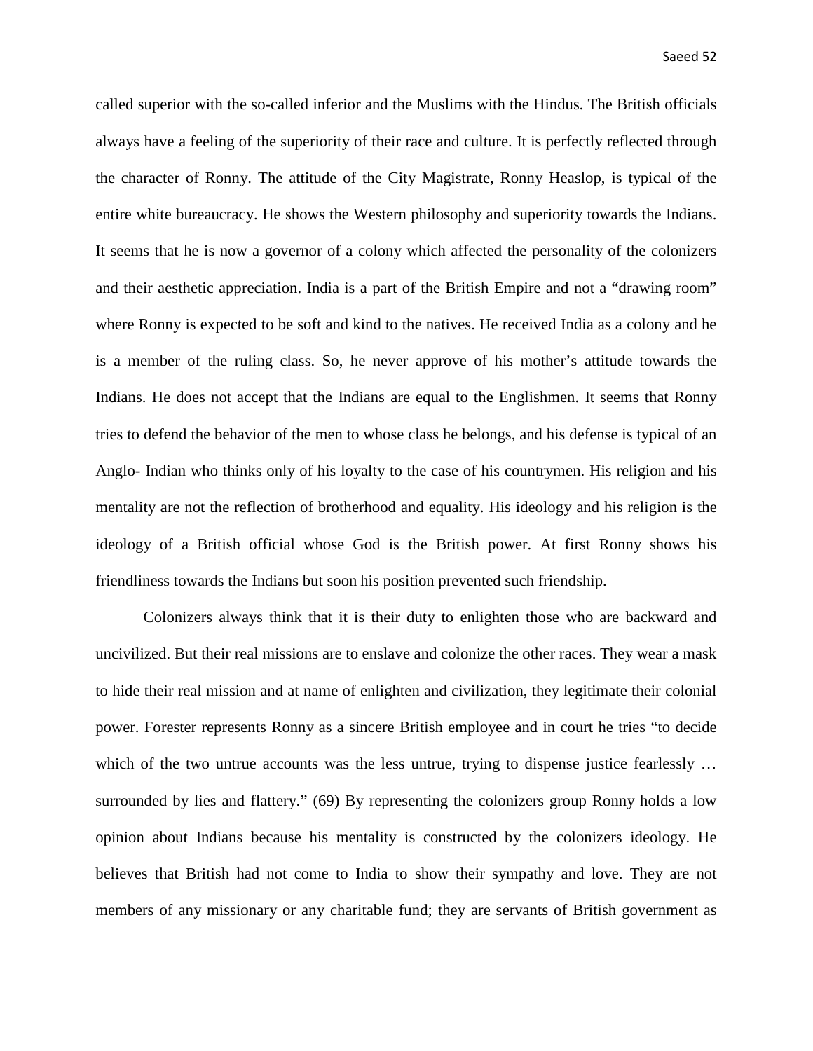called superior with the so-called inferior and the Muslims with the Hindus. The British officials always have a feeling of the superiority of their race and culture. It is perfectly reflected through the character of Ronny. The attitude of the City Magistrate, Ronny Heaslop, is typical of the entire white bureaucracy. He shows the Western philosophy and superiority towards the Indians. It seems that he is now a governor of a colony which affected the personality of the colonizers and their aesthetic appreciation. India is a part of the British Empire and not a "drawing room" where Ronny is expected to be soft and kind to the natives. He received India as a colony and he is a member of the ruling class. So, he never approve of his mother's attitude towards the Indians. He does not accept that the Indians are equal to the Englishmen. It seems that Ronny tries to defend the behavior of the men to whose class he belongs, and his defense is typical of an Anglo- Indian who thinks only of his loyalty to the case of his countrymen. His religion and his mentality are not the reflection of brotherhood and equality. His ideology and his religion is the ideology of a British official whose God is the British power. At first Ronny shows his friendliness towards the Indians but soon his position prevented such friendship.

Colonizers always think that it is their duty to enlighten those who are backward and uncivilized. But their real missions are to enslave and colonize the other races. They wear a mask to hide their real mission and at name of enlighten and civilization, they legitimate their colonial power. Forester represents Ronny as a sincere British employee and in court he tries "to decide which of the two untrue accounts was the less untrue, trying to dispense justice fearlessly … surrounded by lies and flattery." (69) By representing the colonizers group Ronny holds a low opinion about Indians because his mentality is constructed by the colonizers ideology. He believes that British had not come to India to show their sympathy and love. They are not members of any missionary or any charitable fund; they are servants of British government as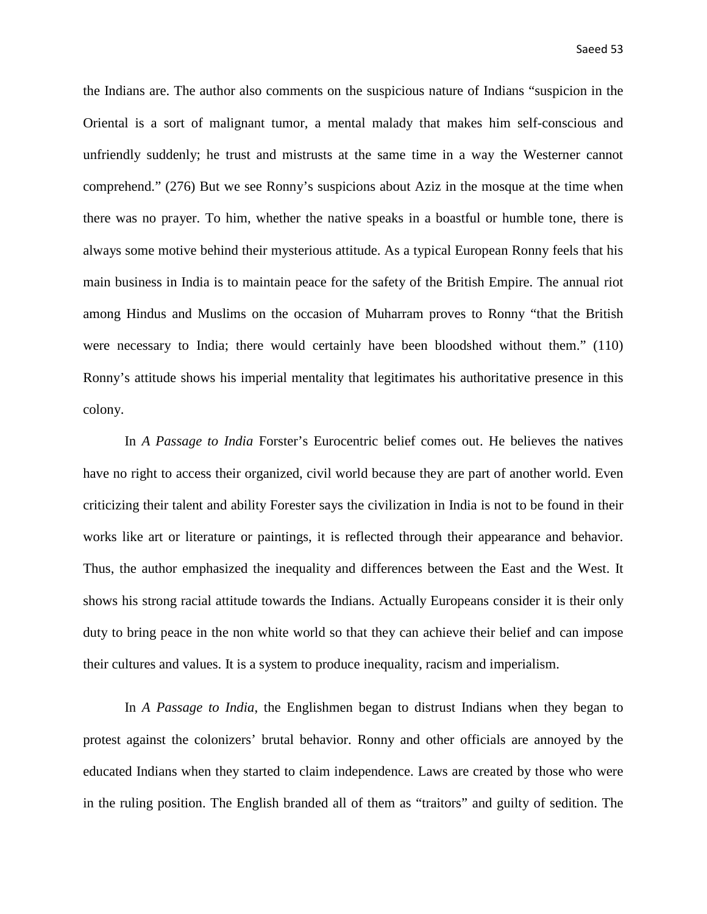the Indians are. The author also comments on the suspicious nature of Indians "suspicion in the Oriental is a sort of malignant tumor, a mental malady that makes him self-conscious and unfriendly suddenly; he trust and mistrusts at the same time in a way the Westerner cannot comprehend." (276) But we see Ronny's suspicions about Aziz in the mosque at the time when there was no prayer. To him, whether the native speaks in a boastful or humble tone, there is always some motive behind their mysterious attitude. As a typical European Ronny feels that his main business in India is to maintain peace for the safety of the British Empire. The annual riot among Hindus and Muslims on the occasion of Muharram proves to Ronny "that the British were necessary to India; there would certainly have been bloodshed without them." (110) Ronny's attitude shows his imperial mentality that legitimates his authoritative presence in this colony.

In *A Passage to India* Forster's Eurocentric belief comes out. He believes the natives have no right to access their organized, civil world because they are part of another world. Even criticizing their talent and ability Forester says the civilization in India is not to be found in their works like art or literature or paintings, it is reflected through their appearance and behavior. Thus, the author emphasized the inequality and differences between the East and the West. It shows his strong racial attitude towards the Indians. Actually Europeans consider it is their only duty to bring peace in the non white world so that they can achieve their belief and can impose their cultures and values. It is a system to produce inequality, racism and imperialism.

In *A Passage to India*, the Englishmen began to distrust Indians when they began to protest against the colonizers' brutal behavior. Ronny and other officials are annoyed by the educated Indians when they started to claim independence. Laws are created by those who were in the ruling position. The English branded all of them as "traitors" and guilty of sedition. The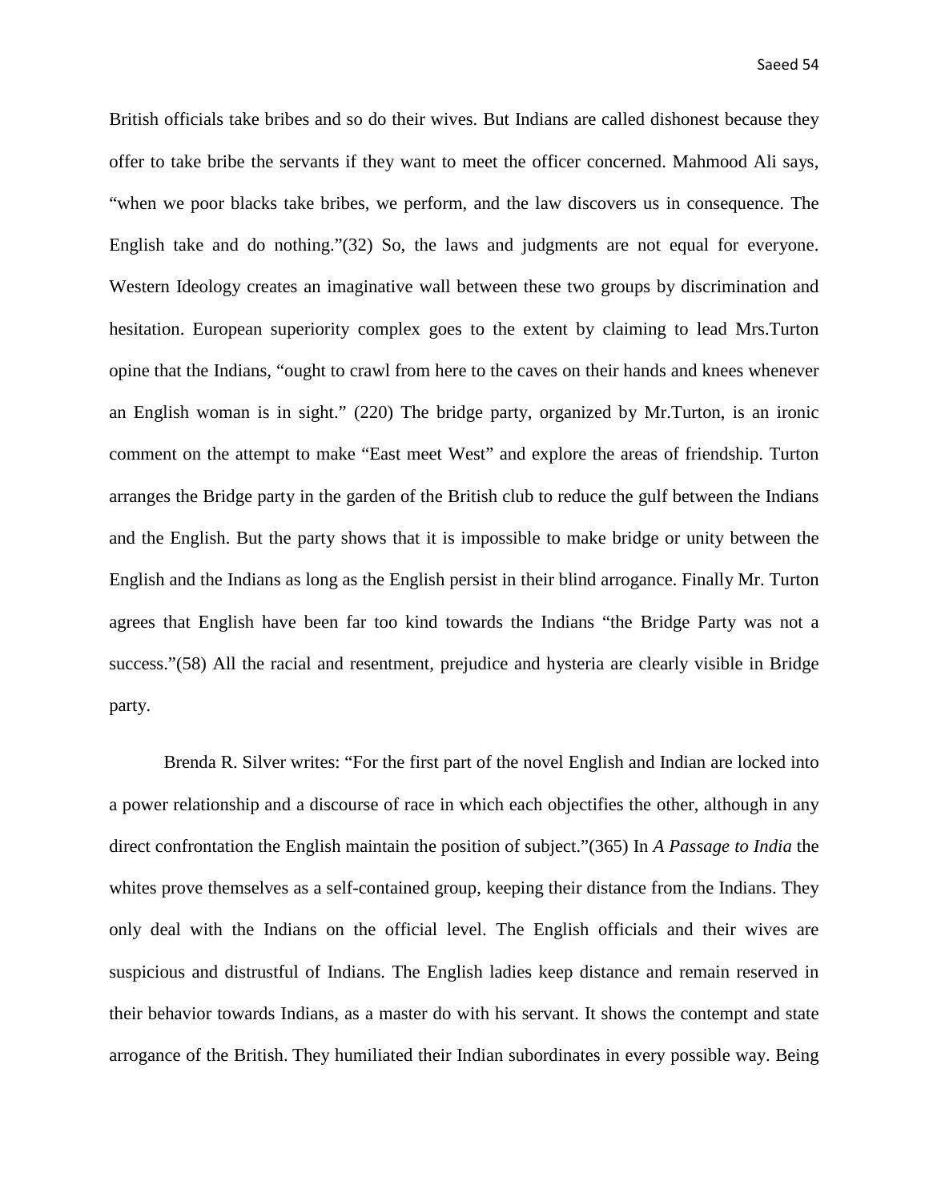British officials take bribes and so do their wives. But Indians are called dishonest because they offer to take bribe the servants if they want to meet the officer concerned. Mahmood Ali says, "when we poor blacks take bribes, we perform, and the law discovers us in consequence. The English take and do nothing."(32) So, the laws and judgments are not equal for everyone. Western Ideology creates an imaginative wall between these two groups by discrimination and hesitation. European superiority complex goes to the extent by claiming to lead Mrs.Turton opine that the Indians, "ought to crawl from here to the caves on their hands and knees whenever an English woman is in sight." (220) The bridge party, organized by Mr.Turton, is an ironic comment on the attempt to make "East meet West" and explore the areas of friendship. Turton arranges the Bridge party in the garden of the British club to reduce the gulf between the Indians and the English. But the party shows that it is impossible to make bridge or unity between the English and the Indians as long as the English persist in their blind arrogance. Finally Mr. Turton agrees that English have been far too kind towards the Indians "the Bridge Party was not a success."(58) All the racial and resentment, prejudice and hysteria are clearly visible in Bridge party.

Brenda R. Silver writes: "For the first part of the novel English and Indian are locked into a power relationship and a discourse of race in which each objectifies the other, although in any direct confrontation the English maintain the position of subject."(365) In *A Passage to India* the whites prove themselves as a self-contained group, keeping their distance from the Indians. They only deal with the Indians on the official level. The English officials and their wives are suspicious and distrustful of Indians. The English ladies keep distance and remain reserved in their behavior towards Indians, as a master do with his servant. It shows the contempt and state arrogance of the British. They humiliated their Indian subordinates in every possible way. Being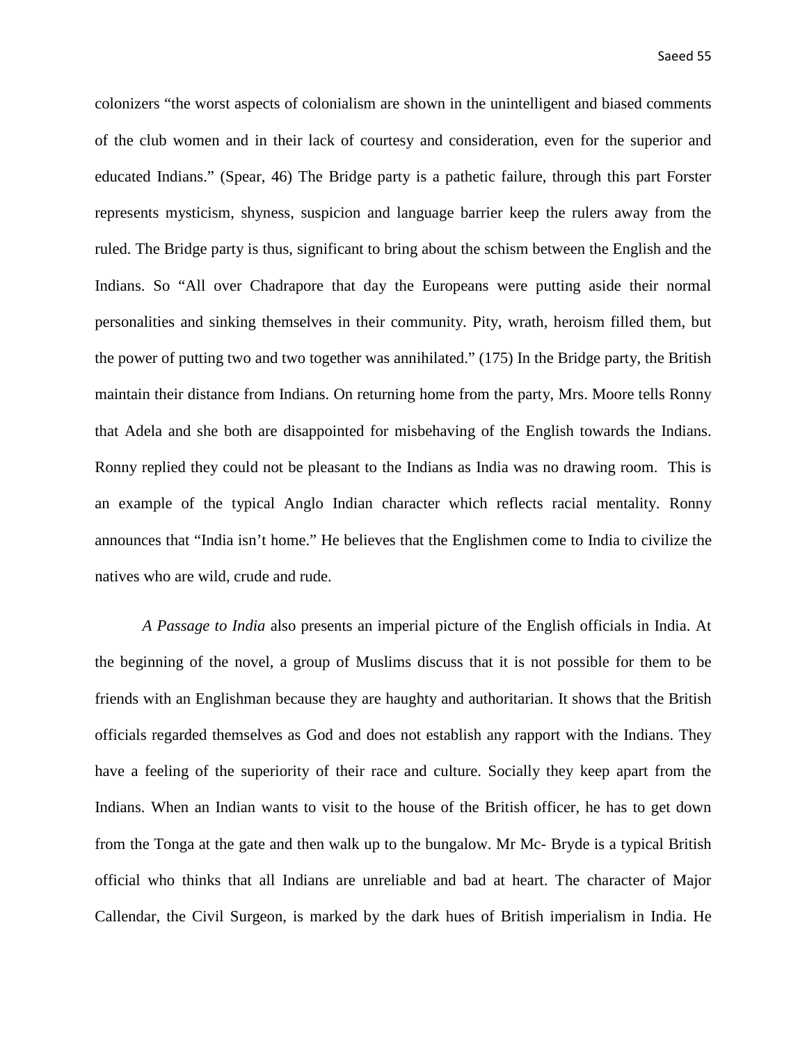colonizers “the worst aspects of colonialism are shown in the unintelligent and biased comments of the club women and in their lack of courtesy and consideration, even for the superior and educated Indians.” (Spear, 46) The Bridge party is a pathetic failure, through this part Forster represents mysticism, shyness, suspicion and language barrier keep the rulers away from the ruled. The Bridge party is thus, significant to bring about the schism between the English and the Indians. So “All over Chadrapore that day the Europeans were putting aside their normal personalities and sinking themselves in their community. Pity, wrath, heroism filled them, but the power of putting two and two together was annihilated.” (175) In the Bridge party, the British maintain their distance from Indians. On returning home from the party, Mrs. Moore tells Ronny that Adela and she both are disappointed for misbehaving of the English towards the Indians. Ronny replied they could not be pleasant to the Indians as India was no drawing room. This is an example of the typical Anglo Indian character which reflects racial mentality. Ronny announces that “India isn’t home.” He believes that the Englishmen come to India to civilize the natives who are wild, crude and rude.

*A Passage to India* also presents an imperial picture of the English officials in India. At the beginning of the novel, a group of Muslims discuss that it is not possible for them to be friends with an Englishman because they are haughty and authoritarian. It shows that the British officials regarded themselves as God and does not establish any rapport with the Indians. They have a feeling of the superiority of their race and culture. Socially they keep apart from the Indians. When an Indian wants to visit to the house of the British officer, he has to get down from the Tonga at the gate and then walk up to the bungalow. Mr Mc- Bryde is a typical British official who thinks that all Indians are unreliable and bad at heart. The character of Major Callendar, the Civil Surgeon, is marked by the dark hues of British imperialism in India. He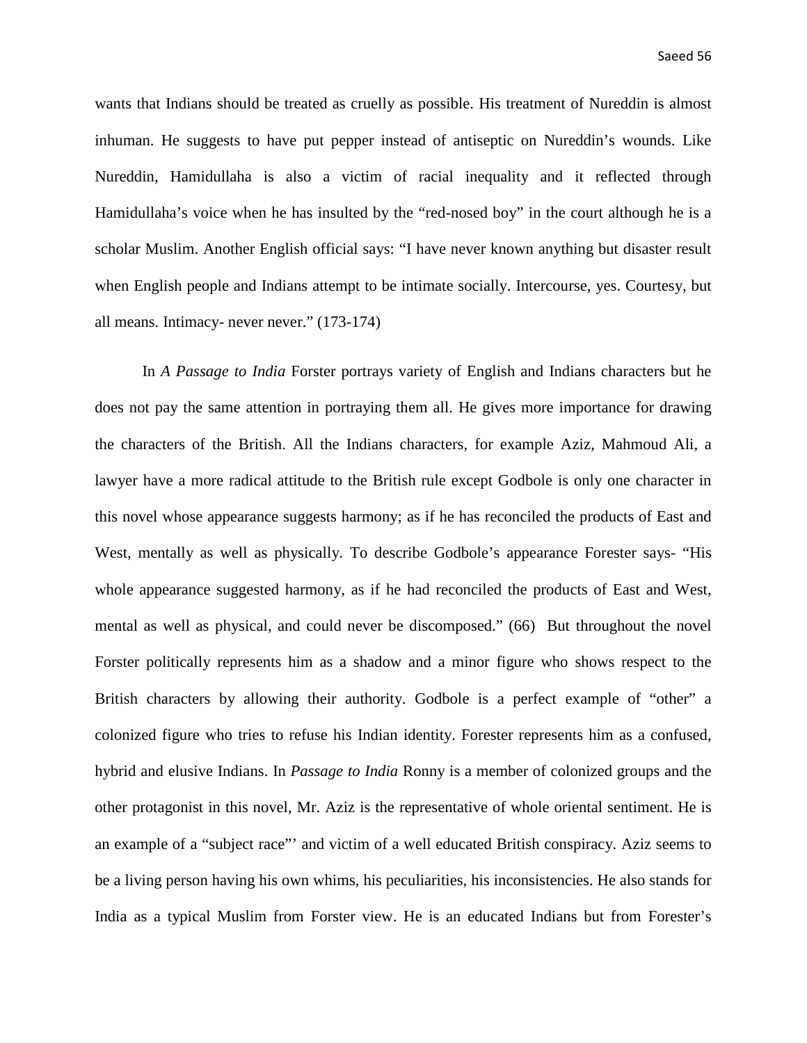wants that Indians should be treated as cruelly as possible. His treatment of Nureddin is almost inhuman. He suggests to have put pepper instead of antiseptic on Nureddin's wounds. Like Nureddin, Hamidullaha is also a victim of racial inequality and it reflected through Hamidullaha's voice when he has insulted by the "red-nosed boy" in the court although he is a scholar Muslim. Another English official says: "I have never known anything but disaster result when English people and Indians attempt to be intimate socially. Intercourse, yes. Courtesy, but all means. Intimacy- never never." (173-174)

In *A Passage to India* Forster portrays variety of English and Indians characters but he does not pay the same attention in portraying them all. He gives more importance for drawing the characters of the British. All the Indians characters, for example Aziz, Mahmoud Ali, a lawyer have a more radical attitude to the British rule except Godbole is only one character in this novel whose appearance suggests harmony; as if he has reconciled the products of East and West, mentally as well as physically. To describe Godbole's appearance Forester says- "His whole appearance suggested harmony, as if he had reconciled the products of East and West, mental as well as physical, and could never be discomposed." (66) But throughout the novel Forster politically represents him as a shadow and a minor figure who shows respect to the British characters by allowing their authority. Godbole is a perfect example of "other" a colonized figure who tries to refuse his Indian identity. Forester represents him as a confused, hybrid and elusive Indians. In *Passage to India* Ronny is a member of colonized groups and the other protagonist in this novel, Mr. Aziz is the representative of whole oriental sentiment. He is an example of a "subject race"' and victim of a well educated British conspiracy. Aziz seems to be a living person having his own whims, his peculiarities, his inconsistencies. He also stands for India as a typical Muslim from Forster view. He is an educated Indians but from Forester's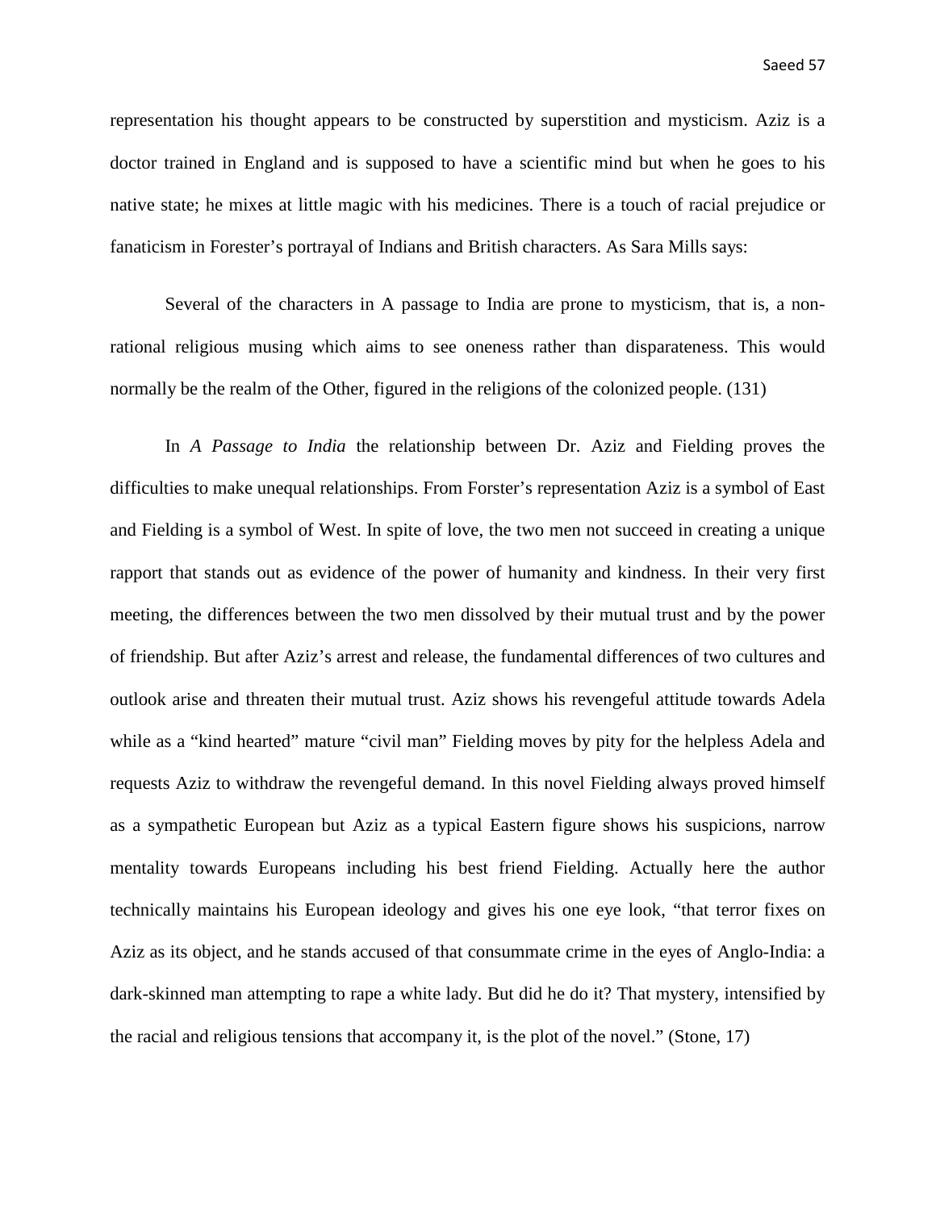representation his thought appears to be constructed by superstition and mysticism. Aziz is a doctor trained in England and is supposed to have a scientific mind but when he goes to his native state; he mixes at little magic with his medicines. There is a touch of racial prejudice or fanaticism in Forester's portrayal of Indians and British characters. As Sara Mills says:

> Several of the characters in A passage to India are prone to mysticism, that is, a non-rational religious musing which aims to see oneness rather than disparateness. This would normally be the realm of the Other, figured in the religions of the colonized people. (131)

In *A Passage to India* the relationship between Dr. Aziz and Fielding proves the difficulties to make unequal relationships. From Forster's representation Aziz is a symbol of East and Fielding is a symbol of West. In spite of love, the two men not succeed in creating a unique rapport that stands out as evidence of the power of humanity and kindness. In their very first meeting, the differences between the two men dissolved by their mutual trust and by the power of friendship. But after Aziz's arrest and release, the fundamental differences of two cultures and outlook arise and threaten their mutual trust. Aziz shows his revengeful attitude towards Adela while as a "kind hearted" mature "civil man" Fielding moves by pity for the helpless Adela and requests Aziz to withdraw the revengeful demand. In this novel Fielding always proved himself as a sympathetic European but Aziz as a typical Eastern figure shows his suspicions, narrow mentality towards Europeans including his best friend Fielding. Actually here the author technically maintains his European ideology and gives his one eye look, "that terror fixes on Aziz as its object, and he stands accused of that consummate crime in the eyes of Anglo-India: a dark-skinned man attempting to rape a white lady. But did he do it? That mystery, intensified by the racial and religious tensions that accompany it, is the plot of the novel." (Stone, 17)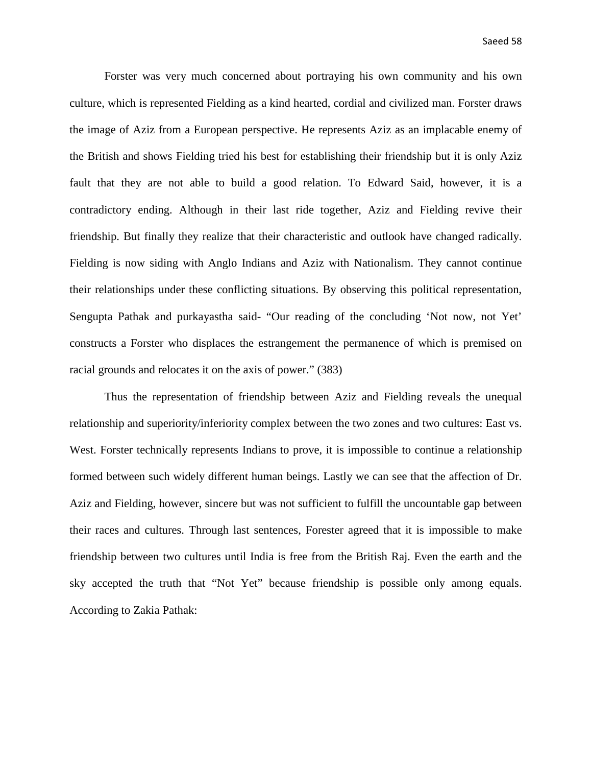Forster was very much concerned about portraying his own community and his own culture, which is represented Fielding as a kind hearted, cordial and civilized man. Forster draws the image of Aziz from a European perspective. He represents Aziz as an implacable enemy of the British and shows Fielding tried his best for establishing their friendship but it is only Aziz fault that they are not able to build a good relation. To Edward Said, however, it is a contradictory ending. Although in their last ride together, Aziz and Fielding revive their friendship. But finally they realize that their characteristic and outlook have changed radically. Fielding is now siding with Anglo Indians and Aziz with Nationalism. They cannot continue their relationships under these conflicting situations. By observing this political representation, Sengupta Pathak and purkayastha said- "Our reading of the concluding 'Not now, not Yet' constructs a Forster who displaces the estrangement the permanence of which is premised on racial grounds and relocates it on the axis of power." (383)

Thus the representation of friendship between Aziz and Fielding reveals the unequal relationship and superiority/inferiority complex between the two zones and two cultures: East vs. West. Forster technically represents Indians to prove, it is impossible to continue a relationship formed between such widely different human beings. Lastly we can see that the affection of Dr. Aziz and Fielding, however, sincere but was not sufficient to fulfill the uncountable gap between their races and cultures. Through last sentences, Forester agreed that it is impossible to make friendship between two cultures until India is free from the British Raj. Even the earth and the sky accepted the truth that "Not Yet" because friendship is possible only among equals. According to Zakia Pathak: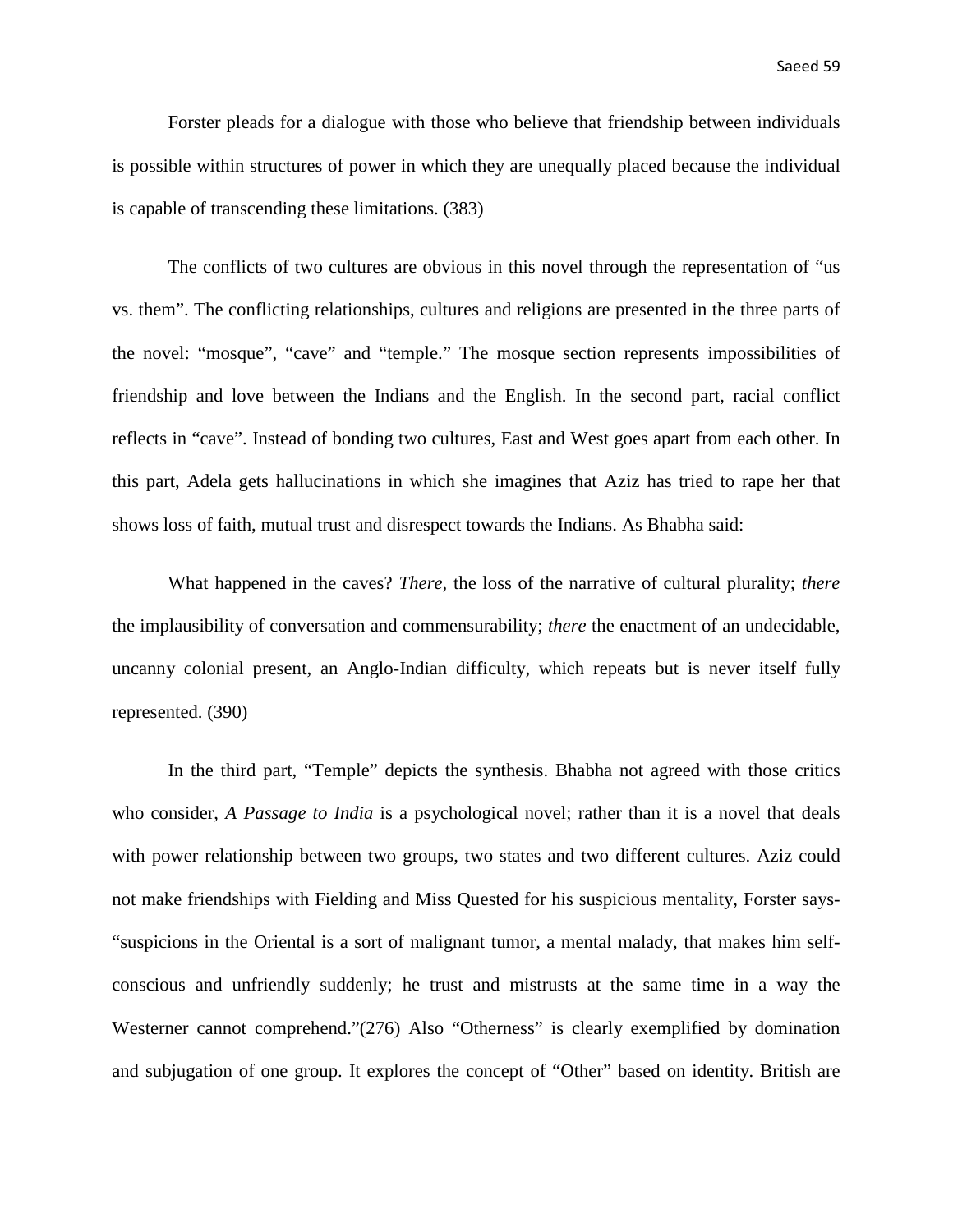Forster pleads for a dialogue with those who believe that friendship between individuals is possible within structures of power in which they are unequally placed because the individual is capable of transcending these limitations. (383)

The conflicts of two cultures are obvious in this novel through the representation of "us vs. them". The conflicting relationships, cultures and religions are presented in the three parts of the novel: "mosque", "cave" and "temple." The mosque section represents impossibilities of friendship and love between the Indians and the English. In the second part, racial conflict reflects in "cave". Instead of bonding two cultures, East and West goes apart from each other. In this part, Adela gets hallucinations in which she imagines that Aziz has tried to rape her that shows loss of faith, mutual trust and disrespect towards the Indians. As Bhabha said:

What happened in the caves? *There,* the loss of the narrative of cultural plurality; *there* the implausibility of conversation and commensurability; *there* the enactment of an undecidable, uncanny colonial present, an Anglo-Indian difficulty, which repeats but is never itself fully represented. (390)

In the third part, "Temple" depicts the synthesis. Bhabha not agreed with those critics who consider, *A Passage to India* is a psychological novel; rather than it is a novel that deals with power relationship between two groups, two states and two different cultures. Aziz could not make friendships with Fielding and Miss Quested for his suspicious mentality, Forster says- "suspicions in the Oriental is a sort of malignant tumor, a mental malady, that makes him self-conscious and unfriendly suddenly; he trust and mistrusts at the same time in a way the Westerner cannot comprehend."(276) Also "Otherness" is clearly exemplified by domination and subjugation of one group. It explores the concept of "Other" based on identity. British are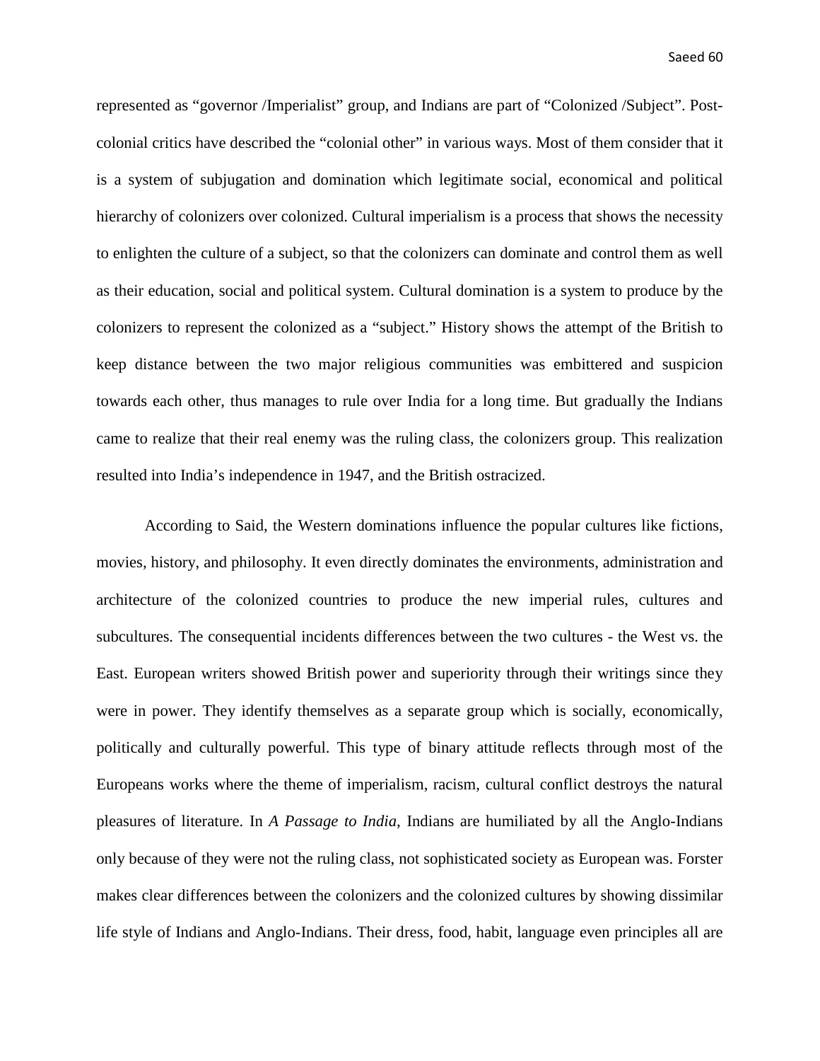represented as "governor /Imperialist" group, and Indians are part of "Colonized /Subject". Post-colonial critics have described the "colonial other" in various ways. Most of them consider that it is a system of subjugation and domination which legitimate social, economical and political hierarchy of colonizers over colonized. Cultural imperialism is a process that shows the necessity to enlighten the culture of a subject, so that the colonizers can dominate and control them as well as their education, social and political system. Cultural domination is a system to produce by the colonizers to represent the colonized as a "subject." History shows the attempt of the British to keep distance between the two major religious communities was embittered and suspicion towards each other, thus manages to rule over India for a long time. But gradually the Indians came to realize that their real enemy was the ruling class, the colonizers group. This realization resulted into India's independence in 1947, and the British ostracized.

According to Said, the Western dominations influence the popular cultures like fictions, movies, history, and philosophy. It even directly dominates the environments, administration and architecture of the colonized countries to produce the new imperial rules, cultures and subcultures. The consequential incidents differences between the two cultures - the West vs. the East. European writers showed British power and superiority through their writings since they were in power. They identify themselves as a separate group which is socially, economically, politically and culturally powerful. This type of binary attitude reflects through most of the Europeans works where the theme of imperialism, racism, cultural conflict destroys the natural pleasures of literature. In *A Passage to India*, Indians are humiliated by all the Anglo-Indians only because of they were not the ruling class, not sophisticated society as European was. Forster makes clear differences between the colonizers and the colonized cultures by showing dissimilar life style of Indians and Anglo-Indians. Their dress, food, habit, language even principles all are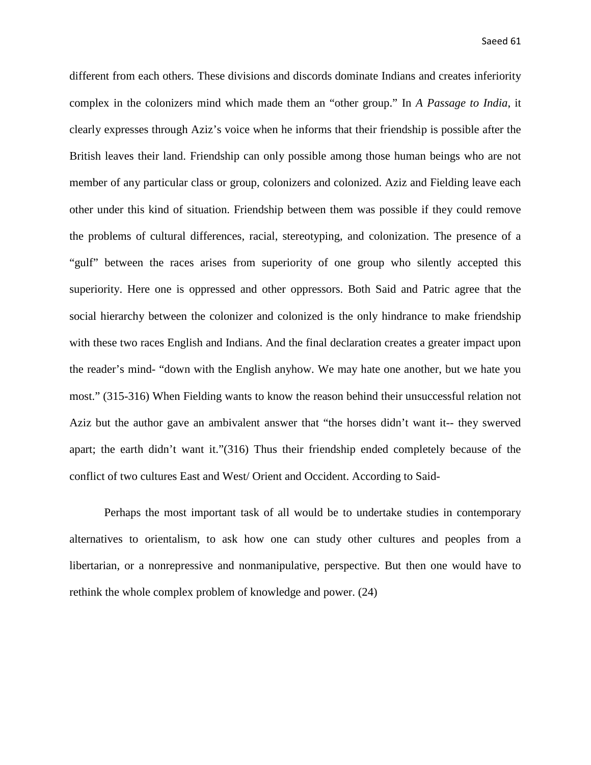different from each others. These divisions and discords dominate Indians and creates inferiority complex in the colonizers mind which made them an "other group." In *A Passage to India*, it clearly expresses through Aziz's voice when he informs that their friendship is possible after the British leaves their land. Friendship can only possible among those human beings who are not member of any particular class or group, colonizers and colonized. Aziz and Fielding leave each other under this kind of situation. Friendship between them was possible if they could remove the problems of cultural differences, racial, stereotyping, and colonization. The presence of a "gulf" between the races arises from superiority of one group who silently accepted this superiority. Here one is oppressed and other oppressors. Both Said and Patric agree that the social hierarchy between the colonizer and colonized is the only hindrance to make friendship with these two races English and Indians. And the final declaration creates a greater impact upon the reader's mind- "down with the English anyhow. We may hate one another, but we hate you most." (315-316) When Fielding wants to know the reason behind their unsuccessful relation not Aziz but the author gave an ambivalent answer that "the horses didn't want it-- they swerved apart; the earth didn't want it."(316) Thus their friendship ended completely because of the conflict of two cultures East and West/ Orient and Occident. According to Said-

> Perhaps the most important task of all would be to undertake studies in contemporary alternatives to orientalism, to ask how one can study other cultures and peoples from a libertarian, or a nonrepressive and nonmanipulative, perspective. But then one would have to rethink the whole complex problem of knowledge and power. (24)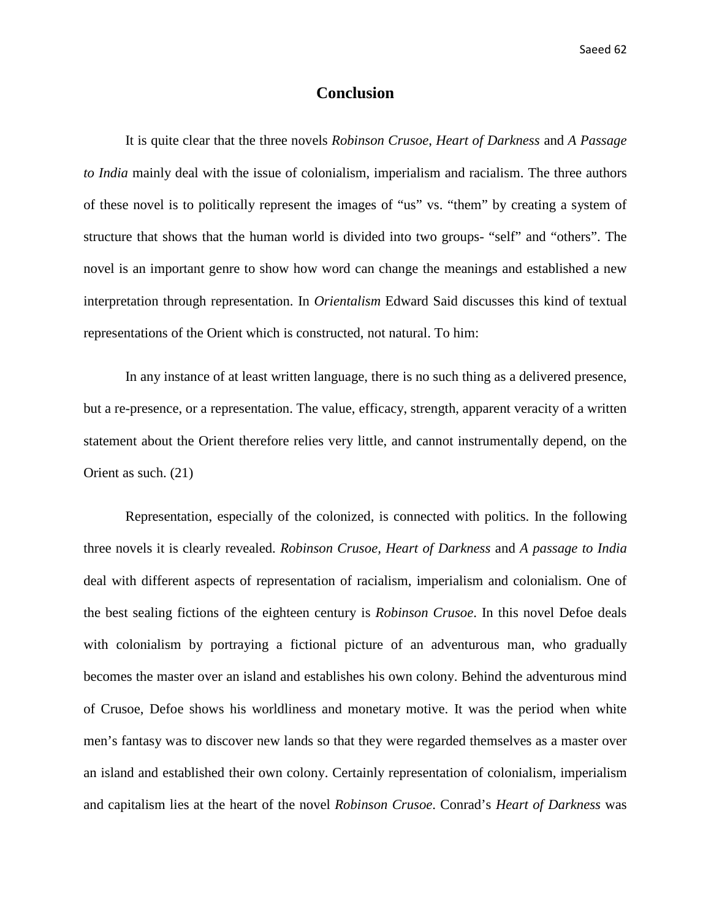# Conclusion

It is quite clear that the three novels *Robinson Crusoe*, *Heart of Darkness* and *A Passage to India* mainly deal with the issue of colonialism, imperialism and racialism. The three authors of these novel is to politically represent the images of "us" vs. "them" by creating a system of structure that shows that the human world is divided into two groups- "self" and "others". The novel is an important genre to show how word can change the meanings and established a new interpretation through representation. In *Orientalism* Edward Said discusses this kind of textual representations of the Orient which is constructed, not natural. To him:

> In any instance of at least written language, there is no such thing as a delivered presence, but a re-presence, or a representation. The value, efficacy, strength, apparent veracity of a written statement about the Orient therefore relies very little, and cannot instrumentally depend, on the Orient as such. (21)

Representation, especially of the colonized, is connected with politics. In the following three novels it is clearly revealed. *Robinson Crusoe, Heart of Darkness* and *A passage to India* deal with different aspects of representation of racialism, imperialism and colonialism. One of the best sealing fictions of the eighteen century is *Robinson Crusoe*. In this novel Defoe deals with colonialism by portraying a fictional picture of an adventurous man, who gradually becomes the master over an island and establishes his own colony. Behind the adventurous mind of Crusoe, Defoe shows his worldliness and monetary motive. It was the period when white men's fantasy was to discover new lands so that they were regarded themselves as a master over an island and established their own colony. Certainly representation of colonialism, imperialism and capitalism lies at the heart of the novel *Robinson Crusoe*. Conrad's *Heart of Darkness* was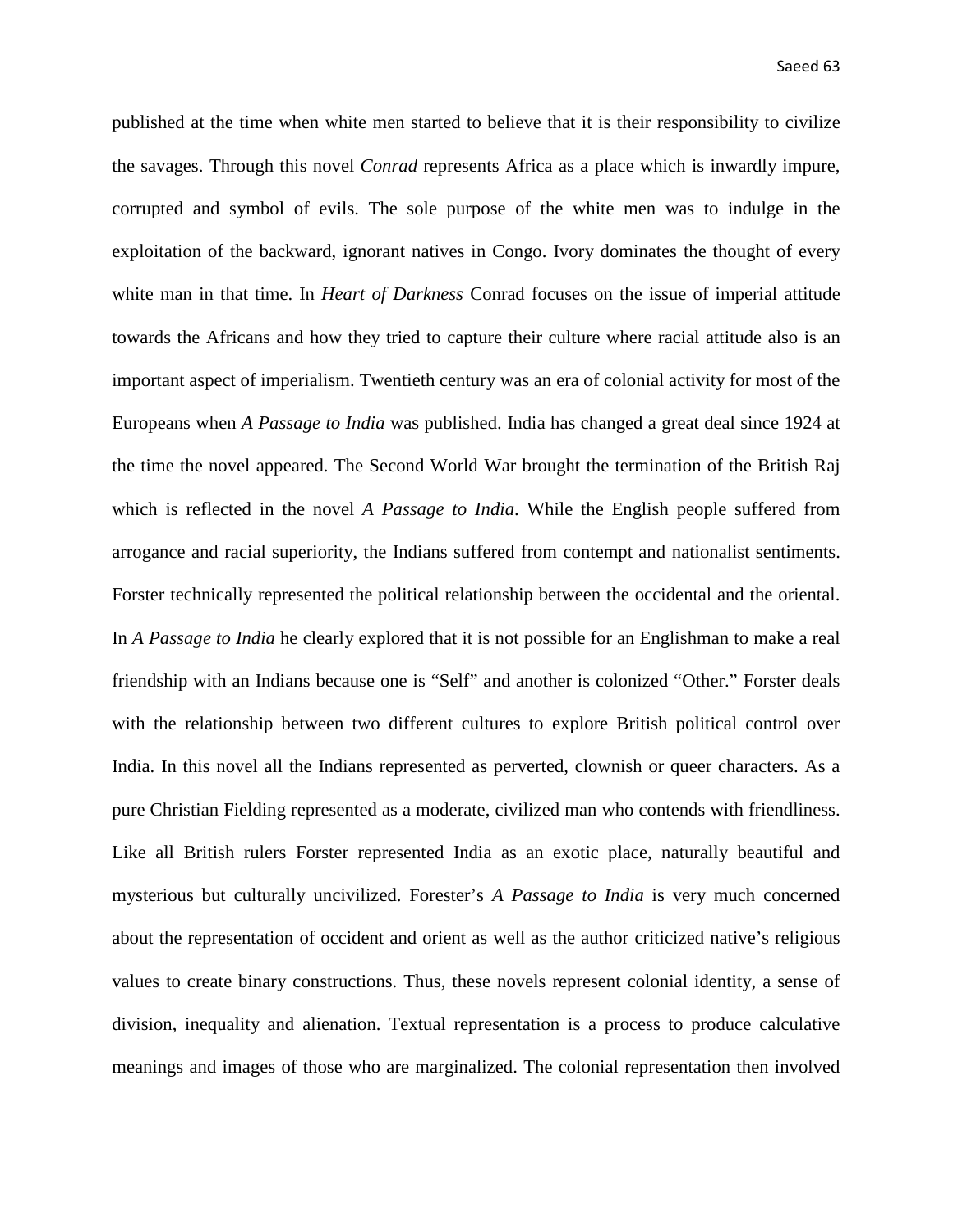published at the time when white men started to believe that it is their responsibility to civilize the savages. Through this novel *Conrad* represents Africa as a place which is inwardly impure, corrupted and symbol of evils. The sole purpose of the white men was to indulge in the exploitation of the backward, ignorant natives in Congo. Ivory dominates the thought of every white man in that time. In *Heart of Darkness* Conrad focuses on the issue of imperial attitude towards the Africans and how they tried to capture their culture where racial attitude also is an important aspect of imperialism. Twentieth century was an era of colonial activity for most of the Europeans when *A Passage to India* was published. India has changed a great deal since 1924 at the time the novel appeared. The Second World War brought the termination of the British Raj which is reflected in the novel *A Passage to India*. While the English people suffered from arrogance and racial superiority, the Indians suffered from contempt and nationalist sentiments. Forster technically represented the political relationship between the occidental and the oriental. In *A Passage to India* he clearly explored that it is not possible for an Englishman to make a real friendship with an Indians because one is "Self" and another is colonized "Other." Forster deals with the relationship between two different cultures to explore British political control over India. In this novel all the Indians represented as perverted, clownish or queer characters. As a pure Christian Fielding represented as a moderate, civilized man who contends with friendliness. Like all British rulers Forster represented India as an exotic place, naturally beautiful and mysterious but culturally uncivilized. Forester's *A Passage to India* is very much concerned about the representation of occident and orient as well as the author criticized native's religious values to create binary constructions. Thus, these novels represent colonial identity, a sense of division, inequality and alienation. Textual representation is a process to produce calculative meanings and images of those who are marginalized. The colonial representation then involved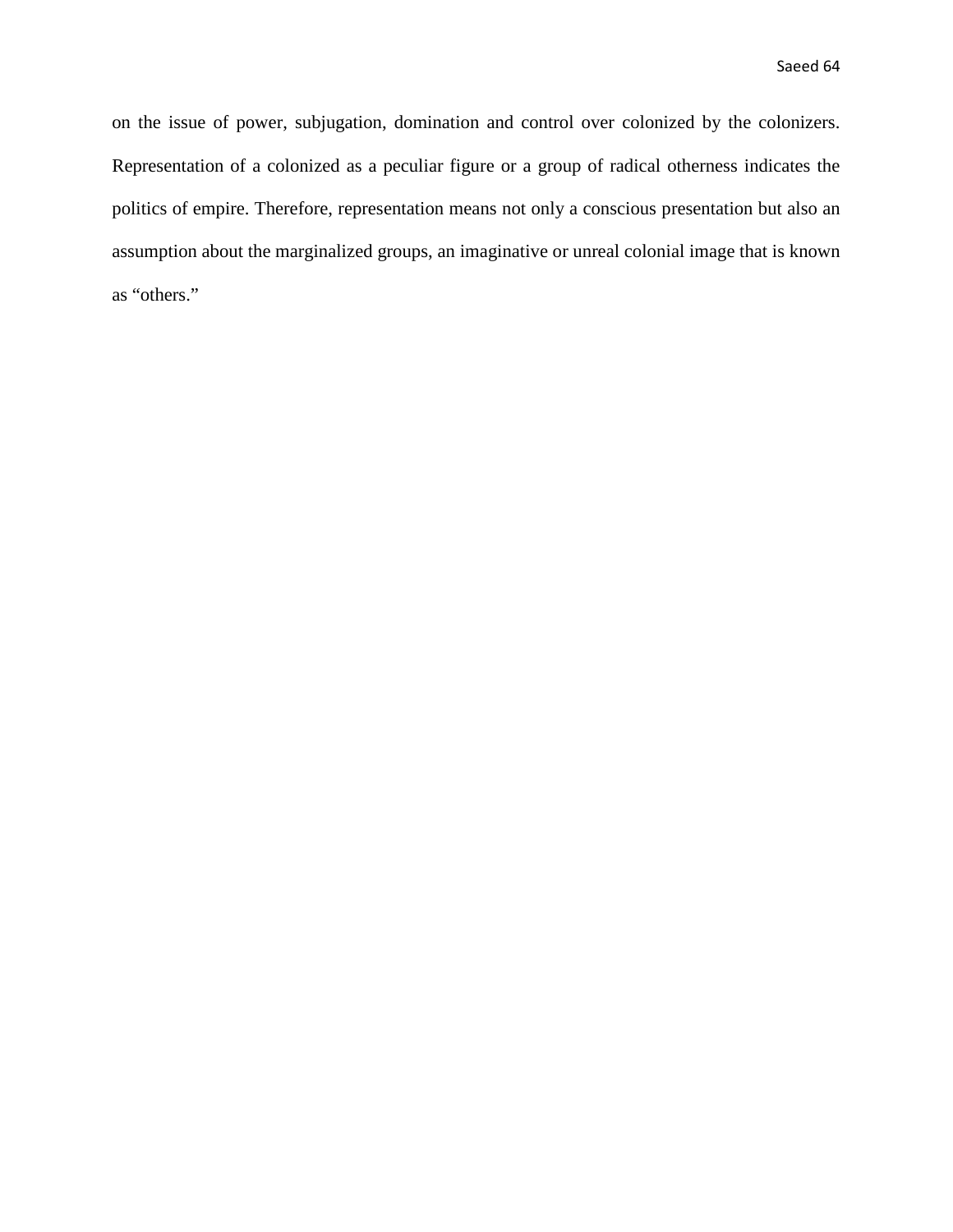on the issue of power, subjugation, domination and control over colonized by the colonizers. Representation of a colonized as a peculiar figure or a group of radical otherness indicates the politics of empire. Therefore, representation means not only a conscious presentation but also an assumption about the marginalized groups, an imaginative or unreal colonial image that is known as "others."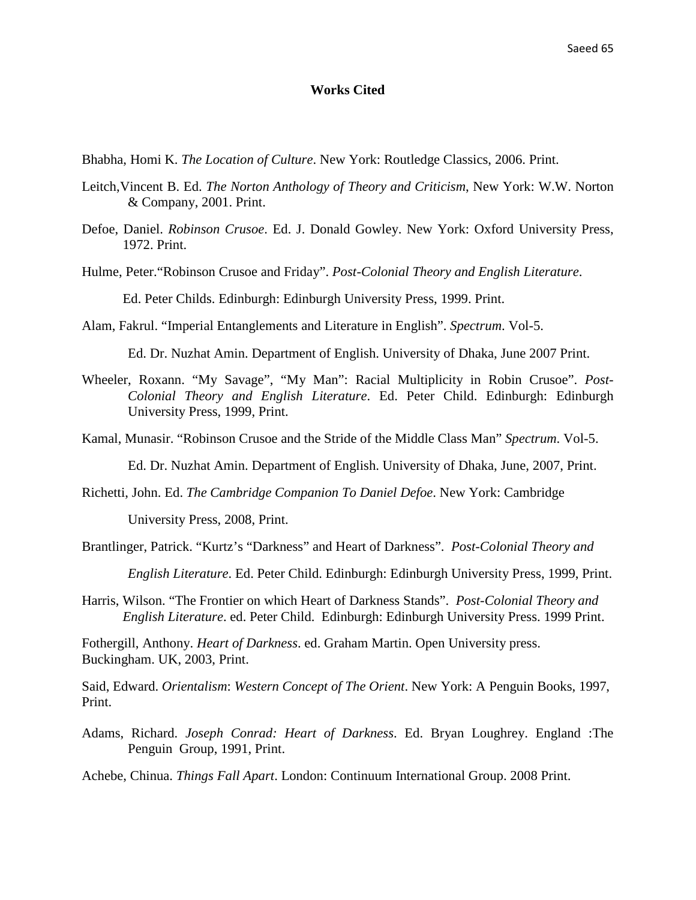# Works Cited

Bhabha, Homi K. *The Location of Culture*. New York: Routledge Classics, 2006. Print.

Leitch,Vincent B. Ed. *The Norton Anthology of Theory and Criticism*, New York: W.W. Norton & Company, 2001. Print.

Defoe, Daniel. *Robinson Crusoe*. Ed. J. Donald Gowley. New York: Oxford University Press, 1972. Print.

Hulme, Peter."Robinson Crusoe and Friday". *Post-Colonial Theory and English Literature*. Ed. Peter Childs. Edinburgh: Edinburgh University Press, 1999. Print.

Alam, Fakrul. "Imperial Entanglements and Literature in English". *Spectrum*. Vol-5. Ed. Dr. Nuzhat Amin. Department of English. University of Dhaka, June 2007 Print.

Wheeler, Roxann. "My Savage", "My Man": Racial Multiplicity in Robin Crusoe". *Post-Colonial Theory and English Literature*. Ed. Peter Child. Edinburgh: Edinburgh University Press, 1999, Print.

Kamal, Munasir. "Robinson Crusoe and the Stride of the Middle Class Man" *Spectrum*. Vol-5. Ed. Dr. Nuzhat Amin. Department of English. University of Dhaka, June, 2007, Print.

Richetti, John. Ed. *The Cambridge Companion To Daniel Defoe*. New York: Cambridge University Press, 2008, Print.

Brantlinger, Patrick. "Kurtz's "Darkness" and Heart of Darkness". *Post-Colonial Theory and English Literature*. Ed. Peter Child. Edinburgh: Edinburgh University Press, 1999, Print.

Harris, Wilson. "The Frontier on which Heart of Darkness Stands". *Post-Colonial Theory and English Literature*. ed. Peter Child. Edinburgh: Edinburgh University Press. 1999 Print.

Fothergill, Anthony. *Heart of Darkness*. ed. Graham Martin. Open University press. Buckingham. UK, 2003, Print.

Said, Edward. *Orientalism*: *Western Concept of The Orient*. New York: A Penguin Books, 1997, Print.

Adams, Richard. *Joseph Conrad: Heart of Darkness*. Ed. Bryan Loughrey. England :The Penguin Group, 1991, Print.

Achebe, Chinua. *Things Fall Apart*. London: Continuum International Group. 2008 Print.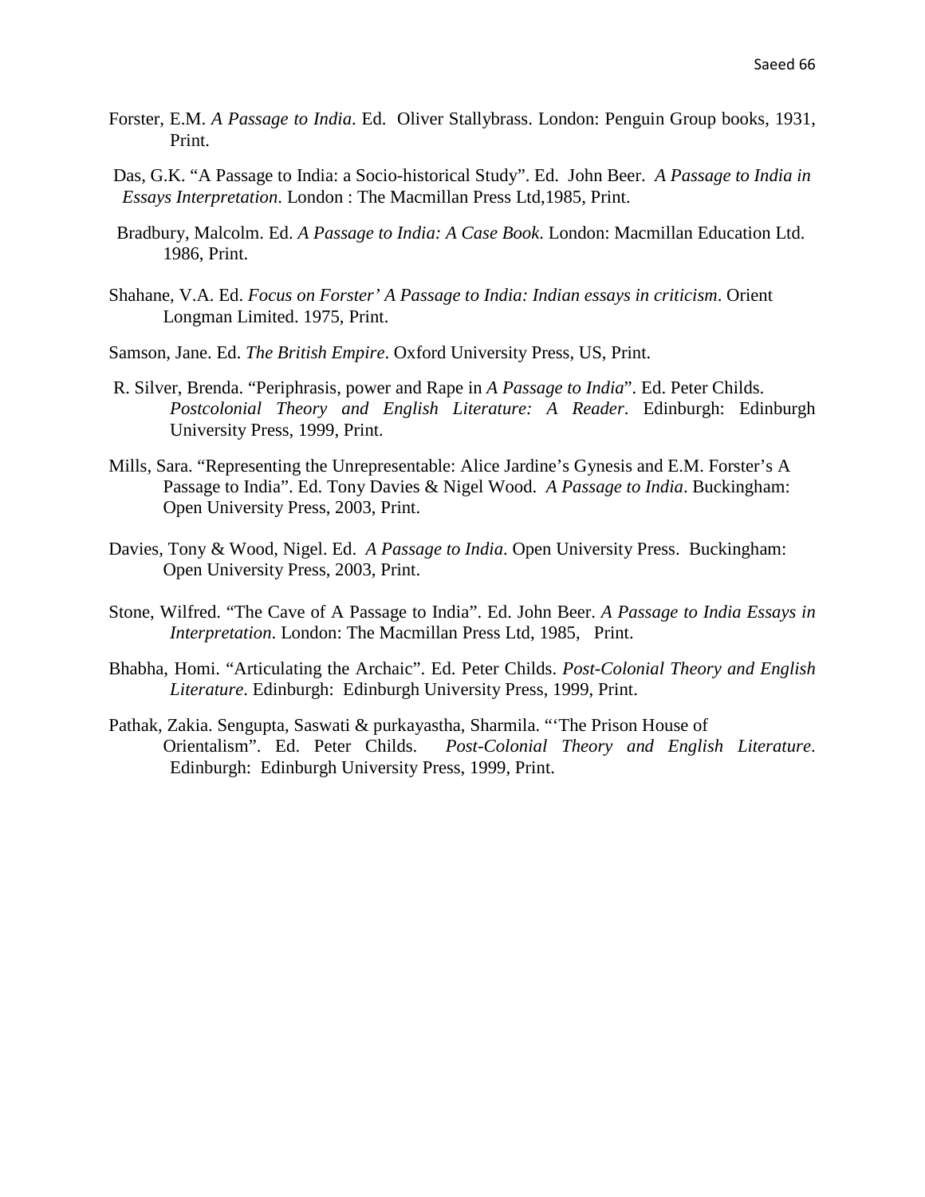Forster, E.M. *A Passage to India*. Ed. Oliver Stallybrass. London: Penguin Group books, 1931, Print.

Das, G.K. "A Passage to India: a Socio-historical Study". Ed. John Beer. *A Passage to India in Essays Interpretation*. London : The Macmillan Press Ltd,1985, Print.

Bradbury, Malcolm. Ed. *A Passage to India: A Case Book*. London: Macmillan Education Ltd. 1986, Print.

Shahane, V.A. Ed. *Focus on Forster' A Passage to India: Indian essays in criticism*. Orient Longman Limited. 1975, Print.

Samson, Jane. Ed. *The British Empire*. Oxford University Press, US, Print.

R. Silver, Brenda. "Periphrasis, power and Rape in *A Passage to India*". Ed. Peter Childs. *Postcolonial Theory and English Literature: A Reader*. Edinburgh: Edinburgh University Press, 1999, Print.

Mills, Sara. "Representing the Unrepresentable: Alice Jardine's Gynesis and E.M. Forster's A Passage to India". Ed. Tony Davies & Nigel Wood. *A Passage to India*. Buckingham: Open University Press, 2003, Print.

Davies, Tony & Wood, Nigel. Ed. *A Passage to India*. Open University Press. Buckingham: Open University Press, 2003, Print.

Stone, Wilfred. "The Cave of A Passage to India". Ed. John Beer. *A Passage to India Essays in Interpretation*. London: The Macmillan Press Ltd, 1985, Print.

Bhabha, Homi. "Articulating the Archaic". Ed. Peter Childs. *Post-Colonial Theory and English Literature*. Edinburgh: Edinburgh University Press, 1999, Print.

Pathak, Zakia. Sengupta, Saswati & purkayastha, Sharmila. "'The Prison House of Orientalism". Ed. Peter Childs. *Post-Colonial Theory and English Literature*. Edinburgh: Edinburgh University Press, 1999, Print.